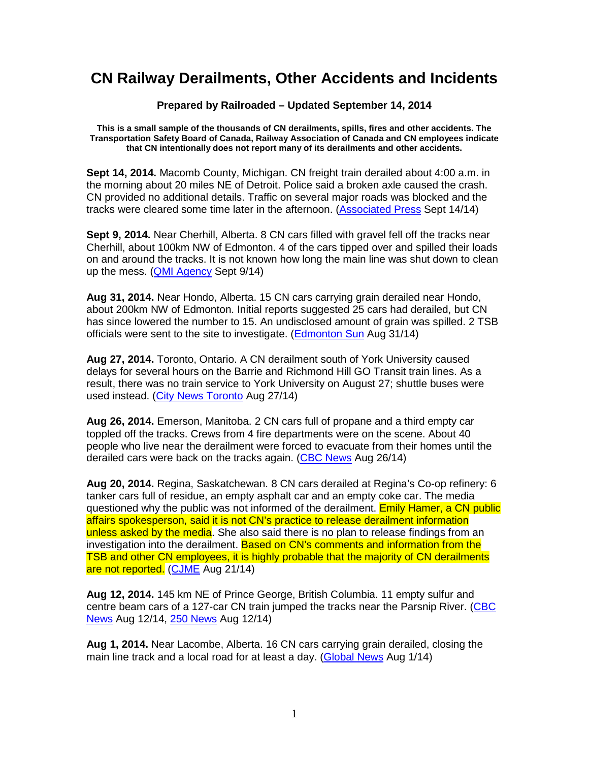# CN Railway Derailments, Other Accidents and Incidents

**Prepared by Railroaded – Updated September 14, 2014**

**This is a small sample of the thousands of CN derailments, spills, fires and other accidents. The Transportation Safety Board of Canada, Railway Association of Canada and CN employees indicate that CN intentionally does not report many of its derailments and other accidents.**

**Sept 14, 2014.** Macomb County, Michigan. CN freight train derailed about 4:00 a.m. in the morning about 20 miles NE of Detroit. Police said a broken axle caused the crash. CN provided no additional details. Traffic on several major roads was blocked and the tracks were cleared some time later in the afternoon. (Associated Press Sept 14/14)

**Sept 9, 2014.** Near Cherhill, Alberta. 8 CN cars filled with gravel fell off the tracks near Cherhill, about 100km NW of Edmonton. 4 of the cars tipped over and spilled their loads on and around the tracks. It is not known how long the main line was shut down to clean up the mess. (QMI Agency Sept 9/14)

**Aug 31, 2014.** Near Hondo, Alberta. 15 CN cars carrying grain derailed near Hondo, about 200km NW of Edmonton. Initial reports suggested 25 cars had derailed, but CN has since lowered the number to 15. An undisclosed amount of grain was spilled. 2 TSB officials were sent to the site to investigate. (Edmonton Sun Aug 31/14)

**Aug 27, 2014.** Toronto, Ontario. A CN derailment south of York University caused delays for several hours on the Barrie and Richmond Hill GO Transit train lines. As a result, there was no train service to York University on August 27; shuttle buses were used instead. (City News Toronto Aug 27/14)

**Aug 26, 2014.** Emerson, Manitoba. 2 CN cars full of propane and a third empty car toppled off the tracks. Crews from 4 fire departments were on the scene. About 40 people who live near the derailment were forced to evacuate from their homes until the derailed cars were back on the tracks again. (CBC News Aug 26/14)

**Aug 20, 2014.** Regina, Saskatchewan. 8 CN cars derailed at Regina's Co-op refinery: 6 tanker cars full of residue, an empty asphalt car and an empty coke car. The media questioned why the public was not informed of the derailment. Emily Hamer, a CN public affairs spokesperson, said it is not CN's practice to release derailment information unless asked by the media. She also said there is no plan to release findings from an investigation into the derailment. Based on CN's comments and information from the TSB and other CN employees, it is highly probable that the majority of CN derailments are not reported. (CJME Aug 21/14)

**Aug 12, 2014.** 145 km NE of Prince George, British Columbia. 11 empty sulfur and centre beam cars of a 127-car CN train jumped the tracks near the Parsnip River. (CBC News Aug 12/14, 250 News Aug 12/14)

**Aug 1, 2014.** Near Lacombe, Alberta. 16 CN cars carrying grain derailed, closing the main line track and a local road for at least a day. (Global News Aug 1/14)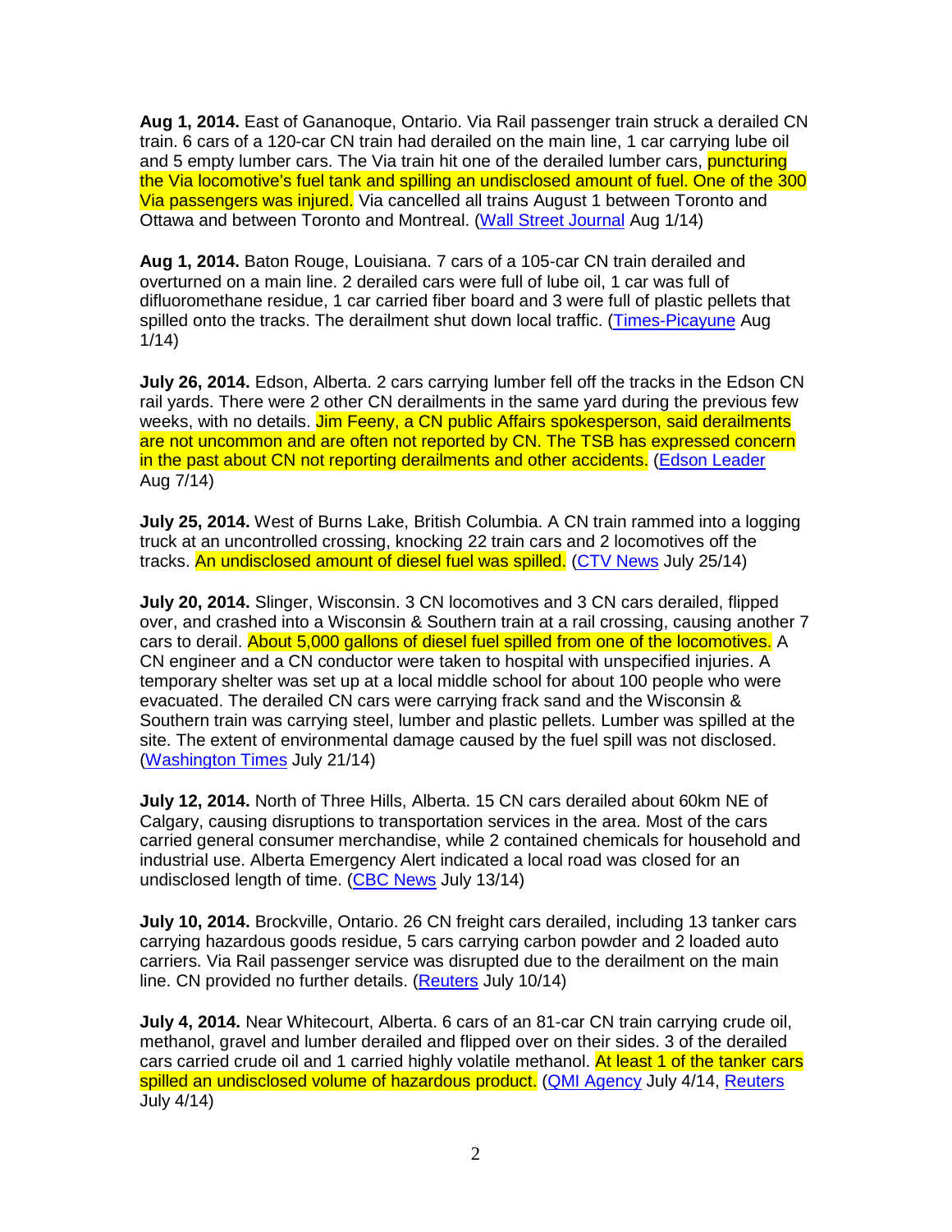**Aug 1, 2014.** East of Gananoque, Ontario. Via Rail passenger train struck a derailed CN train. 6 cars of a 120-car CN train had derailed on the main line, 1 car carrying lube oil and 5 empty lumber cars. The Via train hit one of the derailed lumber cars, puncturing the Via locomotive's fuel tank and spilling an undisclosed amount of fuel. One of the 300 Via passengers was injured. Via cancelled all trains August 1 between Toronto and Ottawa and between Toronto and Montreal. (Wall Street Journal Aug 1/14)

**Aug 1, 2014.** Baton Rouge, Louisiana. 7 cars of a 105-car CN train derailed and overturned on a main line. 2 derailed cars were full of lube oil, 1 car was full of difluoromethane residue, 1 car carried fiber board and 3 were full of plastic pellets that spilled onto the tracks. The derailment shut down local traffic. (Times-Picayune Aug 1/14)

**July 26, 2014.** Edson, Alberta. 2 cars carrying lumber fell off the tracks in the Edson CN rail yards. There were 2 other CN derailments in the same yard during the previous few weeks, with no details. Jim Feeny, a CN public Affairs spokesperson, said derailments are not uncommon and are often not reported by CN. The TSB has expressed concern in the past about CN not reporting derailments and other accidents. (Edson Leader Aug 7/14)

**July 25, 2014.** West of Burns Lake, British Columbia. A CN train rammed into a logging truck at an uncontrolled crossing, knocking 22 train cars and 2 locomotives off the tracks. An undisclosed amount of diesel fuel was spilled. (CTV News July 25/14)

**July 20, 2014.** Slinger, Wisconsin. 3 CN locomotives and 3 CN cars derailed, flipped over, and crashed into a Wisconsin & Southern train at a rail crossing, causing another 7 cars to derail. About 5,000 gallons of diesel fuel spilled from one of the locomotives. A CN engineer and a CN conductor were taken to hospital with unspecified injuries. A temporary shelter was set up at a local middle school for about 100 people who were evacuated. The derailed CN cars were carrying frack sand and the Wisconsin & Southern train was carrying steel, lumber and plastic pellets. Lumber was spilled at the site. The extent of environmental damage caused by the fuel spill was not disclosed. (Washington Times July 21/14)

**July 12, 2014.** North of Three Hills, Alberta. 15 CN cars derailed about 60km NE of Calgary, causing disruptions to transportation services in the area. Most of the cars carried general consumer merchandise, while 2 contained chemicals for household and industrial use. Alberta Emergency Alert indicated a local road was closed for an undisclosed length of time. (CBC News July 13/14)

**July 10, 2014.** Brockville, Ontario. 26 CN freight cars derailed, including 13 tanker cars carrying hazardous goods residue, 5 cars carrying carbon powder and 2 loaded auto carriers. Via Rail passenger service was disrupted due to the derailment on the main line. CN provided no further details. (Reuters July 10/14)

**July 4, 2014.** Near Whitecourt, Alberta. 6 cars of an 81-car CN train carrying crude oil, methanol, gravel and lumber derailed and flipped over on their sides. 3 of the derailed cars carried crude oil and 1 carried highly volatile methanol. At least 1 of the tanker cars spilled an undisclosed volume of hazardous product. (QMI Agency July 4/14, Reuters July 4/14)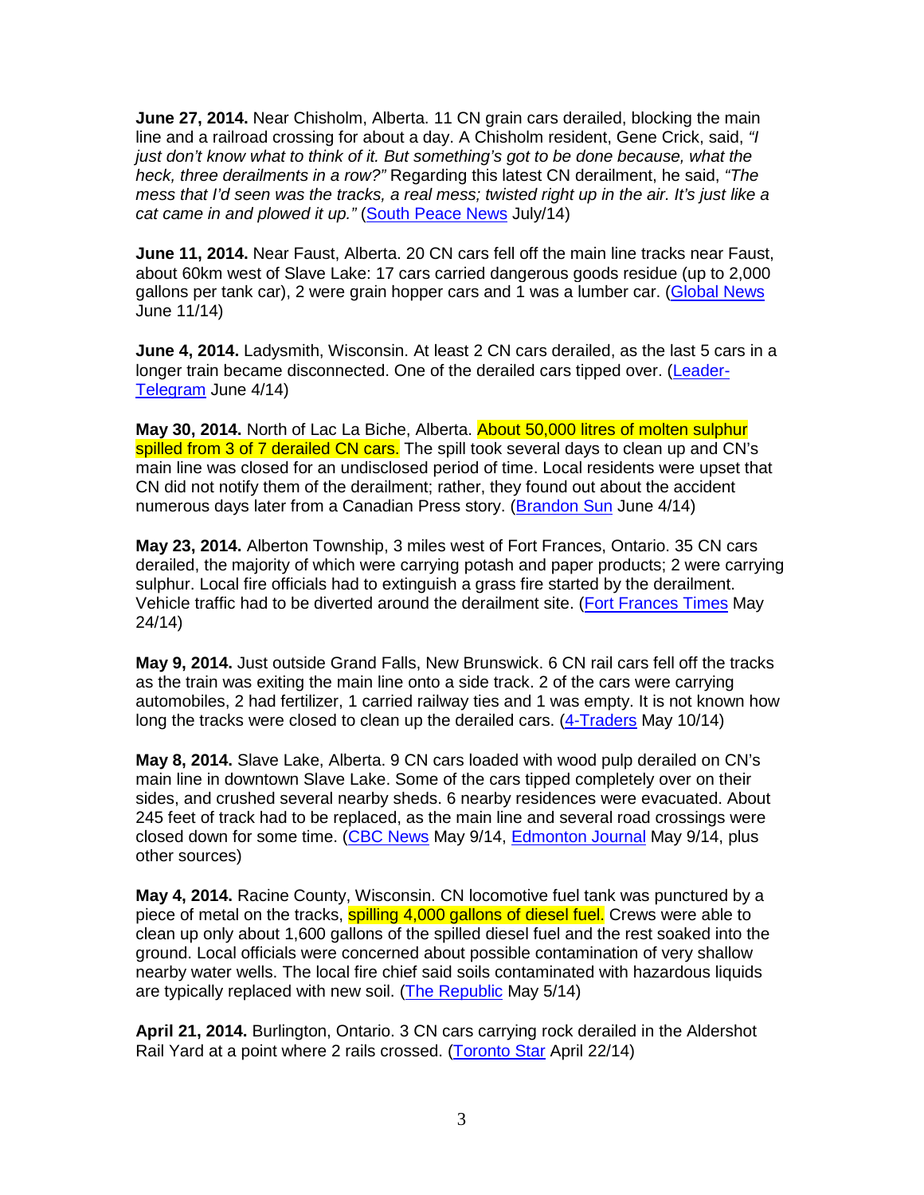**June 27, 2014.** Near Chisholm, Alberta. 11 CN grain cars derailed, blocking the main line and a railroad crossing for about a day. A Chisholm resident, Gene Crick, said, *"I just don't know what to think of it. But something's got to be done because, what the heck, three derailments in a row?"* Regarding this latest CN derailment, he said, *"The mess that I'd seen was the tracks, a real mess; twisted right up in the air. It's just like a cat came in and plowed it up."* (South Peace News July/14)

**June 11, 2014.** Near Faust, Alberta. 20 CN cars fell off the main line tracks near Faust, about 60km west of Slave Lake: 17 cars carried dangerous goods residue (up to 2,000 gallons per tank car), 2 were grain hopper cars and 1 was a lumber car. (Global News June 11/14)

**June 4, 2014.** Ladysmith, Wisconsin. At least 2 CN cars derailed, as the last 5 cars in a longer train became disconnected. One of the derailed cars tipped over. (Leader-Telegram June 4/14)

**May 30, 2014.** North of Lac La Biche, Alberta. About 50,000 litres of molten sulphur spilled from 3 of 7 derailed CN cars. The spill took several days to clean up and CN's main line was closed for an undisclosed period of time. Local residents were upset that CN did not notify them of the derailment; rather, they found out about the accident numerous days later from a Canadian Press story. (Brandon Sun June 4/14)

**May 23, 2014.** Alberton Township, 3 miles west of Fort Frances, Ontario. 35 CN cars derailed, the majority of which were carrying potash and paper products; 2 were carrying sulphur. Local fire officials had to extinguish a grass fire started by the derailment. Vehicle traffic had to be diverted around the derailment site. (Fort Frances Times May 24/14)

**May 9, 2014.** Just outside Grand Falls, New Brunswick. 6 CN rail cars fell off the tracks as the train was exiting the main line onto a side track. 2 of the cars were carrying automobiles, 2 had fertilizer, 1 carried railway ties and 1 was empty. It is not known how long the tracks were closed to clean up the derailed cars. (4-Traders May 10/14)

**May 8, 2014.** Slave Lake, Alberta. 9 CN cars loaded with wood pulp derailed on CN's main line in downtown Slave Lake. Some of the cars tipped completely over on their sides, and crushed several nearby sheds. 6 nearby residences were evacuated. About 245 feet of track had to be replaced, as the main line and several road crossings were closed down for some time. (CBC News May 9/14, Edmonton Journal May 9/14, plus other sources)

**May 4, 2014.** Racine County, Wisconsin. CN locomotive fuel tank was punctured by a piece of metal on the tracks, spilling 4,000 gallons of diesel fuel. Crews were able to clean up only about 1,600 gallons of the spilled diesel fuel and the rest soaked into the ground. Local officials were concerned about possible contamination of very shallow nearby water wells. The local fire chief said soils contaminated with hazardous liquids are typically replaced with new soil. (The Republic May 5/14)

**April 21, 2014.** Burlington, Ontario. 3 CN cars carrying rock derailed in the Aldershot Rail Yard at a point where 2 rails crossed. (Toronto Star April 22/14)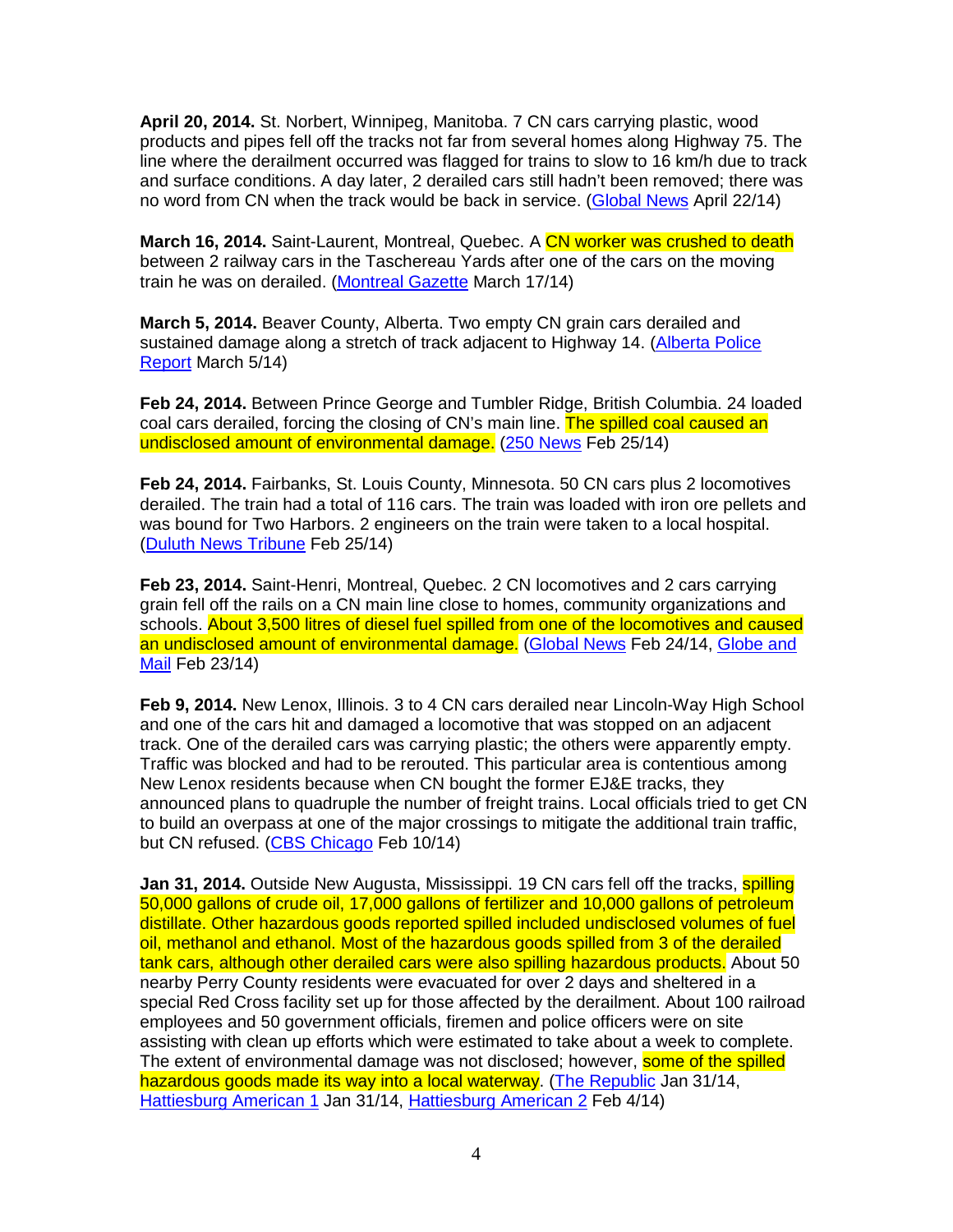**April 20, 2014.** St. Norbert, Winnipeg, Manitoba. 7 CN cars carrying plastic, wood products and pipes fell off the tracks not far from several homes along Highway 75. The line where the derailment occurred was flagged for trains to slow to 16 km/h due to track and surface conditions. A day later, 2 derailed cars still hadn't been removed; there was no word from CN when the track would be back in service. (Global News April 22/14)

**March 16, 2014.** Saint-Laurent, Montreal, Quebec. A CN worker was crushed to death between 2 railway cars in the Taschereau Yards after one of the cars on the moving train he was on derailed. (Montreal Gazette March 17/14)

**March 5, 2014.** Beaver County, Alberta. Two empty CN grain cars derailed and sustained damage along a stretch of track adjacent to Highway 14. (Alberta Police Report March 5/14)

**Feb 24, 2014.** Between Prince George and Tumbler Ridge, British Columbia. 24 loaded coal cars derailed, forcing the closing of CN's main line. The spilled coal caused an undisclosed amount of environmental damage. (250 News Feb 25/14)

**Feb 24, 2014.** Fairbanks, St. Louis County, Minnesota. 50 CN cars plus 2 locomotives derailed. The train had a total of 116 cars. The train was loaded with iron ore pellets and was bound for Two Harbors. 2 engineers on the train were taken to a local hospital. (Duluth News Tribune Feb 25/14)

**Feb 23, 2014.** Saint-Henri, Montreal, Quebec. 2 CN locomotives and 2 cars carrying grain fell off the rails on a CN main line close to homes, community organizations and schools. About 3,500 litres of diesel fuel spilled from one of the locomotives and caused an undisclosed amount of environmental damage. (Global News Feb 24/14, Globe and Mail Feb 23/14)

**Feb 9, 2014.** New Lenox, Illinois. 3 to 4 CN cars derailed near Lincoln-Way High School and one of the cars hit and damaged a locomotive that was stopped on an adjacent track. One of the derailed cars was carrying plastic; the others were apparently empty. Traffic was blocked and had to be rerouted. This particular area is contentious among New Lenox residents because when CN bought the former EJ&E tracks, they announced plans to quadruple the number of freight trains. Local officials tried to get CN to build an overpass at one of the major crossings to mitigate the additional train traffic, but CN refused. (CBS Chicago Feb 10/14)

**Jan 31, 2014.** Outside New Augusta, Mississippi. 19 CN cars fell off the tracks, spilling 50,000 gallons of crude oil, 17,000 gallons of fertilizer and 10,000 gallons of petroleum distillate. Other hazardous goods reported spilled included undisclosed volumes of fuel oil, methanol and ethanol. Most of the hazardous goods spilled from 3 of the derailed tank cars, although other derailed cars were also spilling hazardous products. About 50 nearby Perry County residents were evacuated for over 2 days and sheltered in a special Red Cross facility set up for those affected by the derailment. About 100 railroad employees and 50 government officials, firemen and police officers were on site assisting with clean up efforts which were estimated to take about a week to complete. The extent of environmental damage was not disclosed; however, some of the spilled hazardous goods made its way into a local waterway. (The Republic Jan 31/14, Hattiesburg American 1 Jan 31/14, Hattiesburg American 2 Feb 4/14)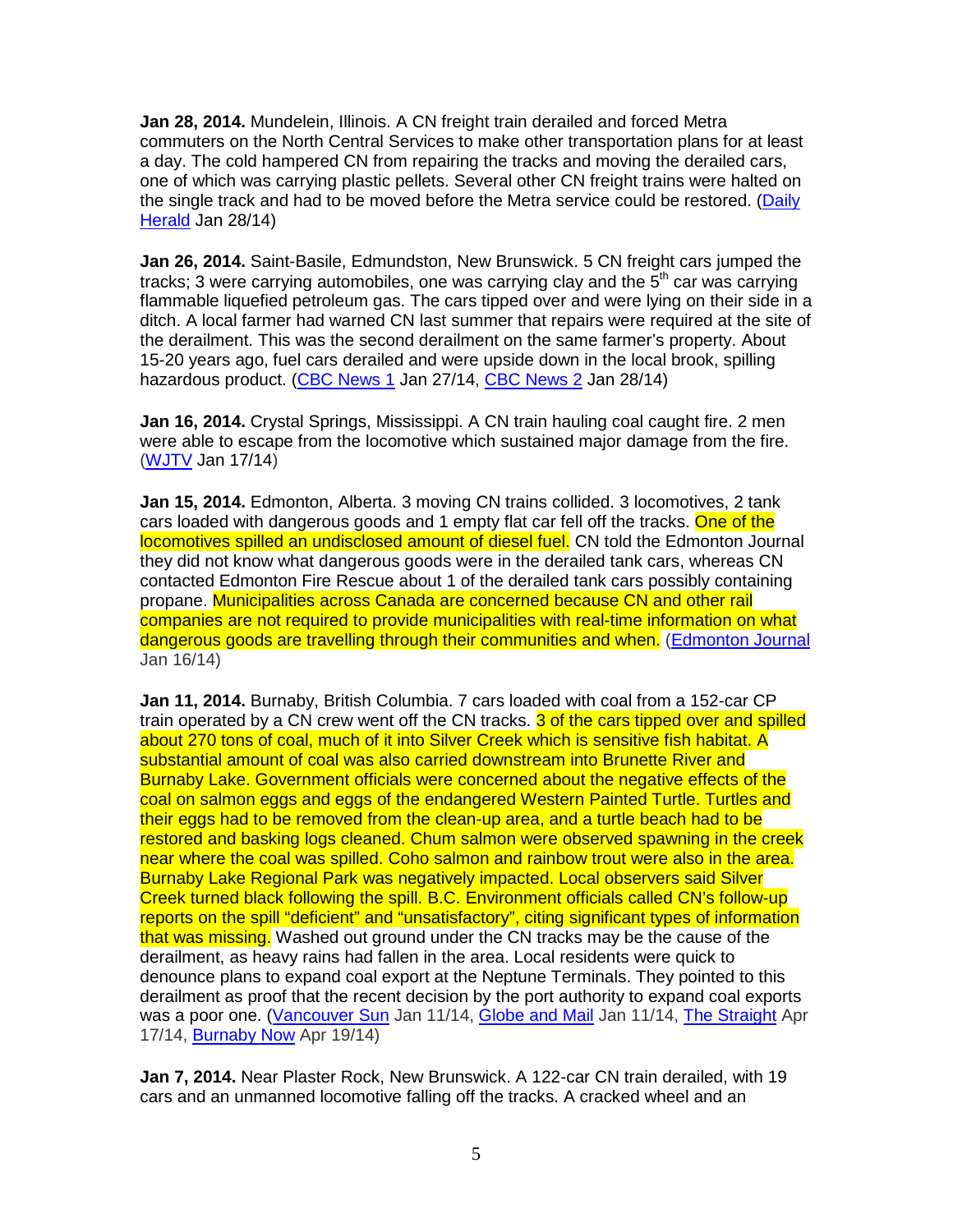**Jan 28, 2014.** Mundelein, Illinois. A CN freight train derailed and forced Metra commuters on the North Central Services to make other transportation plans for at least a day. The cold hampered CN from repairing the tracks and moving the derailed cars, one of which was carrying plastic pellets. Several other CN freight trains were halted on the single track and had to be moved before the Metra service could be restored. (Daily Herald Jan 28/14)

**Jan 26, 2014.** Saint-Basile, Edmundston, New Brunswick. 5 CN freight cars jumped the tracks; 3 were carrying automobiles, one was carrying clay and the 5th car was carrying flammable liquefied petroleum gas. The cars tipped over and were lying on their side in a ditch. A local farmer had warned CN last summer that repairs were required at the site of the derailment. This was the second derailment on the same farmer's property. About 15-20 years ago, fuel cars derailed and were upside down in the local brook, spilling hazardous product. (CBC News 1 Jan 27/14, CBC News 2 Jan 28/14)

**Jan 16, 2014.** Crystal Springs, Mississippi. A CN train hauling coal caught fire. 2 men were able to escape from the locomotive which sustained major damage from the fire. (WJTV Jan 17/14)

**Jan 15, 2014.** Edmonton, Alberta. 3 moving CN trains collided. 3 locomotives, 2 tank cars loaded with dangerous goods and 1 empty flat car fell off the tracks. One of the locomotives spilled an undisclosed amount of diesel fuel. CN told the Edmonton Journal they did not know what dangerous goods were in the derailed tank cars, whereas CN contacted Edmonton Fire Rescue about 1 of the derailed tank cars possibly containing propane. Municipalities across Canada are concerned because CN and other rail companies are not required to provide municipalities with real-time information on what dangerous goods are travelling through their communities and when. (Edmonton Journal Jan 16/14)

**Jan 11, 2014.** Burnaby, British Columbia. 7 cars loaded with coal from a 152-car CP train operated by a CN crew went off the CN tracks. 3 of the cars tipped over and spilled about 270 tons of coal, much of it into Silver Creek which is sensitive fish habitat. A substantial amount of coal was also carried downstream into Brunette River and Burnaby Lake. Government officials were concerned about the negative effects of the coal on salmon eggs and eggs of the endangered Western Painted Turtle. Turtles and their eggs had to be removed from the clean-up area, and a turtle beach had to be restored and basking logs cleaned. Chum salmon were observed spawning in the creek near where the coal was spilled. Coho salmon and rainbow trout were also in the area. Burnaby Lake Regional Park was negatively impacted. Local observers said Silver Creek turned black following the spill. B.C. Environment officials called CN's follow-up reports on the spill "deficient" and "unsatisfactory", citing significant types of information that was missing. Washed out ground under the CN tracks may be the cause of the derailment, as heavy rains had fallen in the area. Local residents were quick to denounce plans to expand coal export at the Neptune Terminals. They pointed to this derailment as proof that the recent decision by the port authority to expand coal exports was a poor one. (Vancouver Sun Jan 11/14, Globe and Mail Jan 11/14, The Straight Apr 17/14, Burnaby Now Apr 19/14)

**Jan 7, 2014.** Near Plaster Rock, New Brunswick. A 122-car CN train derailed, with 19 cars and an unmanned locomotive falling off the tracks. A cracked wheel and an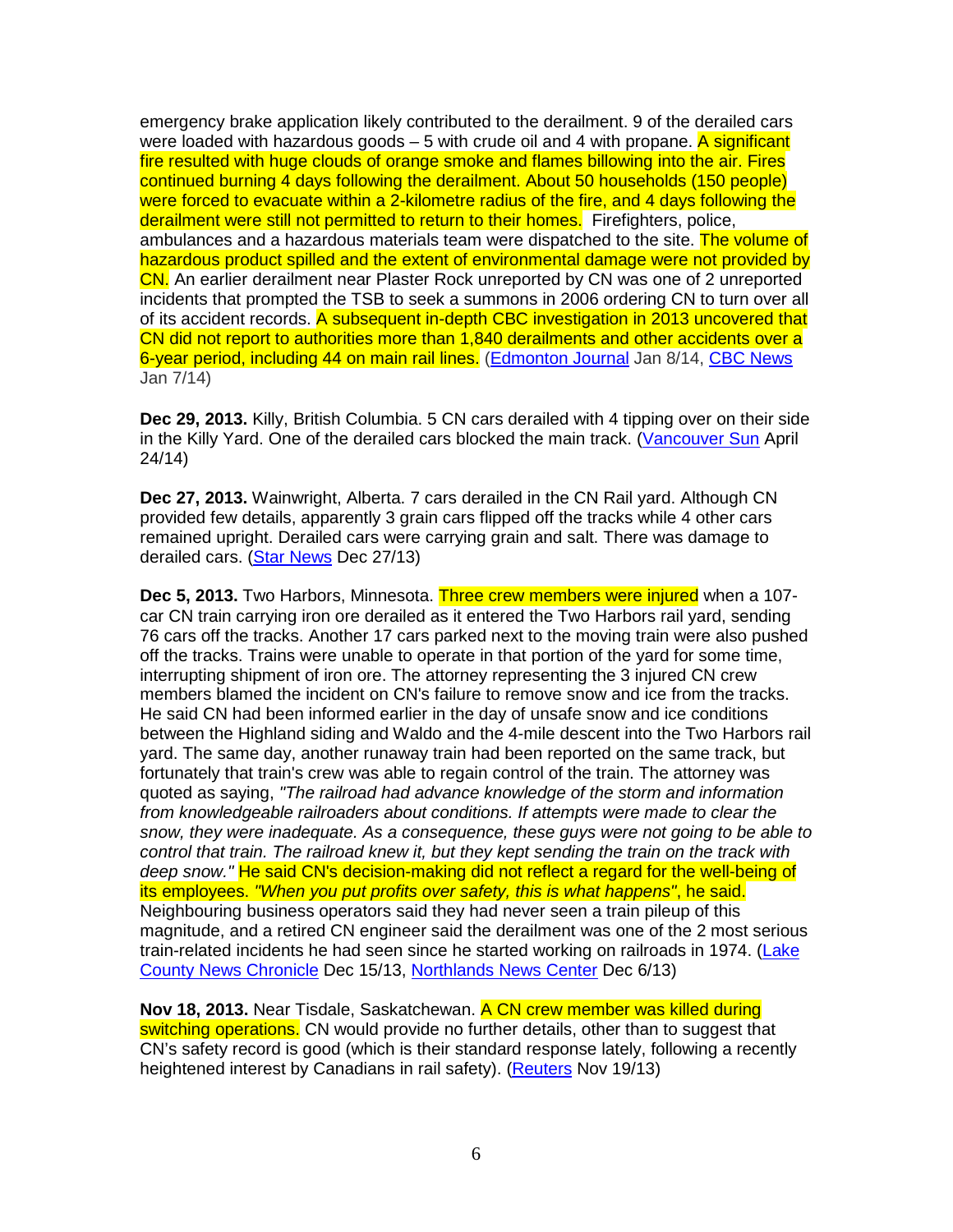emergency brake application likely contributed to the derailment. 9 of the derailed cars were loaded with hazardous goods – 5 with crude oil and 4 with propane. A significant fire resulted with huge clouds of orange smoke and flames billowing into the air. Fires continued burning 4 days following the derailment. About 50 households (150 people) were forced to evacuate within a 2-kilometre radius of the fire, and 4 days following the derailment were still not permitted to return to their homes. Firefighters, police, ambulances and a hazardous materials team were dispatched to the site. The volume of hazardous product spilled and the extent of environmental damage were not provided by CN. An earlier derailment near Plaster Rock unreported by CN was one of 2 unreported incidents that prompted the TSB to seek a summons in 2006 ordering CN to turn over all of its accident records. A subsequent in-depth CBC investigation in 2013 uncovered that CN did not report to authorities more than 1,840 derailments and other accidents over a 6-year period, including 44 on main rail lines. (Edmonton Journal Jan 8/14, CBC News Jan 7/14)

**Dec 29, 2013.** Killy, British Columbia. 5 CN cars derailed with 4 tipping over on their side in the Killy Yard. One of the derailed cars blocked the main track. (Vancouver Sun April 24/14)

**Dec 27, 2013.** Wainwright, Alberta. 7 cars derailed in the CN Rail yard. Although CN provided few details, apparently 3 grain cars flipped off the tracks while 4 other cars remained upright. Derailed cars were carrying grain and salt. There was damage to derailed cars. (Star News Dec 27/13)

**Dec 5, 2013.** Two Harbors, Minnesota. Three crew members were injured when a 107-car CN train carrying iron ore derailed as it entered the Two Harbors rail yard, sending 76 cars off the tracks. Another 17 cars parked next to the moving train were also pushed off the tracks. Trains were unable to operate in that portion of the yard for some time, interrupting shipment of iron ore. The attorney representing the 3 injured CN crew members blamed the incident on CN's failure to remove snow and ice from the tracks. He said CN had been informed earlier in the day of unsafe snow and ice conditions between the Highland siding and Waldo and the 4-mile descent into the Two Harbors rail yard. The same day, another runaway train had been reported on the same track, but fortunately that train's crew was able to regain control of the train. The attorney was quoted as saying, *"The railroad had advance knowledge of the storm and information from knowledgeable railroaders about conditions. If attempts were made to clear the snow, they were inadequate. As a consequence, these guys were not going to be able to control that train. The railroad knew it, but they kept sending the train on the track with deep snow."* He said CN's decision-making did not reflect a regard for the well-being of its employees. *"When you put profits over safety, this is what happens"*, he said. Neighbouring business operators said they had never seen a train pileup of this magnitude, and a retired CN engineer said the derailment was one of the 2 most serious train-related incidents he had seen since he started working on railroads in 1974. (Lake County News Chronicle Dec 15/13, Northlands News Center Dec 6/13)

**Nov 18, 2013.** Near Tisdale, Saskatchewan. A CN crew member was killed during switching operations. CN would provide no further details, other than to suggest that CN's safety record is good (which is their standard response lately, following a recently heightened interest by Canadians in rail safety). (Reuters Nov 19/13)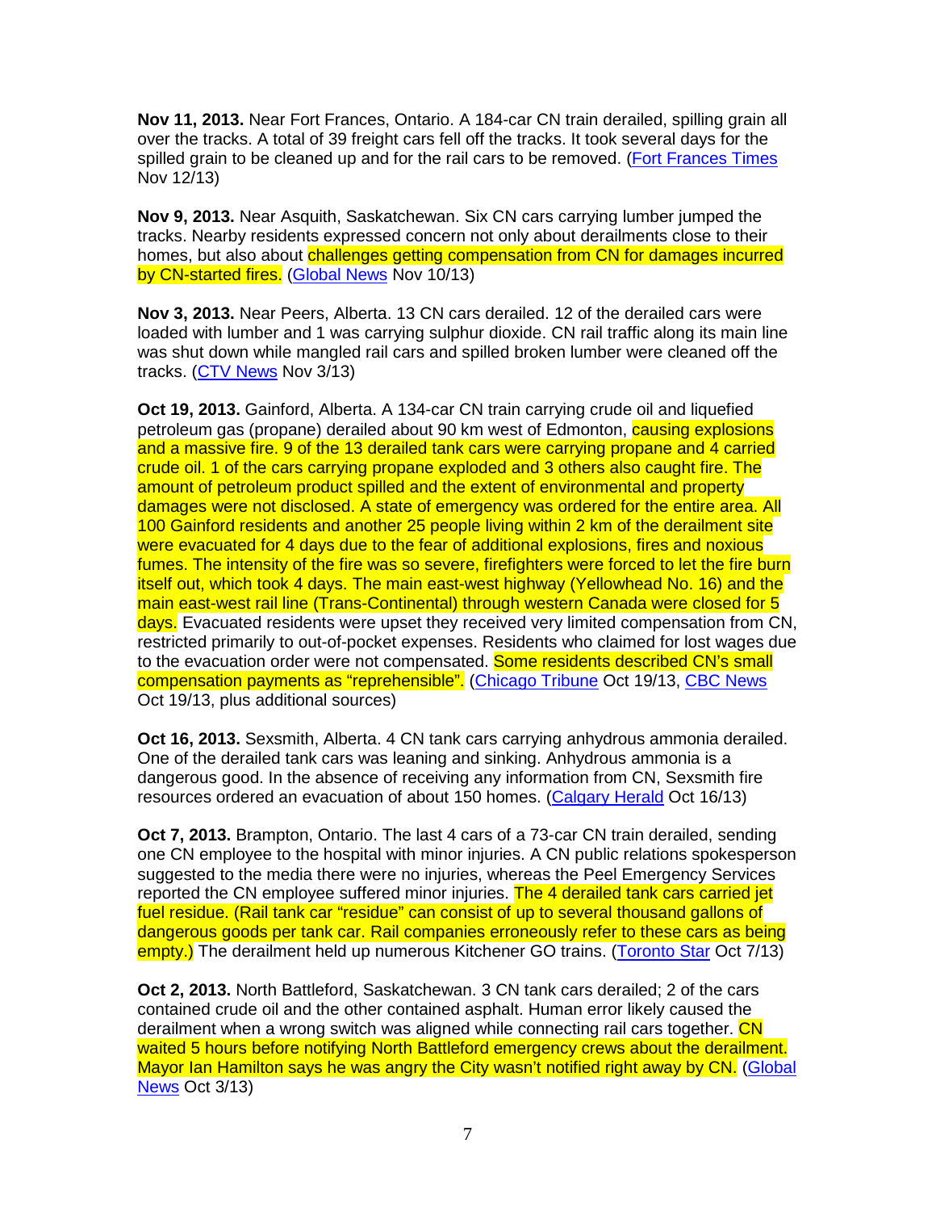**Nov 11, 2013.** Near Fort Frances, Ontario. A 184-car CN train derailed, spilling grain all over the tracks. A total of 39 freight cars fell off the tracks. It took several days for the spilled grain to be cleaned up and for the rail cars to be removed. (Fort Frances Times Nov 12/13)

**Nov 9, 2013.** Near Asquith, Saskatchewan. Six CN cars carrying lumber jumped the tracks. Nearby residents expressed concern not only about derailments close to their homes, but also about challenges getting compensation from CN for damages incurred by CN-started fires. (Global News Nov 10/13)

**Nov 3, 2013.** Near Peers, Alberta. 13 CN cars derailed. 12 of the derailed cars were loaded with lumber and 1 was carrying sulphur dioxide. CN rail traffic along its main line was shut down while mangled rail cars and spilled broken lumber were cleaned off the tracks. (CTV News Nov 3/13)

**Oct 19, 2013.** Gainford, Alberta. A 134-car CN train carrying crude oil and liquefied petroleum gas (propane) derailed about 90 km west of Edmonton, causing explosions and a massive fire. 9 of the 13 derailed tank cars were carrying propane and 4 carried crude oil. 1 of the cars carrying propane exploded and 3 others also caught fire. The amount of petroleum product spilled and the extent of environmental and property damages were not disclosed. A state of emergency was ordered for the entire area. All 100 Gainford residents and another 25 people living within 2 km of the derailment site were evacuated for 4 days due to the fear of additional explosions, fires and noxious fumes. The intensity of the fire was so severe, firefighters were forced to let the fire burn itself out, which took 4 days. The main east-west highway (Yellowhead No. 16) and the main east-west rail line (Trans-Continental) through western Canada were closed for 5 days. Evacuated residents were upset they received very limited compensation from CN, restricted primarily to out-of-pocket expenses. Residents who claimed for lost wages due to the evacuation order were not compensated. Some residents described CN's small compensation payments as "reprehensible". (Chicago Tribune Oct 19/13, CBC News Oct 19/13, plus additional sources)

**Oct 16, 2013.** Sexsmith, Alberta. 4 CN tank cars carrying anhydrous ammonia derailed. One of the derailed tank cars was leaning and sinking. Anhydrous ammonia is a dangerous good. In the absence of receiving any information from CN, Sexsmith fire resources ordered an evacuation of about 150 homes. (Calgary Herald Oct 16/13)

**Oct 7, 2013.** Brampton, Ontario. The last 4 cars of a 73-car CN train derailed, sending one CN employee to the hospital with minor injuries. A CN public relations spokesperson suggested to the media there were no injuries, whereas the Peel Emergency Services reported the CN employee suffered minor injuries. The 4 derailed tank cars carried jet fuel residue. (Rail tank car "residue" can consist of up to several thousand gallons of dangerous goods per tank car. Rail companies erroneously refer to these cars as being empty.) The derailment held up numerous Kitchener GO trains. (Toronto Star Oct 7/13)

**Oct 2, 2013.** North Battleford, Saskatchewan. 3 CN tank cars derailed; 2 of the cars contained crude oil and the other contained asphalt. Human error likely caused the derailment when a wrong switch was aligned while connecting rail cars together. CN waited 5 hours before notifying North Battleford emergency crews about the derailment. Mayor Ian Hamilton says he was angry the City wasn't notified right away by CN. (Global News Oct 3/13)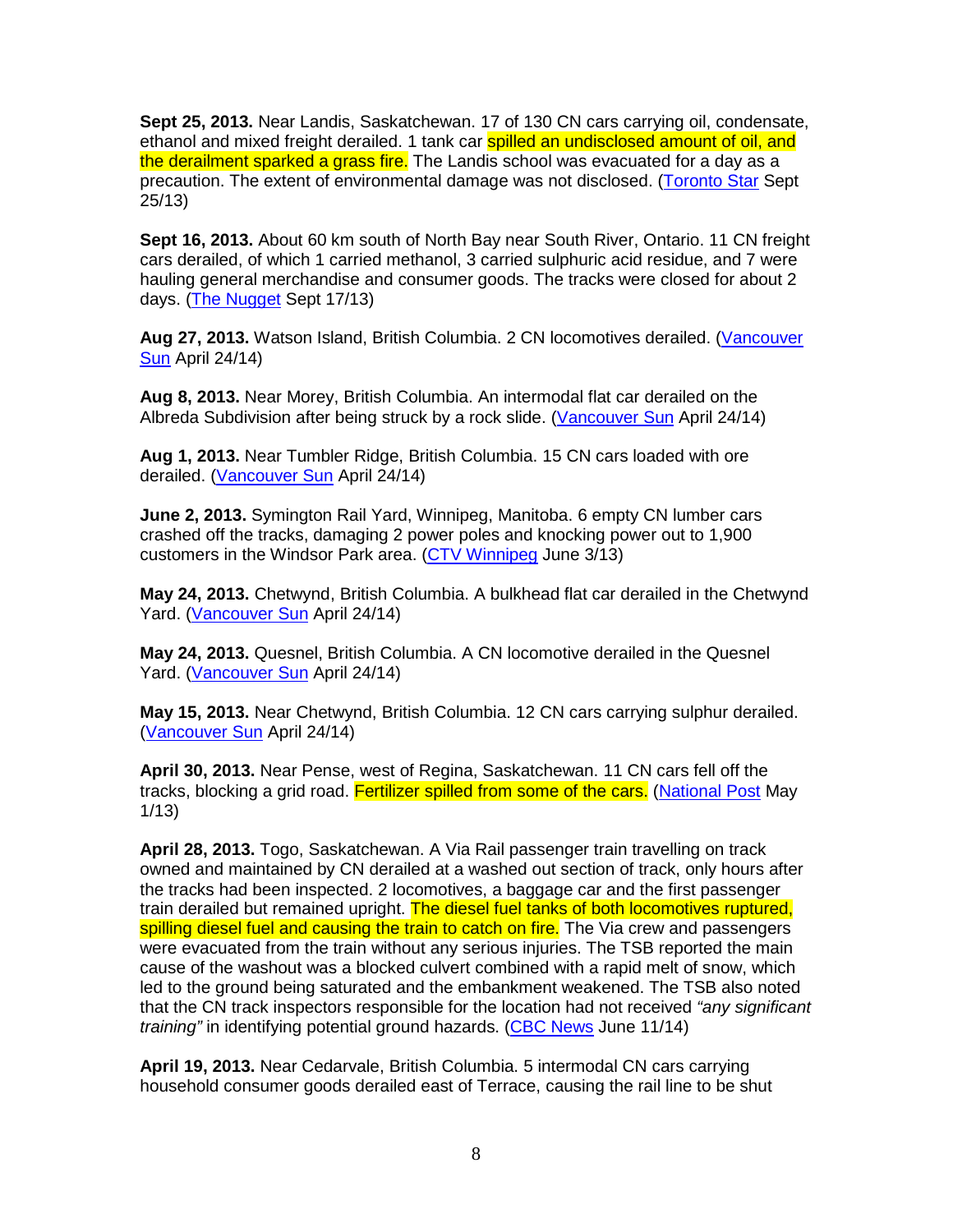**Sept 25, 2013.** Near Landis, Saskatchewan. 17 of 130 CN cars carrying oil, condensate, ethanol and mixed freight derailed. 1 tank car spilled an undisclosed amount of oil, and the derailment sparked a grass fire. The Landis school was evacuated for a day as a precaution. The extent of environmental damage was not disclosed. (Toronto Star Sept 25/13)

**Sept 16, 2013.** About 60 km south of North Bay near South River, Ontario. 11 CN freight cars derailed, of which 1 carried methanol, 3 carried sulphuric acid residue, and 7 were hauling general merchandise and consumer goods. The tracks were closed for about 2 days. (The Nugget Sept 17/13)

**Aug 27, 2013.** Watson Island, British Columbia. 2 CN locomotives derailed. (Vancouver Sun April 24/14)

**Aug 8, 2013.** Near Morey, British Columbia. An intermodal flat car derailed on the Albreda Subdivision after being struck by a rock slide. (Vancouver Sun April 24/14)

**Aug 1, 2013.** Near Tumbler Ridge, British Columbia. 15 CN cars loaded with ore derailed. (Vancouver Sun April 24/14)

**June 2, 2013.** Symington Rail Yard, Winnipeg, Manitoba. 6 empty CN lumber cars crashed off the tracks, damaging 2 power poles and knocking power out to 1,900 customers in the Windsor Park area. (CTV Winnipeg June 3/13)

**May 24, 2013.** Chetwynd, British Columbia. A bulkhead flat car derailed in the Chetwynd Yard. (Vancouver Sun April 24/14)

**May 24, 2013.** Quesnel, British Columbia. A CN locomotive derailed in the Quesnel Yard. (Vancouver Sun April 24/14)

**May 15, 2013.** Near Chetwynd, British Columbia. 12 CN cars carrying sulphur derailed. (Vancouver Sun April 24/14)

**April 30, 2013.** Near Pense, west of Regina, Saskatchewan. 11 CN cars fell off the tracks, blocking a grid road. Fertilizer spilled from some of the cars. (National Post May 1/13)

**April 28, 2013.** Togo, Saskatchewan. A Via Rail passenger train travelling on track owned and maintained by CN derailed at a washed out section of track, only hours after the tracks had been inspected. 2 locomotives, a baggage car and the first passenger train derailed but remained upright. The diesel fuel tanks of both locomotives ruptured, spilling diesel fuel and causing the train to catch on fire. The Via crew and passengers were evacuated from the train without any serious injuries. The TSB reported the main cause of the washout was a blocked culvert combined with a rapid melt of snow, which led to the ground being saturated and the embankment weakened. The TSB also noted that the CN track inspectors responsible for the location had not received *"any significant training"* in identifying potential ground hazards. (CBC News June 11/14)

**April 19, 2013.** Near Cedarvale, British Columbia. 5 intermodal CN cars carrying household consumer goods derailed east of Terrace, causing the rail line to be shut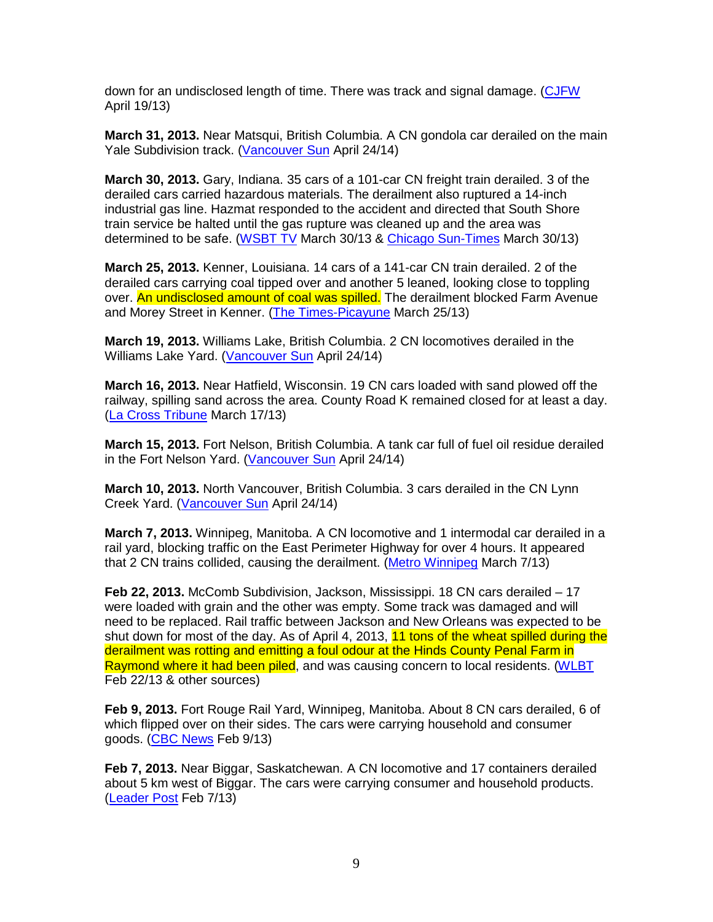down for an undisclosed length of time. There was track and signal damage. (CJFW April 19/13)

**March 31, 2013.** Near Matsqui, British Columbia. A CN gondola car derailed on the main Yale Subdivision track. (Vancouver Sun April 24/14)

**March 30, 2013.** Gary, Indiana. 35 cars of a 101-car CN freight train derailed. 3 of the derailed cars carried hazardous materials. The derailment also ruptured a 14-inch industrial gas line. Hazmat responded to the accident and directed that South Shore train service be halted until the gas rupture was cleaned up and the area was determined to be safe. (WSBT TV March 30/13 & Chicago Sun-Times March 30/13)

**March 25, 2013.** Kenner, Louisiana. 14 cars of a 141-car CN train derailed. 2 of the derailed cars carrying coal tipped over and another 5 leaned, looking close to toppling over. An undisclosed amount of coal was spilled. The derailment blocked Farm Avenue and Morey Street in Kenner. (The Times-Picayune March 25/13)

**March 19, 2013.** Williams Lake, British Columbia. 2 CN locomotives derailed in the Williams Lake Yard. (Vancouver Sun April 24/14)

**March 16, 2013.** Near Hatfield, Wisconsin. 19 CN cars loaded with sand plowed off the railway, spilling sand across the area. County Road K remained closed for at least a day. (La Cross Tribune March 17/13)

**March 15, 2013.** Fort Nelson, British Columbia. A tank car full of fuel oil residue derailed in the Fort Nelson Yard. (Vancouver Sun April 24/14)

**March 10, 2013.** North Vancouver, British Columbia. 3 cars derailed in the CN Lynn Creek Yard. (Vancouver Sun April 24/14)

**March 7, 2013.** Winnipeg, Manitoba. A CN locomotive and 1 intermodal car derailed in a rail yard, blocking traffic on the East Perimeter Highway for over 4 hours. It appeared that 2 CN trains collided, causing the derailment. (Metro Winnipeg March 7/13)

**Feb 22, 2013.** McComb Subdivision, Jackson, Mississippi. 18 CN cars derailed – 17 were loaded with grain and the other was empty. Some track was damaged and will need to be replaced. Rail traffic between Jackson and New Orleans was expected to be shut down for most of the day. As of April 4, 2013, 11 tons of the wheat spilled during the derailment was rotting and emitting a foul odour at the Hinds County Penal Farm in Raymond where it had been piled, and was causing concern to local residents. (WLBT Feb 22/13 & other sources)

**Feb 9, 2013.** Fort Rouge Rail Yard, Winnipeg, Manitoba. About 8 CN cars derailed, 6 of which flipped over on their sides. The cars were carrying household and consumer goods. (CBC News Feb 9/13)

**Feb 7, 2013.** Near Biggar, Saskatchewan. A CN locomotive and 17 containers derailed about 5 km west of Biggar. The cars were carrying consumer and household products. (Leader Post Feb 7/13)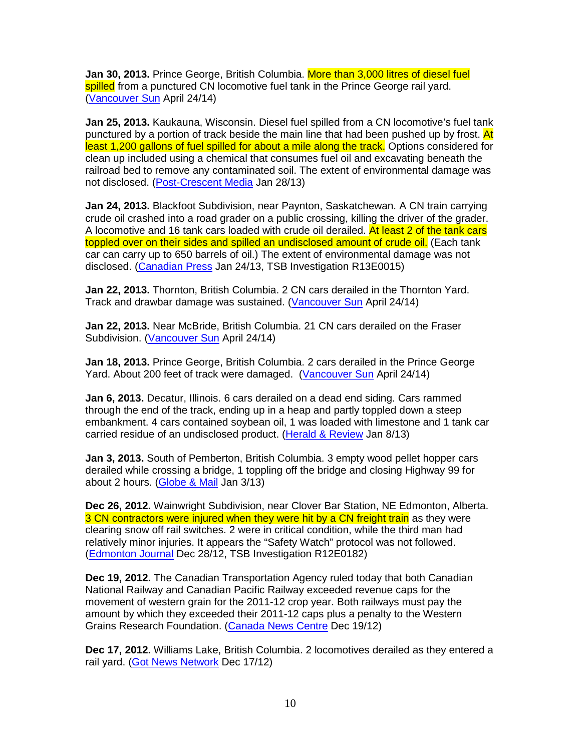**Jan 30, 2013.** Prince George, British Columbia. More than 3,000 litres of diesel fuel spilled from a punctured CN locomotive fuel tank in the Prince George rail yard. (Vancouver Sun April 24/14)

**Jan 25, 2013.** Kaukauna, Wisconsin. Diesel fuel spilled from a CN locomotive's fuel tank punctured by a portion of track beside the main line that had been pushed up by frost. At least 1,200 gallons of fuel spilled for about a mile along the track. Options considered for clean up included using a chemical that consumes fuel oil and excavating beneath the railroad bed to remove any contaminated soil. The extent of environmental damage was not disclosed. (Post-Crescent Media Jan 28/13)

**Jan 24, 2013.** Blackfoot Subdivision, near Paynton, Saskatchewan. A CN train carrying crude oil crashed into a road grader on a public crossing, killing the driver of the grader. A locomotive and 16 tank cars loaded with crude oil derailed. At least 2 of the tank cars toppled over on their sides and spilled an undisclosed amount of crude oil. (Each tank car can carry up to 650 barrels of oil.) The extent of environmental damage was not disclosed. (Canadian Press Jan 24/13, TSB Investigation R13E0015)

**Jan 22, 2013.** Thornton, British Columbia. 2 CN cars derailed in the Thornton Yard. Track and drawbar damage was sustained. (Vancouver Sun April 24/14)

**Jan 22, 2013.** Near McBride, British Columbia. 21 CN cars derailed on the Fraser Subdivision. (Vancouver Sun April 24/14)

**Jan 18, 2013.** Prince George, British Columbia. 2 cars derailed in the Prince George Yard. About 200 feet of track were damaged. (Vancouver Sun April 24/14)

**Jan 6, 2013.** Decatur, Illinois. 6 cars derailed on a dead end siding. Cars rammed through the end of the track, ending up in a heap and partly toppled down a steep embankment. 4 cars contained soybean oil, 1 was loaded with limestone and 1 tank car carried residue of an undisclosed product. (Herald & Review Jan 8/13)

**Jan 3, 2013.** South of Pemberton, British Columbia. 3 empty wood pellet hopper cars derailed while crossing a bridge, 1 toppling off the bridge and closing Highway 99 for about 2 hours. (Globe & Mail Jan 3/13)

**Dec 26, 2012.** Wainwright Subdivision, near Clover Bar Station, NE Edmonton, Alberta. 3 CN contractors were injured when they were hit by a CN freight train as they were clearing snow off rail switches. 2 were in critical condition, while the third man had relatively minor injuries. It appears the "Safety Watch" protocol was not followed. (Edmonton Journal Dec 28/12, TSB Investigation R12E0182)

**Dec 19, 2012.** The Canadian Transportation Agency ruled today that both Canadian National Railway and Canadian Pacific Railway exceeded revenue caps for the movement of western grain for the 2011-12 crop year. Both railways must pay the amount by which they exceeded their 2011-12 caps plus a penalty to the Western Grains Research Foundation. (Canada News Centre Dec 19/12)

**Dec 17, 2012.** Williams Lake, British Columbia. 2 locomotives derailed as they entered a rail yard. (Got News Network Dec 17/12)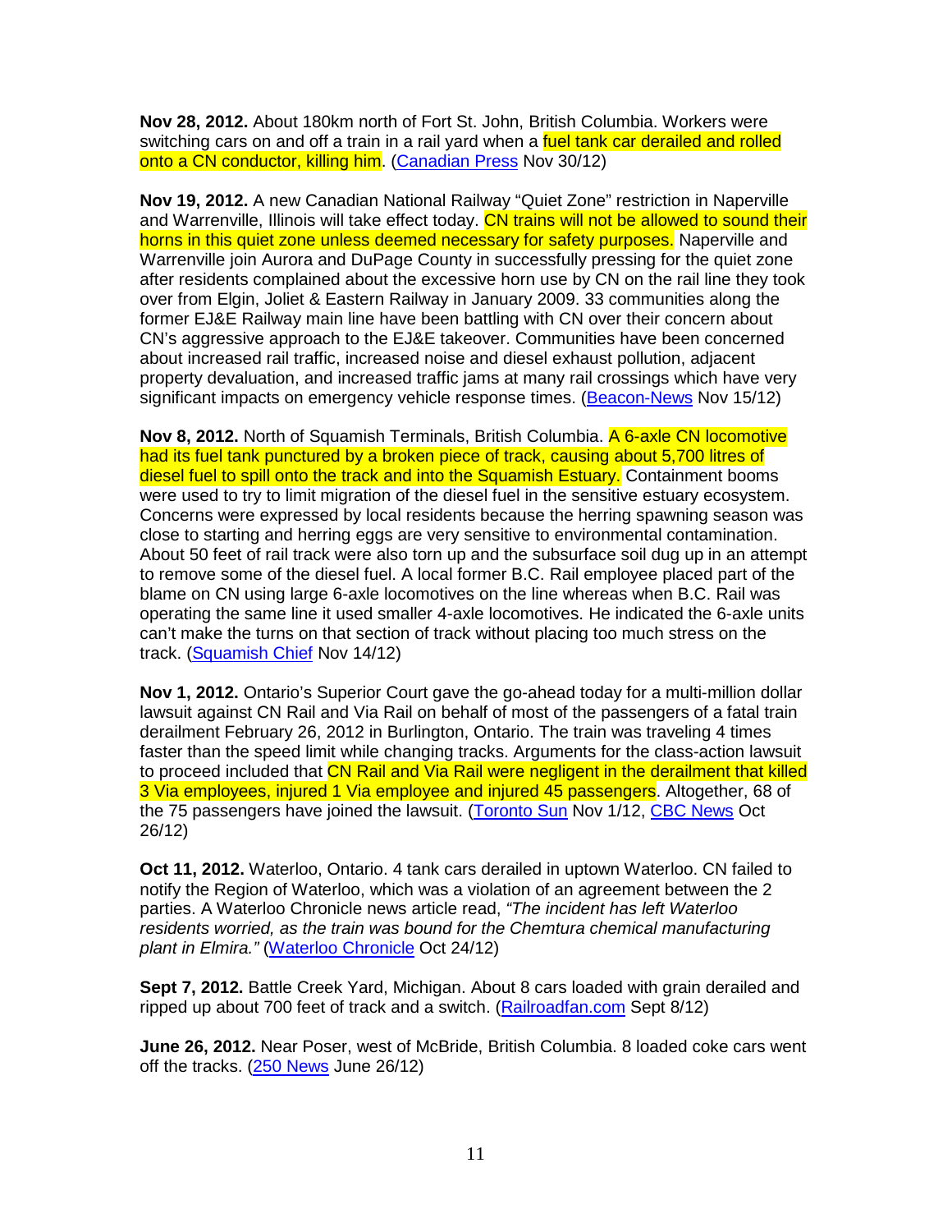**Nov 28, 2012.** About 180km north of Fort St. John, British Columbia. Workers were switching cars on and off a train in a rail yard when a fuel tank car derailed and rolled onto a CN conductor, killing him. (Canadian Press Nov 30/12)

**Nov 19, 2012.** A new Canadian National Railway "Quiet Zone" restriction in Naperville and Warrenville, Illinois will take effect today. CN trains will not be allowed to sound their horns in this quiet zone unless deemed necessary for safety purposes. Naperville and Warrenville join Aurora and DuPage County in successfully pressing for the quiet zone after residents complained about the excessive horn use by CN on the rail line they took over from Elgin, Joliet & Eastern Railway in January 2009. 33 communities along the former EJ&E Railway main line have been battling with CN over their concern about CN's aggressive approach to the EJ&E takeover. Communities have been concerned about increased rail traffic, increased noise and diesel exhaust pollution, adjacent property devaluation, and increased traffic jams at many rail crossings which have very significant impacts on emergency vehicle response times. (Beacon-News Nov 15/12)

**Nov 8, 2012.** North of Squamish Terminals, British Columbia. A 6-axle CN locomotive had its fuel tank punctured by a broken piece of track, causing about 5,700 litres of diesel fuel to spill onto the track and into the Squamish Estuary. Containment booms were used to try to limit migration of the diesel fuel in the sensitive estuary ecosystem. Concerns were expressed by local residents because the herring spawning season was close to starting and herring eggs are very sensitive to environmental contamination. About 50 feet of rail track were also torn up and the subsurface soil dug up in an attempt to remove some of the diesel fuel. A local former B.C. Rail employee placed part of the blame on CN using large 6-axle locomotives on the line whereas when B.C. Rail was operating the same line it used smaller 4-axle locomotives. He indicated the 6-axle units can't make the turns on that section of track without placing too much stress on the track. (Squamish Chief Nov 14/12)

**Nov 1, 2012.** Ontario's Superior Court gave the go-ahead today for a multi-million dollar lawsuit against CN Rail and Via Rail on behalf of most of the passengers of a fatal train derailment February 26, 2012 in Burlington, Ontario. The train was traveling 4 times faster than the speed limit while changing tracks. Arguments for the class-action lawsuit to proceed included that CN Rail and Via Rail were negligent in the derailment that killed 3 Via employees, injured 1 Via employee and injured 45 passengers. Altogether, 68 of the 75 passengers have joined the lawsuit. (Toronto Sun Nov 1/12, CBC News Oct 26/12)

**Oct 11, 2012.** Waterloo, Ontario. 4 tank cars derailed in uptown Waterloo. CN failed to notify the Region of Waterloo, which was a violation of an agreement between the 2 parties. A Waterloo Chronicle news article read, *"The incident has left Waterloo residents worried, as the train was bound for the Chemtura chemical manufacturing plant in Elmira."* (Waterloo Chronicle Oct 24/12)

**Sept 7, 2012.** Battle Creek Yard, Michigan. About 8 cars loaded with grain derailed and ripped up about 700 feet of track and a switch. (Railroadfan.com Sept 8/12)

**June 26, 2012.** Near Poser, west of McBride, British Columbia. 8 loaded coke cars went off the tracks. (250 News June 26/12)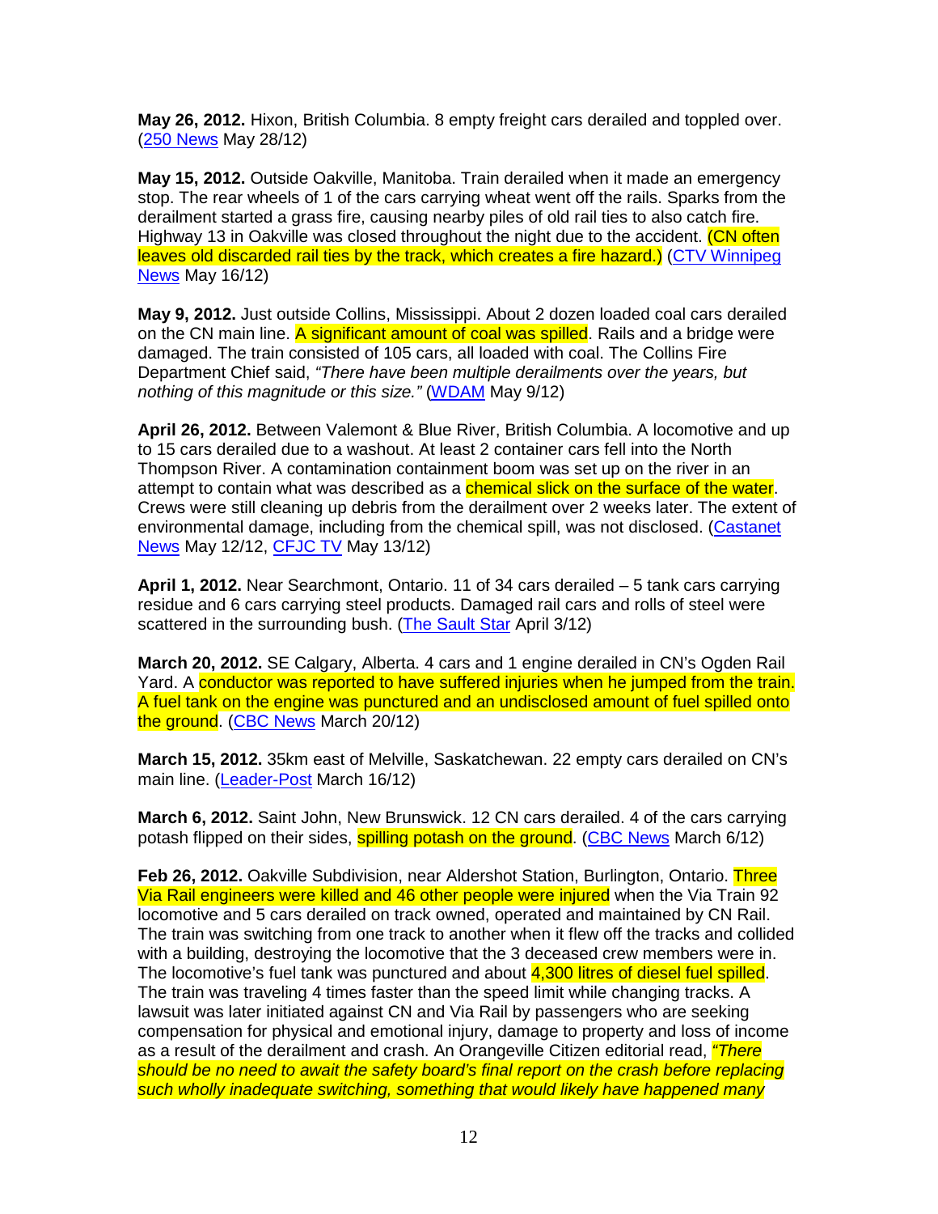**May 26, 2012.** Hixon, British Columbia. 8 empty freight cars derailed and toppled over. (250 News May 28/12)

**May 15, 2012.** Outside Oakville, Manitoba. Train derailed when it made an emergency stop. The rear wheels of 1 of the cars carrying wheat went off the rails. Sparks from the derailment started a grass fire, causing nearby piles of old rail ties to also catch fire. Highway 13 in Oakville was closed throughout the night due to the accident. (CN often leaves old discarded rail ties by the track, which creates a fire hazard.) (CTV Winnipeg News May 16/12)

**May 9, 2012.** Just outside Collins, Mississippi. About 2 dozen loaded coal cars derailed on the CN main line. A significant amount of coal was spilled. Rails and a bridge were damaged. The train consisted of 105 cars, all loaded with coal. The Collins Fire Department Chief said, *"There have been multiple derailments over the years, but nothing of this magnitude or this size."* (WDAM May 9/12)

**April 26, 2012.** Between Valemont & Blue River, British Columbia. A locomotive and up to 15 cars derailed due to a washout. At least 2 container cars fell into the North Thompson River. A contamination containment boom was set up on the river in an attempt to contain what was described as a chemical slick on the surface of the water. Crews were still cleaning up debris from the derailment over 2 weeks later. The extent of environmental damage, including from the chemical spill, was not disclosed. (Castanet News May 12/12, CFJC TV May 13/12)

**April 1, 2012.** Near Searchmont, Ontario. 11 of 34 cars derailed – 5 tank cars carrying residue and 6 cars carrying steel products. Damaged rail cars and rolls of steel were scattered in the surrounding bush. (The Sault Star April 3/12)

**March 20, 2012.** SE Calgary, Alberta. 4 cars and 1 engine derailed in CN's Ogden Rail Yard. A conductor was reported to have suffered injuries when he jumped from the train. A fuel tank on the engine was punctured and an undisclosed amount of fuel spilled onto the ground. (CBC News March 20/12)

**March 15, 2012.** 35km east of Melville, Saskatchewan. 22 empty cars derailed on CN's main line. (Leader-Post March 16/12)

**March 6, 2012.** Saint John, New Brunswick. 12 CN cars derailed. 4 of the cars carrying potash flipped on their sides, spilling potash on the ground. (CBC News March 6/12)

**Feb 26, 2012.** Oakville Subdivision, near Aldershot Station, Burlington, Ontario. Three Via Rail engineers were killed and 46 other people were injured when the Via Train 92 locomotive and 5 cars derailed on track owned, operated and maintained by CN Rail. The train was switching from one track to another when it flew off the tracks and collided with a building, destroying the locomotive that the 3 deceased crew members were in. The locomotive's fuel tank was punctured and about 4,300 litres of diesel fuel spilled. The train was traveling 4 times faster than the speed limit while changing tracks. A lawsuit was later initiated against CN and Via Rail by passengers who are seeking compensation for physical and emotional injury, damage to property and loss of income as a result of the derailment and crash. An Orangeville Citizen editorial read, *"There should be no need to await the safety board's final report on the crash before replacing such wholly inadequate switching, something that would likely have happened many*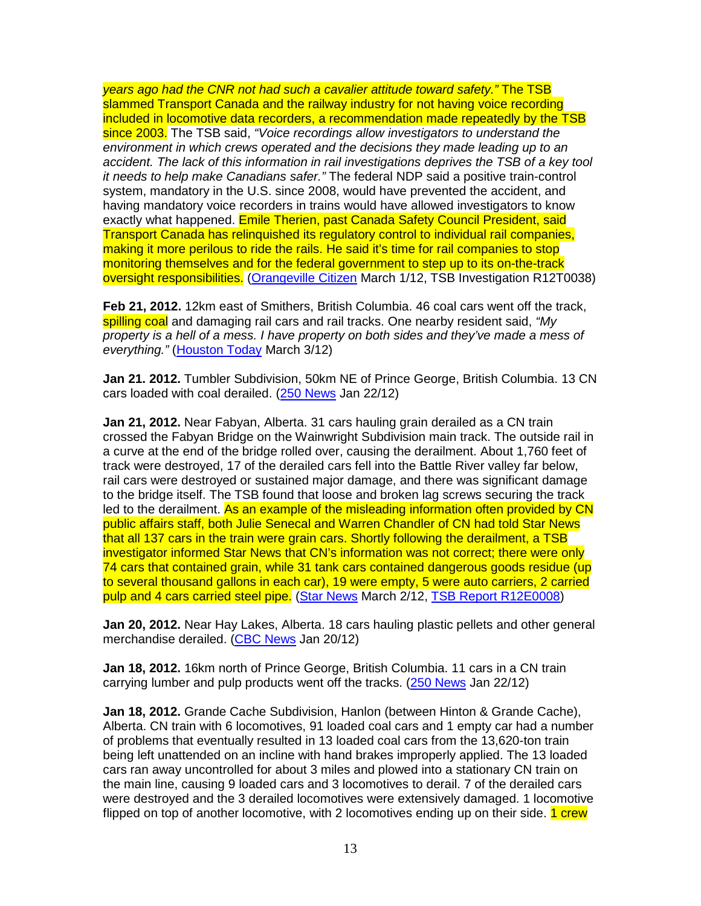*years ago had the CNR not had such a cavalier attitude toward safety."* The TSB slammed Transport Canada and the railway industry for not having voice recording included in locomotive data recorders, a recommendation made repeatedly by the TSB since 2003. The TSB said, *"Voice recordings allow investigators to understand the environment in which crews operated and the decisions they made leading up to an accident. The lack of this information in rail investigations deprives the TSB of a key tool it needs to help make Canadians safer."* The federal NDP said a positive train-control system, mandatory in the U.S. since 2008, would have prevented the accident, and having mandatory voice recorders in trains would have allowed investigators to know exactly what happened. Emile Therien, past Canada Safety Council President, said Transport Canada has relinquished its regulatory control to individual rail companies, making it more perilous to ride the rails. He said it's time for rail companies to stop monitoring themselves and for the federal government to step up to its on-the-track oversight responsibilities. (Orangeville Citizen March 1/12, TSB Investigation R12T0038)

**Feb 21, 2012.** 12km east of Smithers, British Columbia. 46 coal cars went off the track, spilling coal and damaging rail cars and rail tracks. One nearby resident said, *"My property is a hell of a mess. I have property on both sides and they've made a mess of everything."* (Houston Today March 3/12)

**Jan 21. 2012.** Tumbler Subdivision, 50km NE of Prince George, British Columbia. 13 CN cars loaded with coal derailed. (250 News Jan 22/12)

**Jan 21, 2012.** Near Fabyan, Alberta. 31 cars hauling grain derailed as a CN train crossed the Fabyan Bridge on the Wainwright Subdivision main track. The outside rail in a curve at the end of the bridge rolled over, causing the derailment. About 1,760 feet of track were destroyed, 17 of the derailed cars fell into the Battle River valley far below, rail cars were destroyed or sustained major damage, and there was significant damage to the bridge itself. The TSB found that loose and broken lag screws securing the track led to the derailment. As an example of the misleading information often provided by CN public affairs staff, both Julie Senecal and Warren Chandler of CN had told Star News that all 137 cars in the train were grain cars. Shortly following the derailment, a TSB investigator informed Star News that CN's information was not correct; there were only 74 cars that contained grain, while 31 tank cars contained dangerous goods residue (up to several thousand gallons in each car), 19 were empty, 5 were auto carriers, 2 carried pulp and 4 cars carried steel pipe. (Star News March 2/12, TSB Report R12E0008)

**Jan 20, 2012.** Near Hay Lakes, Alberta. 18 cars hauling plastic pellets and other general merchandise derailed. (CBC News Jan 20/12)

**Jan 18, 2012.** 16km north of Prince George, British Columbia. 11 cars in a CN train carrying lumber and pulp products went off the tracks. (250 News Jan 22/12)

**Jan 18, 2012.** Grande Cache Subdivision, Hanlon (between Hinton & Grande Cache), Alberta. CN train with 6 locomotives, 91 loaded coal cars and 1 empty car had a number of problems that eventually resulted in 13 loaded coal cars from the 13,620-ton train being left unattended on an incline with hand brakes improperly applied. The 13 loaded cars ran away uncontrolled for about 3 miles and plowed into a stationary CN train on the main line, causing 9 loaded cars and 3 locomotives to derail. 7 of the derailed cars were destroyed and the 3 derailed locomotives were extensively damaged. 1 locomotive flipped on top of another locomotive, with 2 locomotives ending up on their side. 1 crew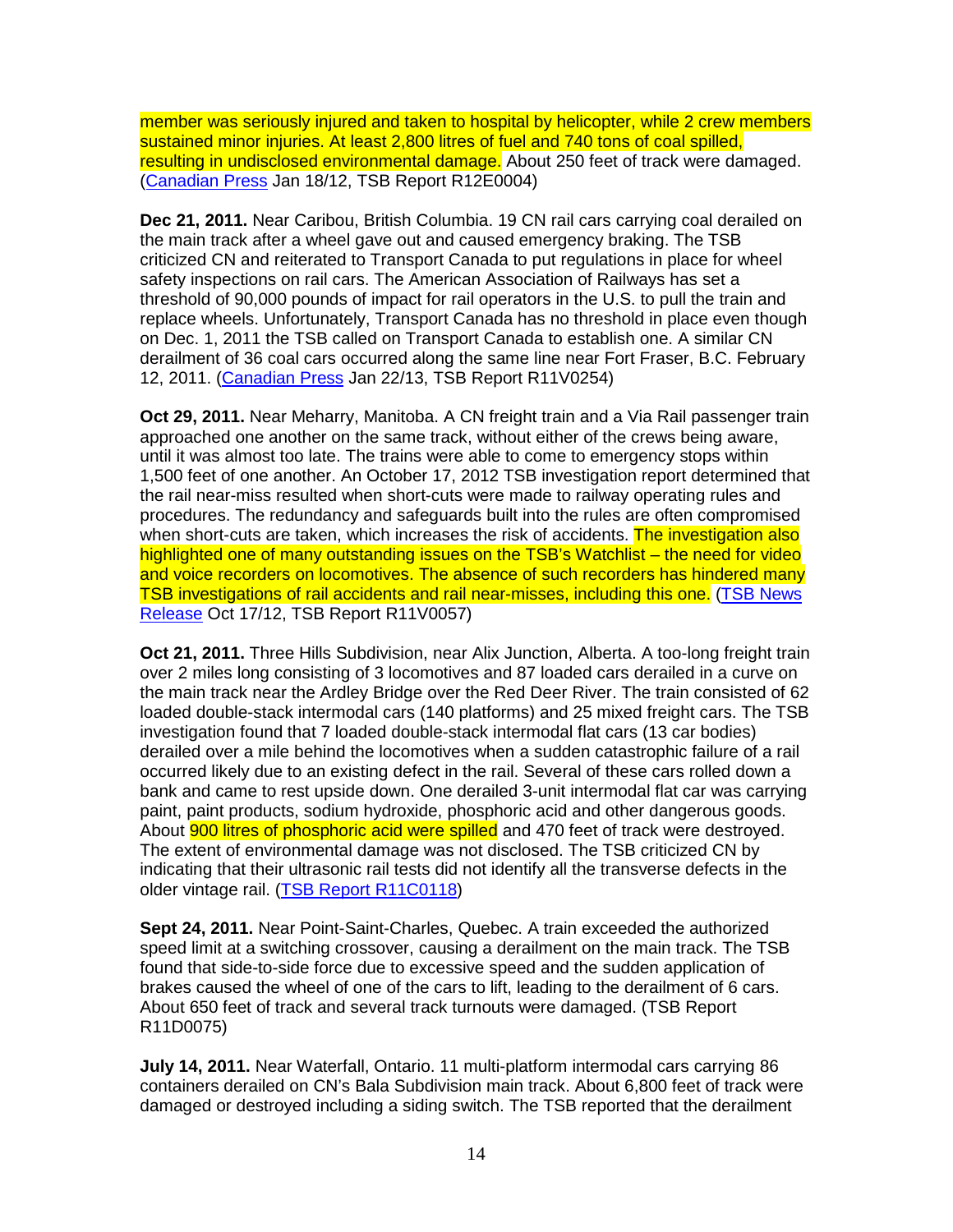member was seriously injured and taken to hospital by helicopter, while 2 crew members sustained minor injuries. At least 2,800 litres of fuel and 740 tons of coal spilled, resulting in undisclosed environmental damage. About 250 feet of track were damaged. (Canadian Press Jan 18/12, TSB Report R12E0004)

**Dec 21, 2011.** Near Caribou, British Columbia. 19 CN rail cars carrying coal derailed on the main track after a wheel gave out and caused emergency braking. The TSB criticized CN and reiterated to Transport Canada to put regulations in place for wheel safety inspections on rail cars. The American Association of Railways has set a threshold of 90,000 pounds of impact for rail operators in the U.S. to pull the train and replace wheels. Unfortunately, Transport Canada has no threshold in place even though on Dec. 1, 2011 the TSB called on Transport Canada to establish one. A similar CN derailment of 36 coal cars occurred along the same line near Fort Fraser, B.C. February 12, 2011. (Canadian Press Jan 22/13, TSB Report R11V0254)

**Oct 29, 2011.** Near Meharry, Manitoba. A CN freight train and a Via Rail passenger train approached one another on the same track, without either of the crews being aware, until it was almost too late. The trains were able to come to emergency stops within 1,500 feet of one another. An October 17, 2012 TSB investigation report determined that the rail near-miss resulted when short-cuts were made to railway operating rules and procedures. The redundancy and safeguards built into the rules are often compromised when short-cuts are taken, which increases the risk of accidents. The investigation also highlighted one of many outstanding issues on the TSB's Watchlist – the need for video and voice recorders on locomotives. The absence of such recorders has hindered many TSB investigations of rail accidents and rail near-misses, including this one. (TSB News Release Oct 17/12, TSB Report R11V0057)

**Oct 21, 2011.** Three Hills Subdivision, near Alix Junction, Alberta. A too-long freight train over 2 miles long consisting of 3 locomotives and 87 loaded cars derailed in a curve on the main track near the Ardley Bridge over the Red Deer River. The train consisted of 62 loaded double-stack intermodal cars (140 platforms) and 25 mixed freight cars. The TSB investigation found that 7 loaded double-stack intermodal flat cars (13 car bodies) derailed over a mile behind the locomotives when a sudden catastrophic failure of a rail occurred likely due to an existing defect in the rail. Several of these cars rolled down a bank and came to rest upside down. One derailed 3-unit intermodal flat car was carrying paint, paint products, sodium hydroxide, phosphoric acid and other dangerous goods. About 900 litres of phosphoric acid were spilled and 470 feet of track were destroyed. The extent of environmental damage was not disclosed. The TSB criticized CN by indicating that their ultrasonic rail tests did not identify all the transverse defects in the older vintage rail. (TSB Report R11C0118)

**Sept 24, 2011.** Near Point-Saint-Charles, Quebec. A train exceeded the authorized speed limit at a switching crossover, causing a derailment on the main track. The TSB found that side-to-side force due to excessive speed and the sudden application of brakes caused the wheel of one of the cars to lift, leading to the derailment of 6 cars. About 650 feet of track and several track turnouts were damaged. (TSB Report R11D0075)

**July 14, 2011.** Near Waterfall, Ontario. 11 multi-platform intermodal cars carrying 86 containers derailed on CN's Bala Subdivision main track. About 6,800 feet of track were damaged or destroyed including a siding switch. The TSB reported that the derailment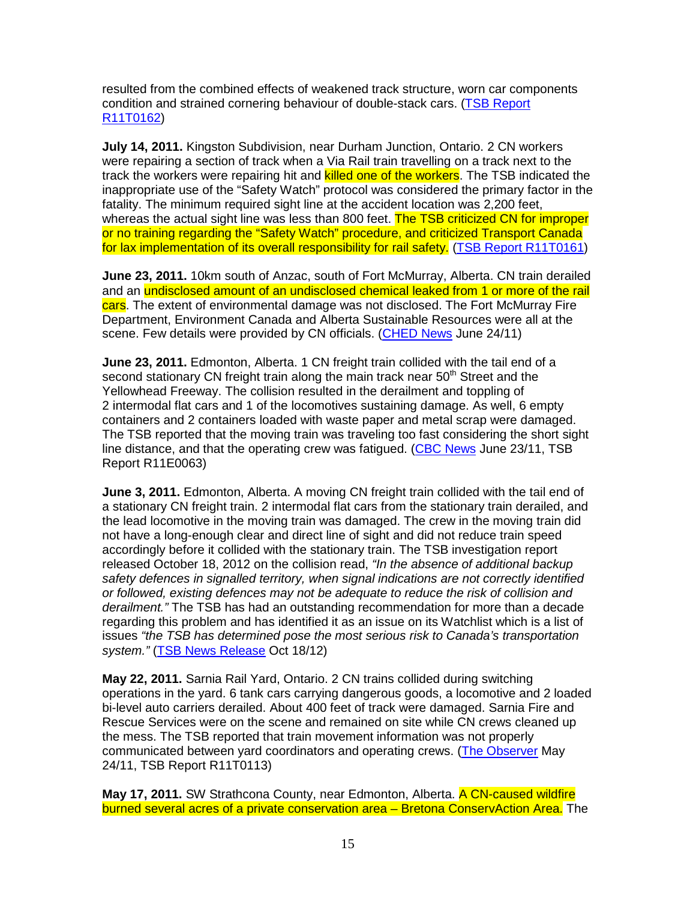resulted from the combined effects of weakened track structure, worn car components condition and strained cornering behaviour of double-stack cars. (TSB Report R11T0162)

**July 14, 2011.** Kingston Subdivision, near Durham Junction, Ontario. 2 CN workers were repairing a section of track when a Via Rail train travelling on a track next to the track the workers were repairing hit and killed one of the workers. The TSB indicated the inappropriate use of the "Safety Watch" protocol was considered the primary factor in the fatality. The minimum required sight line at the accident location was 2,200 feet, whereas the actual sight line was less than 800 feet. The TSB criticized CN for improper or no training regarding the "Safety Watch" procedure, and criticized Transport Canada for lax implementation of its overall responsibility for rail safety. (TSB Report R11T0161)

**June 23, 2011.** 10km south of Anzac, south of Fort McMurray, Alberta. CN train derailed and an undisclosed amount of an undisclosed chemical leaked from 1 or more of the rail cars. The extent of environmental damage was not disclosed. The Fort McMurray Fire Department, Environment Canada and Alberta Sustainable Resources were all at the scene. Few details were provided by CN officials. (CHED News June 24/11)

**June 23, 2011.** Edmonton, Alberta. 1 CN freight train collided with the tail end of a second stationary CN freight train along the main track near 50th Street and the Yellowhead Freeway. The collision resulted in the derailment and toppling of 2 intermodal flat cars and 1 of the locomotives sustaining damage. As well, 6 empty containers and 2 containers loaded with waste paper and metal scrap were damaged. The TSB reported that the moving train was traveling too fast considering the short sight line distance, and that the operating crew was fatigued. (CBC News June 23/11, TSB Report R11E0063)

**June 3, 2011.** Edmonton, Alberta. A moving CN freight train collided with the tail end of a stationary CN freight train. 2 intermodal flat cars from the stationary train derailed, and the lead locomotive in the moving train was damaged. The crew in the moving train did not have a long-enough clear and direct line of sight and did not reduce train speed accordingly before it collided with the stationary train. The TSB investigation report released October 18, 2012 on the collision read, *"In the absence of additional backup safety defences in signalled territory, when signal indications are not correctly identified or followed, existing defences may not be adequate to reduce the risk of collision and derailment."* The TSB has had an outstanding recommendation for more than a decade regarding this problem and has identified it as an issue on its Watchlist which is a list of issues *"the TSB has determined pose the most serious risk to Canada's transportation system."* (TSB News Release Oct 18/12)

**May 22, 2011.** Sarnia Rail Yard, Ontario. 2 CN trains collided during switching operations in the yard. 6 tank cars carrying dangerous goods, a locomotive and 2 loaded bi-level auto carriers derailed. About 400 feet of track were damaged. Sarnia Fire and Rescue Services were on the scene and remained on site while CN crews cleaned up the mess. The TSB reported that train movement information was not properly communicated between yard coordinators and operating crews. (The Observer May 24/11, TSB Report R11T0113)

**May 17, 2011.** SW Strathcona County, near Edmonton, Alberta. A CN-caused wildfire burned several acres of a private conservation area – Bretona ConservAction Area. The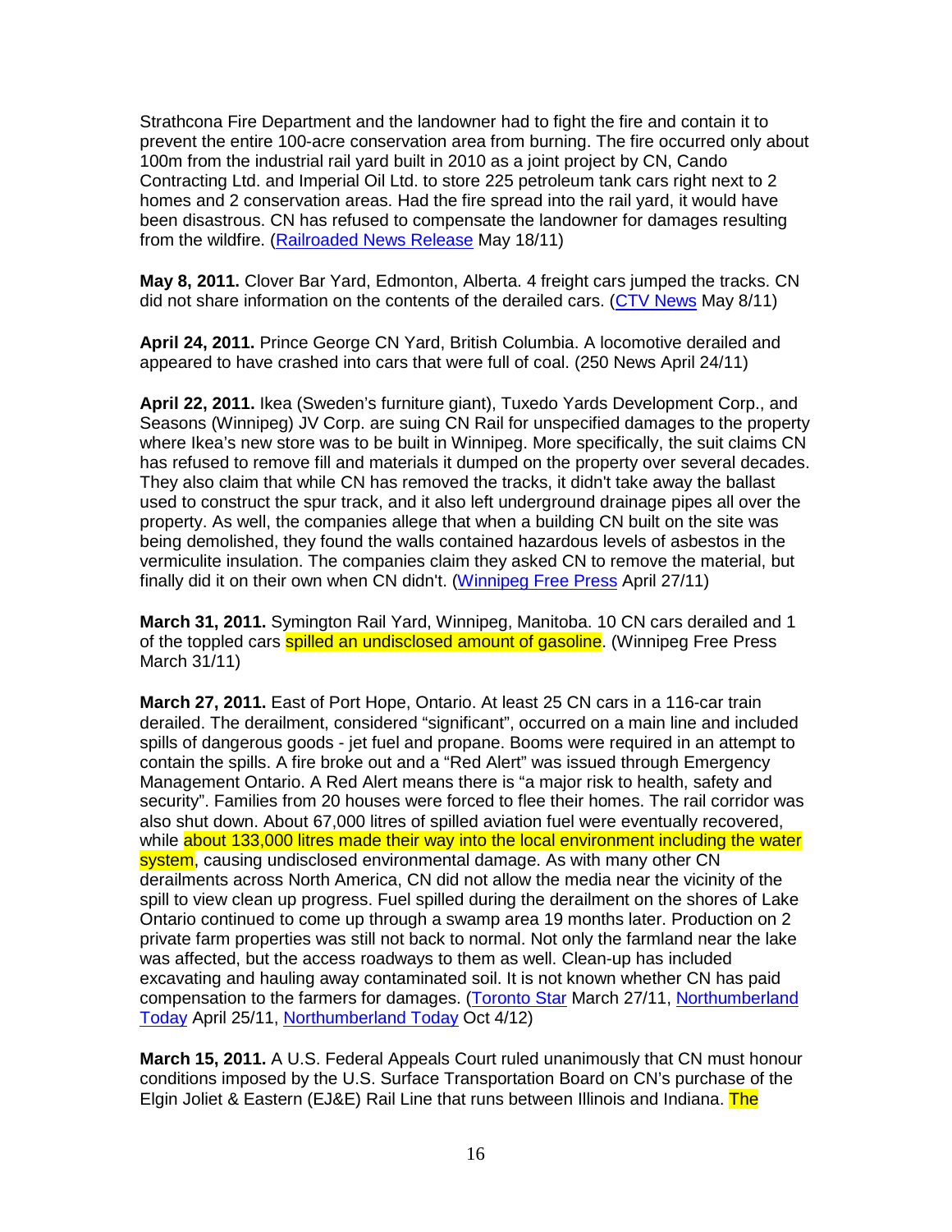Strathcona Fire Department and the landowner had to fight the fire and contain it to prevent the entire 100-acre conservation area from burning. The fire occurred only about 100m from the industrial rail yard built in 2010 as a joint project by CN, Cando Contracting Ltd. and Imperial Oil Ltd. to store 225 petroleum tank cars right next to 2 homes and 2 conservation areas. Had the fire spread into the rail yard, it would have been disastrous. CN has refused to compensate the landowner for damages resulting from the wildfire. (Railroaded News Release May 18/11)

**May 8, 2011.** Clover Bar Yard, Edmonton, Alberta. 4 freight cars jumped the tracks. CN did not share information on the contents of the derailed cars. (CTV News May 8/11)

**April 24, 2011.** Prince George CN Yard, British Columbia. A locomotive derailed and appeared to have crashed into cars that were full of coal. (250 News April 24/11)

**April 22, 2011.** Ikea (Sweden's furniture giant), Tuxedo Yards Development Corp., and Seasons (Winnipeg) JV Corp. are suing CN Rail for unspecified damages to the property where Ikea's new store was to be built in Winnipeg. More specifically, the suit claims CN has refused to remove fill and materials it dumped on the property over several decades. They also claim that while CN has removed the tracks, it didn't take away the ballast used to construct the spur track, and it also left underground drainage pipes all over the property. As well, the companies allege that when a building CN built on the site was being demolished, they found the walls contained hazardous levels of asbestos in the vermiculite insulation. The companies claim they asked CN to remove the material, but finally did it on their own when CN didn't. (Winnipeg Free Press April 27/11)

**March 31, 2011.** Symington Rail Yard, Winnipeg, Manitoba. 10 CN cars derailed and 1 of the toppled cars spilled an undisclosed amount of gasoline. (Winnipeg Free Press March 31/11)

**March 27, 2011.** East of Port Hope, Ontario. At least 25 CN cars in a 116-car train derailed. The derailment, considered "significant", occurred on a main line and included spills of dangerous goods - jet fuel and propane. Booms were required in an attempt to contain the spills. A fire broke out and a "Red Alert" was issued through Emergency Management Ontario. A Red Alert means there is "a major risk to health, safety and security". Families from 20 houses were forced to flee their homes. The rail corridor was also shut down. About 67,000 litres of spilled aviation fuel were eventually recovered, while about 133,000 litres made their way into the local environment including the water system, causing undisclosed environmental damage. As with many other CN derailments across North America, CN did not allow the media near the vicinity of the spill to view clean up progress. Fuel spilled during the derailment on the shores of Lake Ontario continued to come up through a swamp area 19 months later. Production on 2 private farm properties was still not back to normal. Not only the farmland near the lake was affected, but the access roadways to them as well. Clean-up has included excavating and hauling away contaminated soil. It is not known whether CN has paid compensation to the farmers for damages. (Toronto Star March 27/11, Northumberland Today April 25/11, Northumberland Today Oct 4/12)

**March 15, 2011.** A U.S. Federal Appeals Court ruled unanimously that CN must honour conditions imposed by the U.S. Surface Transportation Board on CN's purchase of the Elgin Joliet & Eastern (EJ&E) Rail Line that runs between Illinois and Indiana. The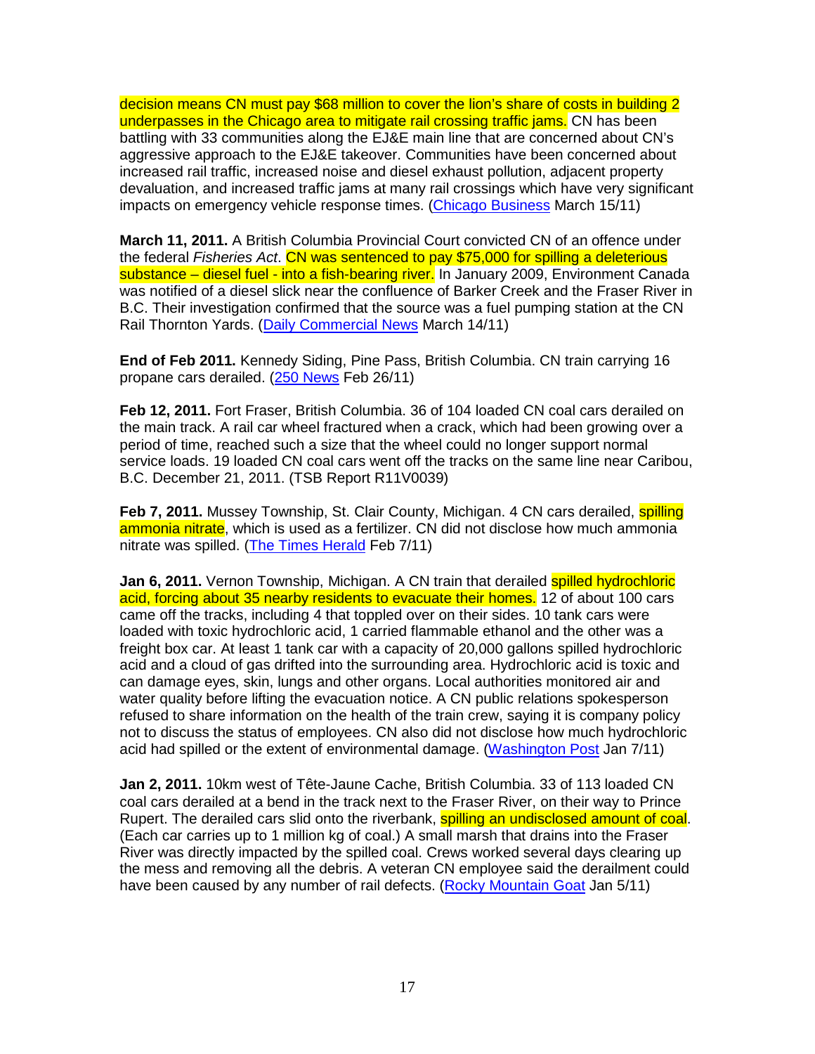decision means CN must pay $68 million to cover the lion's share of costs in building 2 underpasses in the Chicago area to mitigate rail crossing traffic jams. CN has been battling with 33 communities along the EJ&E main line that are concerned about CN's aggressive approach to the EJ&E takeover. Communities have been concerned about increased rail traffic, increased noise and diesel exhaust pollution, adjacent property devaluation, and increased traffic jams at many rail crossings which have very significant impacts on emergency vehicle response times. (Chicago Business March 15/11)

**March 11, 2011.** A British Columbia Provincial Court convicted CN of an offence under the federal *Fisheries Act*. CN was sentenced to pay $75,000 for spilling a deleterious substance – diesel fuel - into a fish-bearing river. In January 2009, Environment Canada was notified of a diesel slick near the confluence of Barker Creek and the Fraser River in B.C. Their investigation confirmed that the source was a fuel pumping station at the CN Rail Thornton Yards. (Daily Commercial News March 14/11)

**End of Feb 2011.** Kennedy Siding, Pine Pass, British Columbia. CN train carrying 16 propane cars derailed. (250 News Feb 26/11)

**Feb 12, 2011.** Fort Fraser, British Columbia. 36 of 104 loaded CN coal cars derailed on the main track. A rail car wheel fractured when a crack, which had been growing over a period of time, reached such a size that the wheel could no longer support normal service loads. 19 loaded CN coal cars went off the tracks on the same line near Caribou, B.C. December 21, 2011. (TSB Report R11V0039)

**Feb 7, 2011.** Mussey Township, St. Clair County, Michigan. 4 CN cars derailed, spilling ammonia nitrate, which is used as a fertilizer. CN did not disclose how much ammonia nitrate was spilled. (The Times Herald Feb 7/11)

**Jan 6, 2011.** Vernon Township, Michigan. A CN train that derailed spilled hydrochloric acid, forcing about 35 nearby residents to evacuate their homes. 12 of about 100 cars came off the tracks, including 4 that toppled over on their sides. 10 tank cars were loaded with toxic hydrochloric acid, 1 carried flammable ethanol and the other was a freight box car. At least 1 tank car with a capacity of 20,000 gallons spilled hydrochloric acid and a cloud of gas drifted into the surrounding area. Hydrochloric acid is toxic and can damage eyes, skin, lungs and other organs. Local authorities monitored air and water quality before lifting the evacuation notice. A CN public relations spokesperson refused to share information on the health of the train crew, saying it is company policy not to discuss the status of employees. CN also did not disclose how much hydrochloric acid had spilled or the extent of environmental damage. (Washington Post Jan 7/11)

**Jan 2, 2011.** 10km west of Tête-Jaune Cache, British Columbia. 33 of 113 loaded CN coal cars derailed at a bend in the track next to the Fraser River, on their way to Prince Rupert. The derailed cars slid onto the riverbank, spilling an undisclosed amount of coal. (Each car carries up to 1 million kg of coal.) A small marsh that drains into the Fraser River was directly impacted by the spilled coal. Crews worked several days clearing up the mess and removing all the debris. A veteran CN employee said the derailment could have been caused by any number of rail defects. (Rocky Mountain Goat Jan 5/11)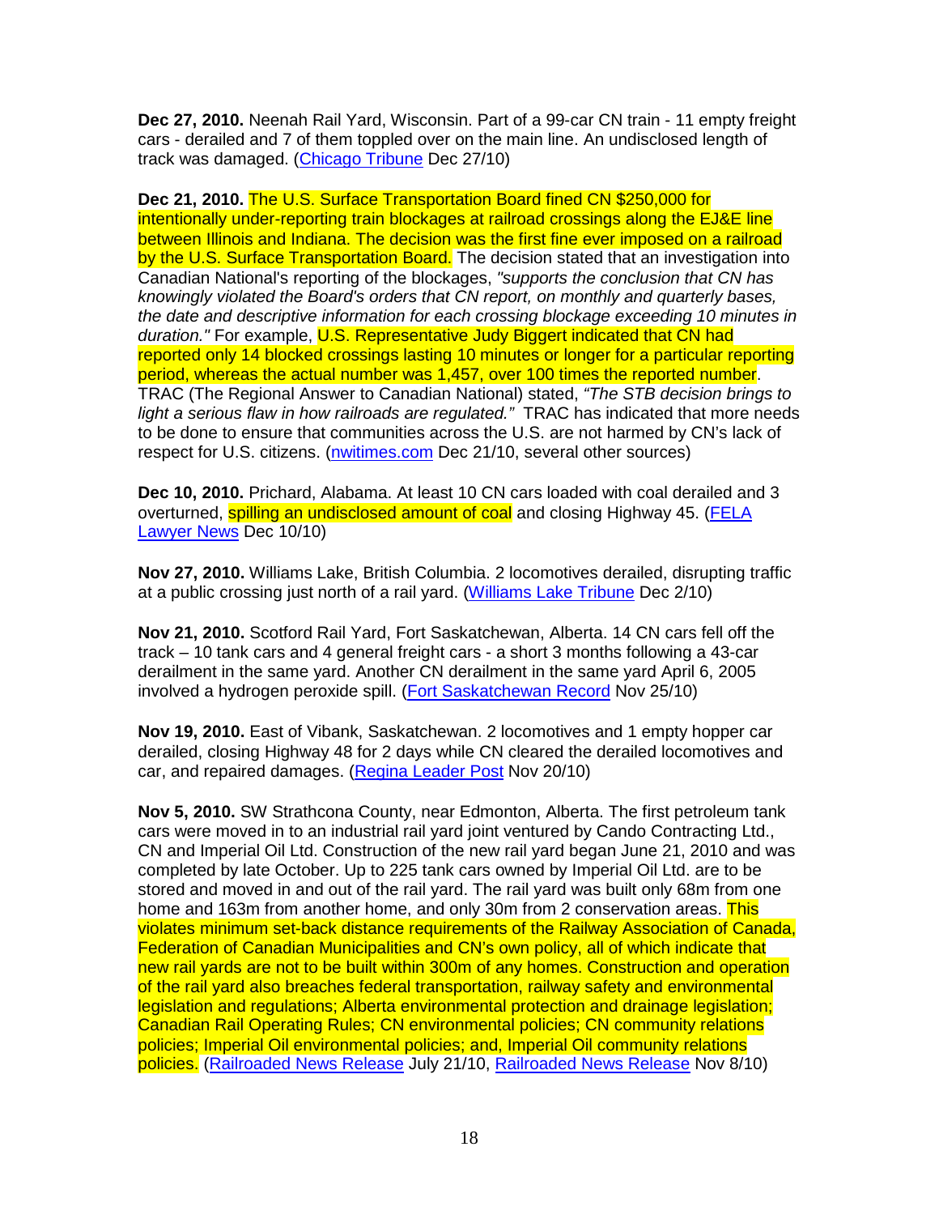**Dec 27, 2010.** Neenah Rail Yard, Wisconsin. Part of a 99-car CN train - 11 empty freight cars - derailed and 7 of them toppled over on the main line. An undisclosed length of track was damaged. (Chicago Tribune Dec 27/10)

**Dec 21, 2010.** The U.S. Surface Transportation Board fined CN $250,000 for intentionally under-reporting train blockages at railroad crossings along the EJ&E line between Illinois and Indiana. The decision was the first fine ever imposed on a railroad by the U.S. Surface Transportation Board. The decision stated that an investigation into Canadian National's reporting of the blockages, *"supports the conclusion that CN has knowingly violated the Board's orders that CN report, on monthly and quarterly bases, the date and descriptive information for each crossing blockage exceeding 10 minutes in duration."* For example, U.S. Representative Judy Biggert indicated that CN had reported only 14 blocked crossings lasting 10 minutes or longer for a particular reporting period, whereas the actual number was 1,457, over 100 times the reported number. TRAC (The Regional Answer to Canadian National) stated, *"The STB decision brings to light a serious flaw in how railroads are regulated."* TRAC has indicated that more needs to be done to ensure that communities across the U.S. are not harmed by CN's lack of respect for U.S. citizens. (nwitimes.com Dec 21/10, several other sources)

**Dec 10, 2010.** Prichard, Alabama. At least 10 CN cars loaded with coal derailed and 3 overturned, spilling an undisclosed amount of coal and closing Highway 45. (FELA Lawyer News Dec 10/10)

**Nov 27, 2010.** Williams Lake, British Columbia. 2 locomotives derailed, disrupting traffic at a public crossing just north of a rail yard. (Williams Lake Tribune Dec 2/10)

**Nov 21, 2010.** Scotford Rail Yard, Fort Saskatchewan, Alberta. 14 CN cars fell off the track – 10 tank cars and 4 general freight cars - a short 3 months following a 43-car derailment in the same yard. Another CN derailment in the same yard April 6, 2005 involved a hydrogen peroxide spill. (Fort Saskatchewan Record Nov 25/10)

**Nov 19, 2010.** East of Vibank, Saskatchewan. 2 locomotives and 1 empty hopper car derailed, closing Highway 48 for 2 days while CN cleared the derailed locomotives and car, and repaired damages. (Regina Leader Post Nov 20/10)

**Nov 5, 2010.** SW Strathcona County, near Edmonton, Alberta. The first petroleum tank cars were moved in to an industrial rail yard joint ventured by Cando Contracting Ltd., CN and Imperial Oil Ltd. Construction of the new rail yard began June 21, 2010 and was completed by late October. Up to 225 tank cars owned by Imperial Oil Ltd. are to be stored and moved in and out of the rail yard. The rail yard was built only 68m from one home and 163m from another home, and only 30m from 2 conservation areas. This violates minimum set-back distance requirements of the Railway Association of Canada, Federation of Canadian Municipalities and CN's own policy, all of which indicate that new rail yards are not to be built within 300m of any homes. Construction and operation of the rail yard also breaches federal transportation, railway safety and environmental legislation and regulations; Alberta environmental protection and drainage legislation; Canadian Rail Operating Rules; CN environmental policies; CN community relations policies; Imperial Oil environmental policies; and, Imperial Oil community relations policies. (Railroaded News Release July 21/10, Railroaded News Release Nov 8/10)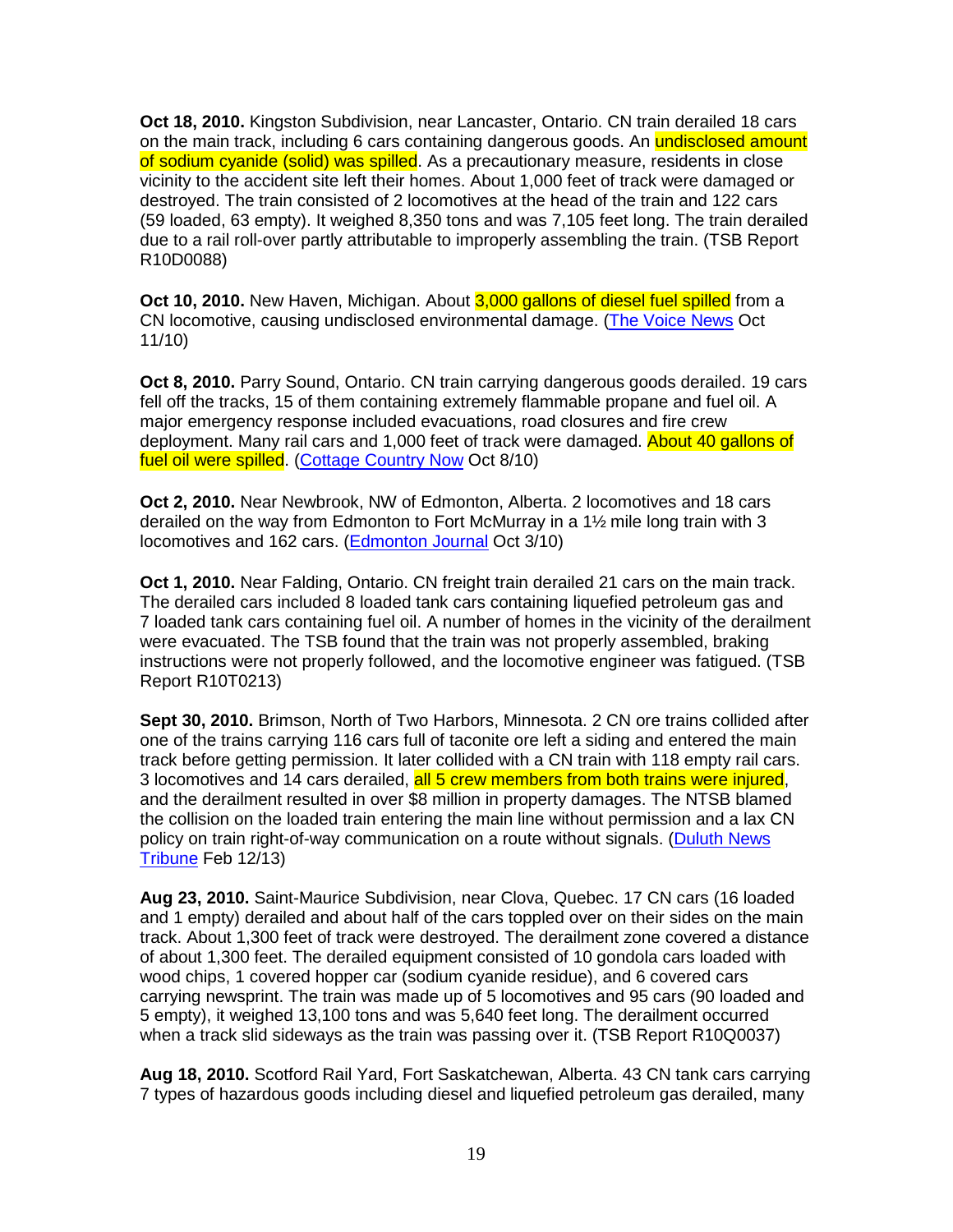**Oct 18, 2010.** Kingston Subdivision, near Lancaster, Ontario. CN train derailed 18 cars on the main track, including 6 cars containing dangerous goods. An undisclosed amount of sodium cyanide (solid) was spilled. As a precautionary measure, residents in close vicinity to the accident site left their homes. About 1,000 feet of track were damaged or destroyed. The train consisted of 2 locomotives at the head of the train and 122 cars (59 loaded, 63 empty). It weighed 8,350 tons and was 7,105 feet long. The train derailed due to a rail roll-over partly attributable to improperly assembling the train. (TSB Report R10D0088)

**Oct 10, 2010.** New Haven, Michigan. About 3,000 gallons of diesel fuel spilled from a CN locomotive, causing undisclosed environmental damage. (The Voice News Oct 11/10)

**Oct 8, 2010.** Parry Sound, Ontario. CN train carrying dangerous goods derailed. 19 cars fell off the tracks, 15 of them containing extremely flammable propane and fuel oil. A major emergency response included evacuations, road closures and fire crew deployment. Many rail cars and 1,000 feet of track were damaged. About 40 gallons of fuel oil were spilled. (Cottage Country Now Oct 8/10)

**Oct 2, 2010.** Near Newbrook, NW of Edmonton, Alberta. 2 locomotives and 18 cars derailed on the way from Edmonton to Fort McMurray in a 1½ mile long train with 3 locomotives and 162 cars. (Edmonton Journal Oct 3/10)

**Oct 1, 2010.** Near Falding, Ontario. CN freight train derailed 21 cars on the main track. The derailed cars included 8 loaded tank cars containing liquefied petroleum gas and 7 loaded tank cars containing fuel oil. A number of homes in the vicinity of the derailment were evacuated. The TSB found that the train was not properly assembled, braking instructions were not properly followed, and the locomotive engineer was fatigued. (TSB Report R10T0213)

**Sept 30, 2010.** Brimson, North of Two Harbors, Minnesota. 2 CN ore trains collided after one of the trains carrying 116 cars full of taconite ore left a siding and entered the main track before getting permission. It later collided with a CN train with 118 empty rail cars. 3 locomotives and 14 cars derailed, all 5 crew members from both trains were injured, and the derailment resulted in over $8 million in property damages. The NTSB blamed the collision on the loaded train entering the main line without permission and a lax CN policy on train right-of-way communication on a route without signals. (Duluth News Tribune Feb 12/13)

**Aug 23, 2010.** Saint-Maurice Subdivision, near Clova, Quebec. 17 CN cars (16 loaded and 1 empty) derailed and about half of the cars toppled over on their sides on the main track. About 1,300 feet of track were destroyed. The derailment zone covered a distance of about 1,300 feet. The derailed equipment consisted of 10 gondola cars loaded with wood chips, 1 covered hopper car (sodium cyanide residue), and 6 covered cars carrying newsprint. The train was made up of 5 locomotives and 95 cars (90 loaded and 5 empty), it weighed 13,100 tons and was 5,640 feet long. The derailment occurred when a track slid sideways as the train was passing over it. (TSB Report R10Q0037)

**Aug 18, 2010.** Scotford Rail Yard, Fort Saskatchewan, Alberta. 43 CN tank cars carrying 7 types of hazardous goods including diesel and liquefied petroleum gas derailed, many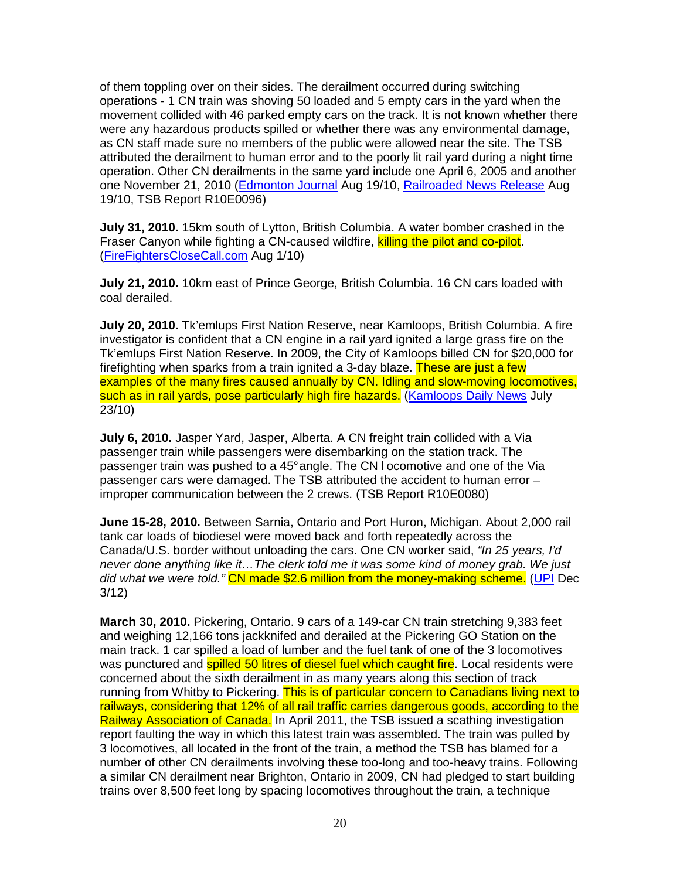of them toppling over on their sides. The derailment occurred during switching operations - 1 CN train was shoving 50 loaded and 5 empty cars in the yard when the movement collided with 46 parked empty cars on the track. It is not known whether there were any hazardous products spilled or whether there was any environmental damage, as CN staff made sure no members of the public were allowed near the site. The TSB attributed the derailment to human error and to the poorly lit rail yard during a night time operation. Other CN derailments in the same yard include one April 6, 2005 and another one November 21, 2010 (Edmonton Journal Aug 19/10, Railroaded News Release Aug 19/10, TSB Report R10E0096)

**July 31, 2010.** 15km south of Lytton, British Columbia. A water bomber crashed in the Fraser Canyon while fighting a CN-caused wildfire, killing the pilot and co-pilot. (FireFightersCloseCall.com Aug 1/10)

**July 21, 2010.** 10km east of Prince George, British Columbia. 16 CN cars loaded with coal derailed.

**July 20, 2010.** Tk'emlups First Nation Reserve, near Kamloops, British Columbia. A fire investigator is confident that a CN engine in a rail yard ignited a large grass fire on the Tk'emlups First Nation Reserve. In 2009, the City of Kamloops billed CN for $20,000 for firefighting when sparks from a train ignited a 3-day blaze. These are just a few examples of the many fires caused annually by CN. Idling and slow-moving locomotives, such as in rail yards, pose particularly high fire hazards. (Kamloops Daily News July 23/10)

**July 6, 2010.** Jasper Yard, Jasper, Alberta. A CN freight train collided with a Via passenger train while passengers were disembarking on the station track. The passenger train was pushed to a 45° angle. The CN locomotive and one of the Via passenger cars were damaged. The TSB attributed the accident to human error – improper communication between the 2 crews. (TSB Report R10E0080)

**June 15-28, 2010.** Between Sarnia, Ontario and Port Huron, Michigan. About 2,000 rail tank car loads of biodiesel were moved back and forth repeatedly across the Canada/U.S. border without unloading the cars. One CN worker said, *"In 25 years, I'd never done anything like it…The clerk told me it was some kind of money grab. We just did what we were told."* CN made $2.6 million from the money-making scheme. (UPI Dec 3/12)

**March 30, 2010.** Pickering, Ontario. 9 cars of a 149-car CN train stretching 9,383 feet and weighing 12,166 tons jackknifed and derailed at the Pickering GO Station on the main track. 1 car spilled a load of lumber and the fuel tank of one of the 3 locomotives was punctured and spilled 50 litres of diesel fuel which caught fire. Local residents were concerned about the sixth derailment in as many years along this section of track running from Whitby to Pickering. This is of particular concern to Canadians living next to railways, considering that 12% of all rail traffic carries dangerous goods, according to the Railway Association of Canada. In April 2011, the TSB issued a scathing investigation report faulting the way in which this latest train was assembled. The train was pulled by 3 locomotives, all located in the front of the train, a method the TSB has blamed for a number of other CN derailments involving these too-long and too-heavy trains. Following a similar CN derailment near Brighton, Ontario in 2009, CN had pledged to start building trains over 8,500 feet long by spacing locomotives throughout the train, a technique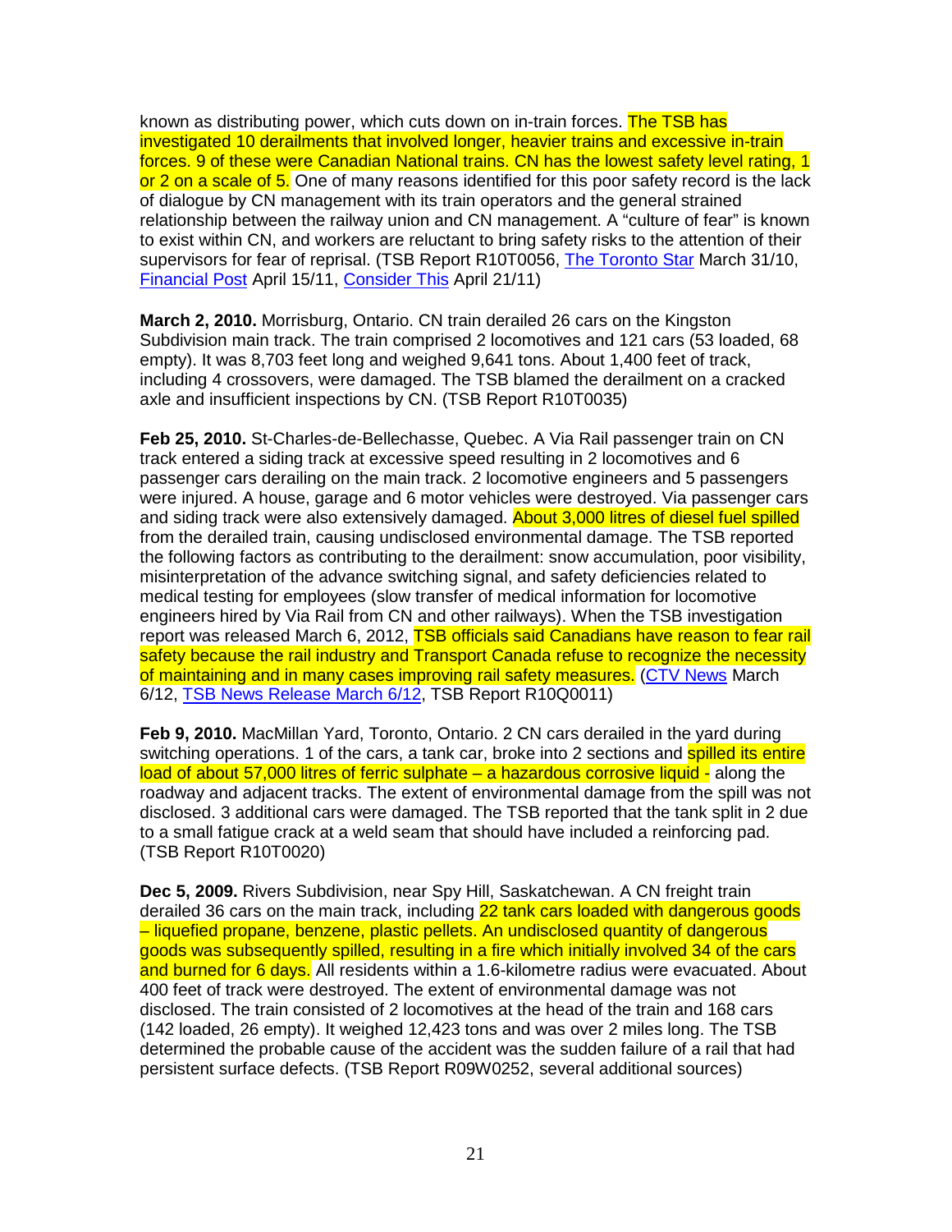known as distributing power, which cuts down on in-train forces. The TSB has investigated 10 derailments that involved longer, heavier trains and excessive in-train forces. 9 of these were Canadian National trains. CN has the lowest safety level rating, 1 or 2 on a scale of 5. One of many reasons identified for this poor safety record is the lack of dialogue by CN management with its train operators and the general strained relationship between the railway union and CN management. A "culture of fear" is known to exist within CN, and workers are reluctant to bring safety risks to the attention of their supervisors for fear of reprisal. (TSB Report R10T0056, The Toronto Star March 31/10, Financial Post April 15/11, Consider This April 21/11)

**March 2, 2010.** Morrisburg, Ontario. CN train derailed 26 cars on the Kingston Subdivision main track. The train comprised 2 locomotives and 121 cars (53 loaded, 68 empty). It was 8,703 feet long and weighed 9,641 tons. About 1,400 feet of track, including 4 crossovers, were damaged. The TSB blamed the derailment on a cracked axle and insufficient inspections by CN. (TSB Report R10T0035)

**Feb 25, 2010.** St-Charles-de-Bellechasse, Quebec. A Via Rail passenger train on CN track entered a siding track at excessive speed resulting in 2 locomotives and 6 passenger cars derailing on the main track. 2 locomotive engineers and 5 passengers were injured. A house, garage and 6 motor vehicles were destroyed. Via passenger cars and siding track were also extensively damaged. About 3,000 litres of diesel fuel spilled from the derailed train, causing undisclosed environmental damage. The TSB reported the following factors as contributing to the derailment: snow accumulation, poor visibility, misinterpretation of the advance switching signal, and safety deficiencies related to medical testing for employees (slow transfer of medical information for locomotive engineers hired by Via Rail from CN and other railways). When the TSB investigation report was released March 6, 2012, TSB officials said Canadians have reason to fear rail safety because the rail industry and Transport Canada refuse to recognize the necessity of maintaining and in many cases improving rail safety measures. (CTV News March 6/12, TSB News Release March 6/12, TSB Report R10Q0011)

**Feb 9, 2010.** MacMillan Yard, Toronto, Ontario. 2 CN cars derailed in the yard during switching operations. 1 of the cars, a tank car, broke into 2 sections and spilled its entire load of about 57,000 litres of ferric sulphate – a hazardous corrosive liquid - along the roadway and adjacent tracks. The extent of environmental damage from the spill was not disclosed. 3 additional cars were damaged. The TSB reported that the tank split in 2 due to a small fatigue crack at a weld seam that should have included a reinforcing pad. (TSB Report R10T0020)

**Dec 5, 2009.** Rivers Subdivision, near Spy Hill, Saskatchewan. A CN freight train derailed 36 cars on the main track, including 22 tank cars loaded with dangerous goods – liquefied propane, benzene, plastic pellets. An undisclosed quantity of dangerous goods was subsequently spilled, resulting in a fire which initially involved 34 of the cars and burned for 6 days. All residents within a 1.6-kilometre radius were evacuated. About 400 feet of track were destroyed. The extent of environmental damage was not disclosed. The train consisted of 2 locomotives at the head of the train and 168 cars (142 loaded, 26 empty). It weighed 12,423 tons and was over 2 miles long. The TSB determined the probable cause of the accident was the sudden failure of a rail that had persistent surface defects. (TSB Report R09W0252, several additional sources)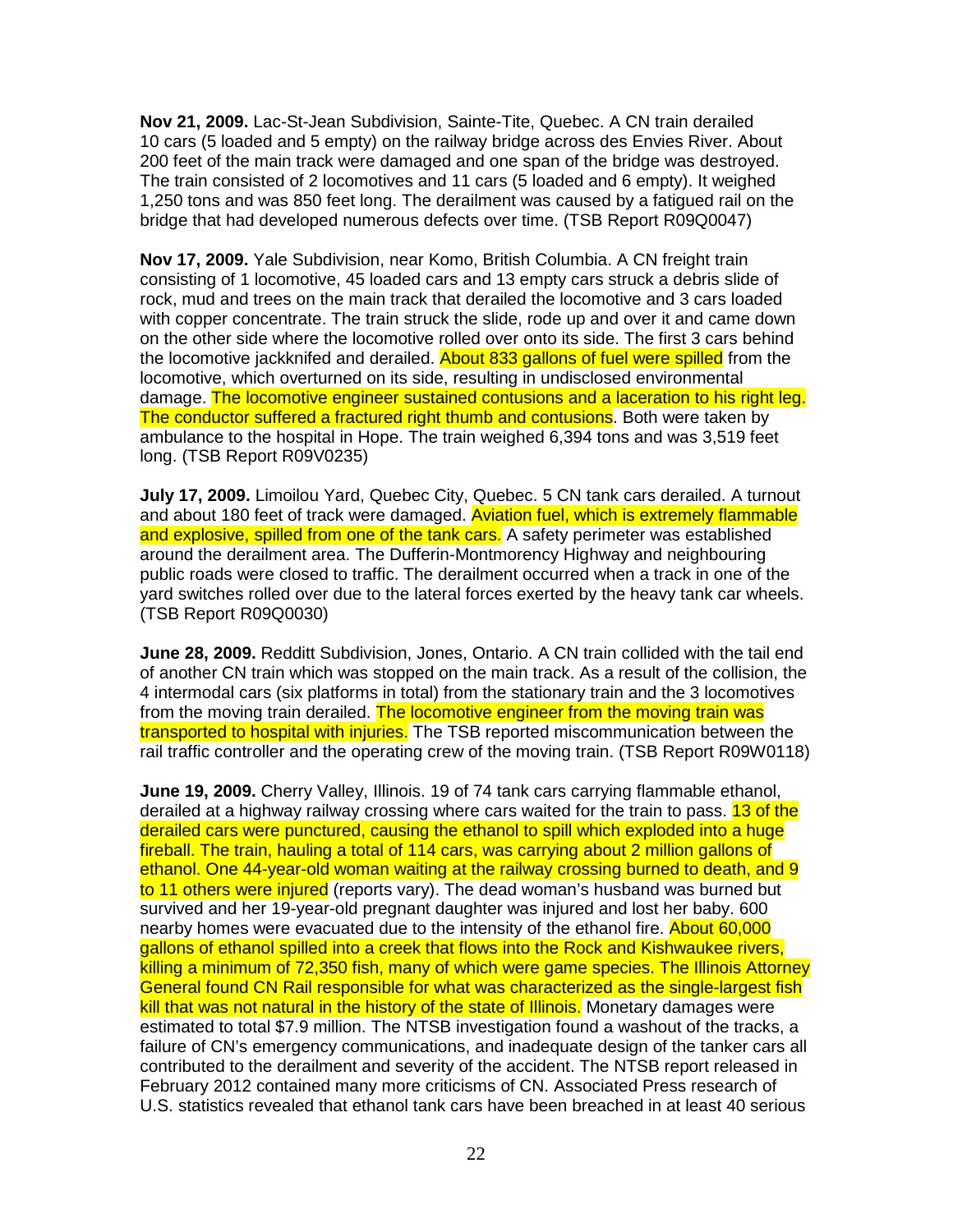**Nov 21, 2009.** Lac-St-Jean Subdivision, Sainte-Tite, Quebec. A CN train derailed 10 cars (5 loaded and 5 empty) on the railway bridge across des Envies River. About 200 feet of the main track were damaged and one span of the bridge was destroyed. The train consisted of 2 locomotives and 11 cars (5 loaded and 6 empty). It weighed 1,250 tons and was 850 feet long. The derailment was caused by a fatigued rail on the bridge that had developed numerous defects over time. (TSB Report R09Q0047)

**Nov 17, 2009.** Yale Subdivision, near Komo, British Columbia. A CN freight train consisting of 1 locomotive, 45 loaded cars and 13 empty cars struck a debris slide of rock, mud and trees on the main track that derailed the locomotive and 3 cars loaded with copper concentrate. The train struck the slide, rode up and over it and came down on the other side where the locomotive rolled over onto its side. The first 3 cars behind the locomotive jackknifed and derailed. About 833 gallons of fuel were spilled from the locomotive, which overturned on its side, resulting in undisclosed environmental damage. The locomotive engineer sustained contusions and a laceration to his right leg. The conductor suffered a fractured right thumb and contusions. Both were taken by ambulance to the hospital in Hope. The train weighed 6,394 tons and was 3,519 feet long. (TSB Report R09V0235)

**July 17, 2009.** Limoilou Yard, Quebec City, Quebec. 5 CN tank cars derailed. A turnout and about 180 feet of track were damaged. Aviation fuel, which is extremely flammable and explosive, spilled from one of the tank cars. A safety perimeter was established around the derailment area. The Dufferin-Montmorency Highway and neighbouring public roads were closed to traffic. The derailment occurred when a track in one of the yard switches rolled over due to the lateral forces exerted by the heavy tank car wheels. (TSB Report R09Q0030)

**June 28, 2009.** Redditt Subdivision, Jones, Ontario. A CN train collided with the tail end of another CN train which was stopped on the main track. As a result of the collision, the 4 intermodal cars (six platforms in total) from the stationary train and the 3 locomotives from the moving train derailed. The locomotive engineer from the moving train was transported to hospital with injuries. The TSB reported miscommunication between the rail traffic controller and the operating crew of the moving train. (TSB Report R09W0118)

**June 19, 2009.** Cherry Valley, Illinois. 19 of 74 tank cars carrying flammable ethanol, derailed at a highway railway crossing where cars waited for the train to pass. 13 of the derailed cars were punctured, causing the ethanol to spill which exploded into a huge fireball. The train, hauling a total of 114 cars, was carrying about 2 million gallons of ethanol. One 44-year-old woman waiting at the railway crossing burned to death, and 9 to 11 others were injured (reports vary). The dead woman's husband was burned but survived and her 19-year-old pregnant daughter was injured and lost her baby. 600 nearby homes were evacuated due to the intensity of the ethanol fire. About 60,000 gallons of ethanol spilled into a creek that flows into the Rock and Kishwaukee rivers, killing a minimum of 72,350 fish, many of which were game species. The Illinois Attorney General found CN Rail responsible for what was characterized as the single-largest fish kill that was not natural in the history of the state of Illinois. Monetary damages were estimated to total $7.9 million. The NTSB investigation found a washout of the tracks, a failure of CN's emergency communications, and inadequate design of the tanker cars all contributed to the derailment and severity of the accident. The NTSB report released in February 2012 contained many more criticisms of CN. Associated Press research of U.S. statistics revealed that ethanol tank cars have been breached in at least 40 serious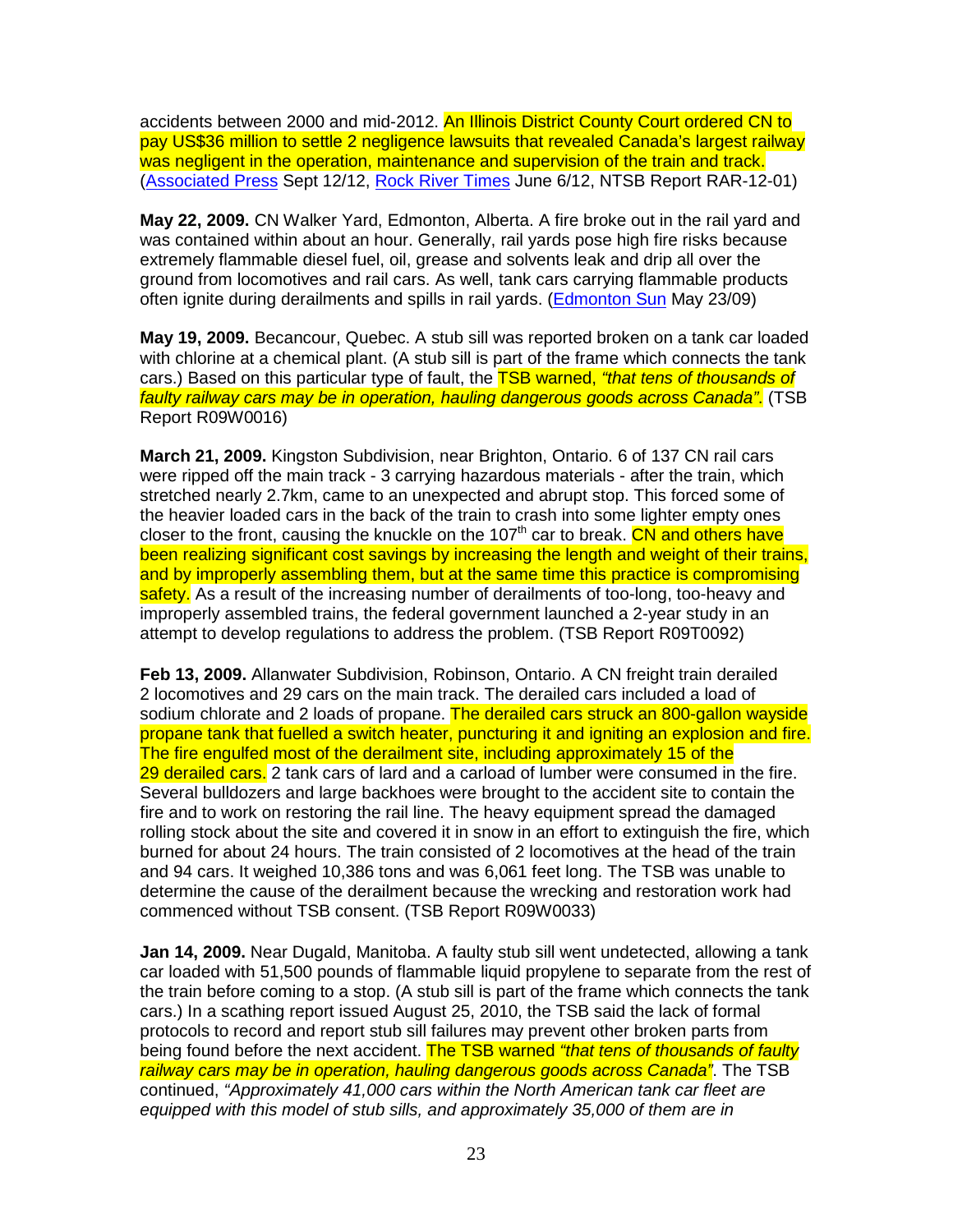accidents between 2000 and mid-2012. An Illinois District County Court ordered CN to pay US$36 million to settle 2 negligence lawsuits that revealed Canada's largest railway was negligent in the operation, maintenance and supervision of the train and track. (Associated Press Sept 12/12, Rock River Times June 6/12, NTSB Report RAR-12-01)

**May 22, 2009.** CN Walker Yard, Edmonton, Alberta. A fire broke out in the rail yard and was contained within about an hour. Generally, rail yards pose high fire risks because extremely flammable diesel fuel, oil, grease and solvents leak and drip all over the ground from locomotives and rail cars. As well, tank cars carrying flammable products often ignite during derailments and spills in rail yards. (Edmonton Sun May 23/09)

**May 19, 2009.** Becancour, Quebec. A stub sill was reported broken on a tank car loaded with chlorine at a chemical plant. (A stub sill is part of the frame which connects the tank cars.) Based on this particular type of fault, the TSB warned, *"that tens of thousands of faulty railway cars may be in operation, hauling dangerous goods across Canada"*. (TSB Report R09W0016)

**March 21, 2009.** Kingston Subdivision, near Brighton, Ontario. 6 of 137 CN rail cars were ripped off the main track - 3 carrying hazardous materials - after the train, which stretched nearly 2.7km, came to an unexpected and abrupt stop. This forced some of the heavier loaded cars in the back of the train to crash into some lighter empty ones closer to the front, causing the knuckle on the 107th car to break. CN and others have been realizing significant cost savings by increasing the length and weight of their trains, and by improperly assembling them, but at the same time this practice is compromising safety. As a result of the increasing number of derailments of too-long, too-heavy and improperly assembled trains, the federal government launched a 2-year study in an attempt to develop regulations to address the problem. (TSB Report R09T0092)

**Feb 13, 2009.** Allanwater Subdivision, Robinson, Ontario. A CN freight train derailed 2 locomotives and 29 cars on the main track. The derailed cars included a load of sodium chlorate and 2 loads of propane. The derailed cars struck an 800-gallon wayside propane tank that fuelled a switch heater, puncturing it and igniting an explosion and fire. The fire engulfed most of the derailment site, including approximately 15 of the 29 derailed cars. 2 tank cars of lard and a carload of lumber were consumed in the fire. Several bulldozers and large backhoes were brought to the accident site to contain the fire and to work on restoring the rail line. The heavy equipment spread the damaged rolling stock about the site and covered it in snow in an effort to extinguish the fire, which burned for about 24 hours. The train consisted of 2 locomotives at the head of the train and 94 cars. It weighed 10,386 tons and was 6,061 feet long. The TSB was unable to determine the cause of the derailment because the wrecking and restoration work had commenced without TSB consent. (TSB Report R09W0033)

**Jan 14, 2009.** Near Dugald, Manitoba. A faulty stub sill went undetected, allowing a tank car loaded with 51,500 pounds of flammable liquid propylene to separate from the rest of the train before coming to a stop. (A stub sill is part of the frame which connects the tank cars.) In a scathing report issued August 25, 2010, the TSB said the lack of formal protocols to record and report stub sill failures may prevent other broken parts from being found before the next accident. The TSB warned *"that tens of thousands of faulty railway cars may be in operation, hauling dangerous goods across Canada"*. The TSB continued, *"Approximately 41,000 cars within the North American tank car fleet are equipped with this model of stub sills, and approximately 35,000 of them are in*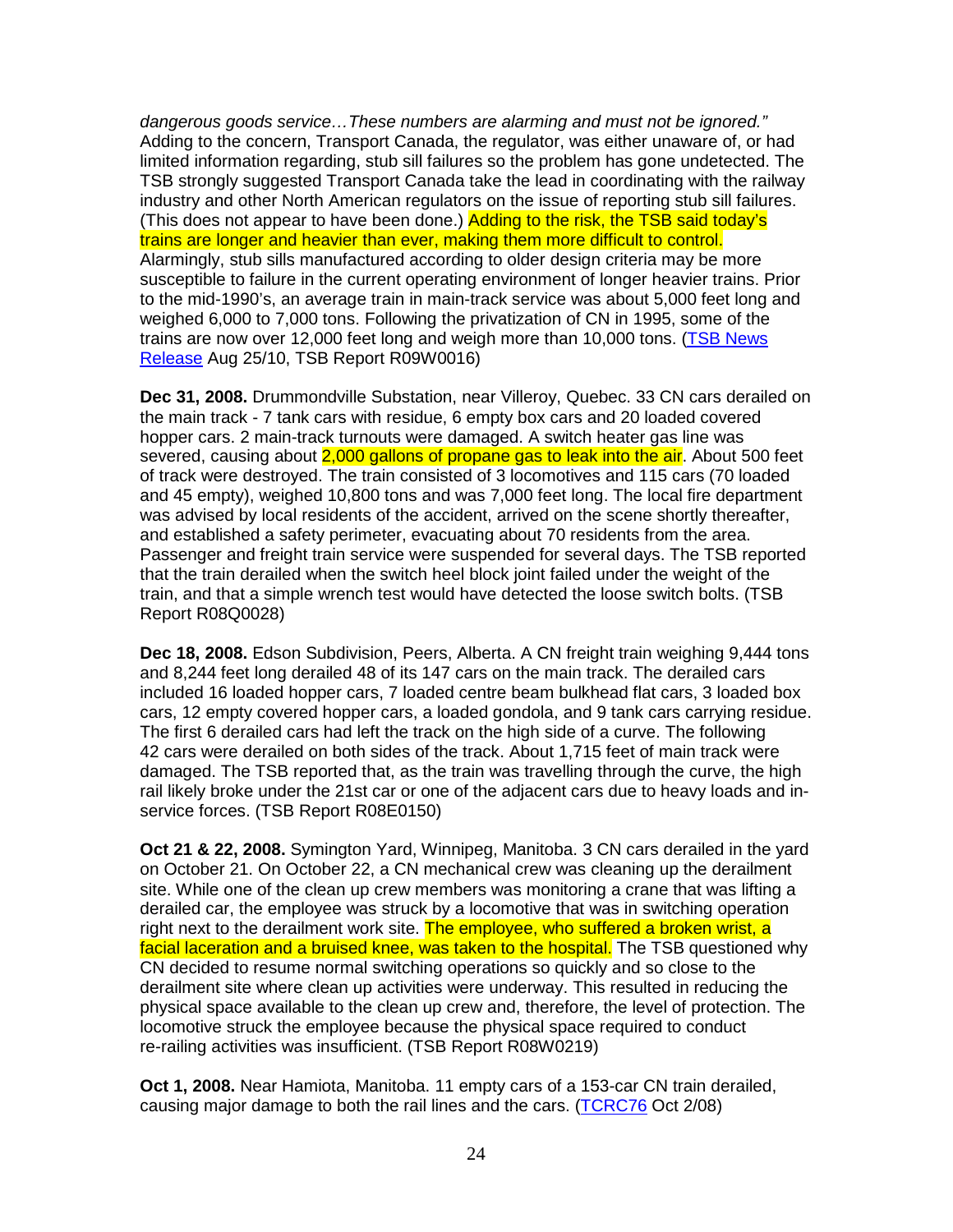*dangerous goods service…These numbers are alarming and must not be ignored."* Adding to the concern, Transport Canada, the regulator, was either unaware of, or had limited information regarding, stub sill failures so the problem has gone undetected. The TSB strongly suggested Transport Canada take the lead in coordinating with the railway industry and other North American regulators on the issue of reporting stub sill failures. (This does not appear to have been done.) Adding to the risk, the TSB said today's trains are longer and heavier than ever, making them more difficult to control. Alarmingly, stub sills manufactured according to older design criteria may be more susceptible to failure in the current operating environment of longer heavier trains. Prior to the mid-1990's, an average train in main-track service was about 5,000 feet long and weighed 6,000 to 7,000 tons. Following the privatization of CN in 1995, some of the trains are now over 12,000 feet long and weigh more than 10,000 tons. (TSB News Release Aug 25/10, TSB Report R09W0016)

**Dec 31, 2008.** Drummondville Substation, near Villeroy, Quebec. 33 CN cars derailed on the main track - 7 tank cars with residue, 6 empty box cars and 20 loaded covered hopper cars. 2 main-track turnouts were damaged. A switch heater gas line was severed, causing about 2,000 gallons of propane gas to leak into the air. About 500 feet of track were destroyed. The train consisted of 3 locomotives and 115 cars (70 loaded and 45 empty), weighed 10,800 tons and was 7,000 feet long. The local fire department was advised by local residents of the accident, arrived on the scene shortly thereafter, and established a safety perimeter, evacuating about 70 residents from the area. Passenger and freight train service were suspended for several days. The TSB reported that the train derailed when the switch heel block joint failed under the weight of the train, and that a simple wrench test would have detected the loose switch bolts. (TSB Report R08Q0028)

**Dec 18, 2008.** Edson Subdivision, Peers, Alberta. A CN freight train weighing 9,444 tons and 8,244 feet long derailed 48 of its 147 cars on the main track. The derailed cars included 16 loaded hopper cars, 7 loaded centre beam bulkhead flat cars, 3 loaded box cars, 12 empty covered hopper cars, a loaded gondola, and 9 tank cars carrying residue. The first 6 derailed cars had left the track on the high side of a curve. The following 42 cars were derailed on both sides of the track. About 1,715 feet of main track were damaged. The TSB reported that, as the train was travelling through the curve, the high rail likely broke under the 21st car or one of the adjacent cars due to heavy loads and in-service forces. (TSB Report R08E0150)

**Oct 21 & 22, 2008.** Symington Yard, Winnipeg, Manitoba. 3 CN cars derailed in the yard on October 21. On October 22, a CN mechanical crew was cleaning up the derailment site. While one of the clean up crew members was monitoring a crane that was lifting a derailed car, the employee was struck by a locomotive that was in switching operation right next to the derailment work site. The employee, who suffered a broken wrist, a facial laceration and a bruised knee, was taken to the hospital. The TSB questioned why CN decided to resume normal switching operations so quickly and so close to the derailment site where clean up activities were underway. This resulted in reducing the physical space available to the clean up crew and, therefore, the level of protection. The locomotive struck the employee because the physical space required to conduct re-railing activities was insufficient. (TSB Report R08W0219)

**Oct 1, 2008.** Near Hamiota, Manitoba. 11 empty cars of a 153-car CN train derailed, causing major damage to both the rail lines and the cars. (TCRC76 Oct 2/08)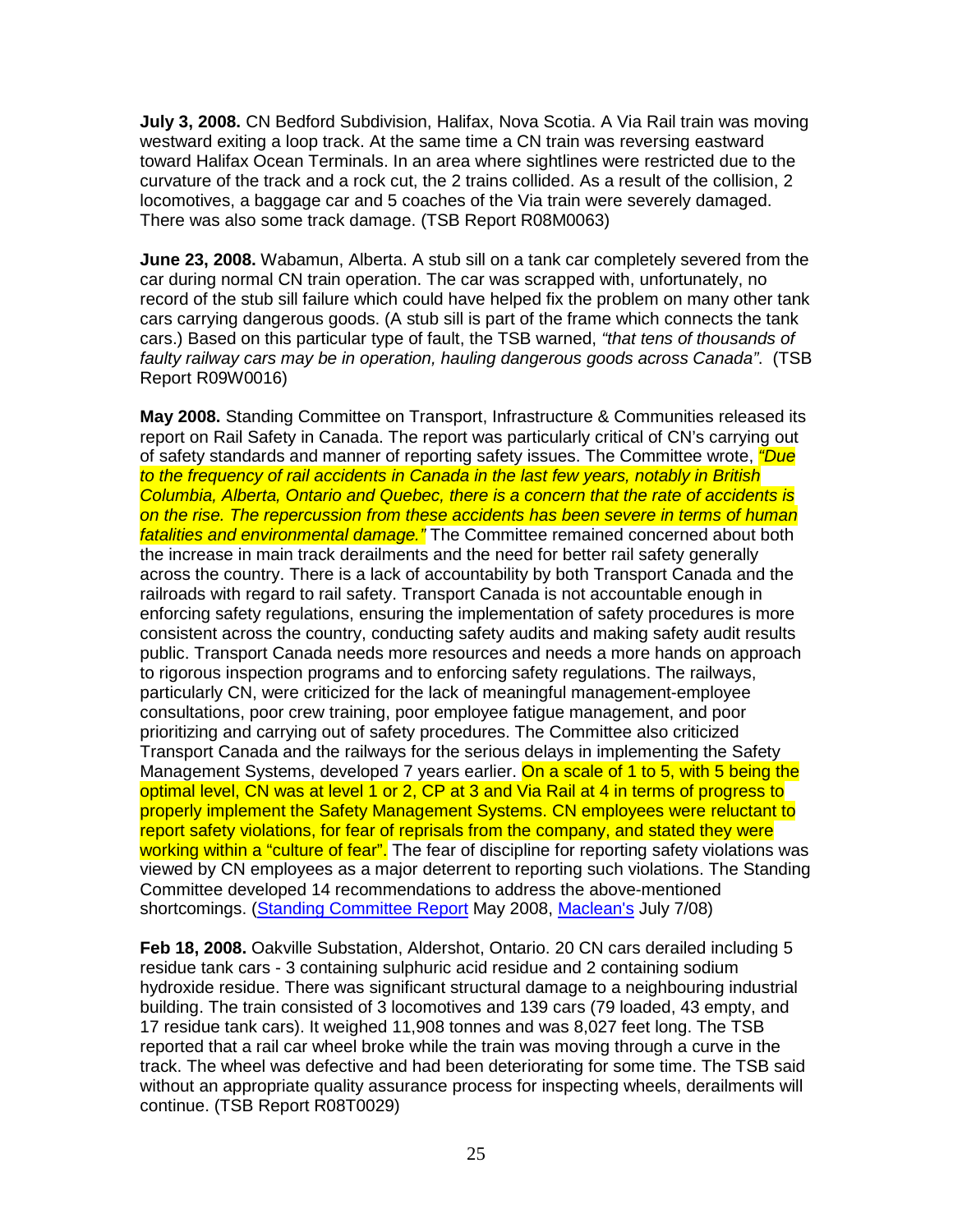**July 3, 2008.** CN Bedford Subdivision, Halifax, Nova Scotia. A Via Rail train was moving westward exiting a loop track. At the same time a CN train was reversing eastward toward Halifax Ocean Terminals. In an area where sightlines were restricted due to the curvature of the track and a rock cut, the 2 trains collided. As a result of the collision, 2 locomotives, a baggage car and 5 coaches of the Via train were severely damaged. There was also some track damage. (TSB Report R08M0063)

**June 23, 2008.** Wabamun, Alberta. A stub sill on a tank car completely severed from the car during normal CN train operation. The car was scrapped with, unfortunately, no record of the stub sill failure which could have helped fix the problem on many other tank cars carrying dangerous goods. (A stub sill is part of the frame which connects the tank cars.) Based on this particular type of fault, the TSB warned, *"that tens of thousands of faulty railway cars may be in operation, hauling dangerous goods across Canada"*. (TSB Report R09W0016)

**May 2008.** Standing Committee on Transport, Infrastructure & Communities released its report on Rail Safety in Canada. The report was particularly critical of CN's carrying out of safety standards and manner of reporting safety issues. The Committee wrote, *"Due to the frequency of rail accidents in Canada in the last few years, notably in British Columbia, Alberta, Ontario and Quebec, there is a concern that the rate of accidents is on the rise. The repercussion from these accidents has been severe in terms of human fatalities and environmental damage."* The Committee remained concerned about both the increase in main track derailments and the need for better rail safety generally across the country. There is a lack of accountability by both Transport Canada and the railroads with regard to rail safety. Transport Canada is not accountable enough in enforcing safety regulations, ensuring the implementation of safety procedures is more consistent across the country, conducting safety audits and making safety audit results public. Transport Canada needs more resources and needs a more hands on approach to rigorous inspection programs and to enforcing safety regulations. The railways, particularly CN, were criticized for the lack of meaningful management-employee consultations, poor crew training, poor employee fatigue management, and poor prioritizing and carrying out of safety procedures. The Committee also criticized Transport Canada and the railways for the serious delays in implementing the Safety Management Systems, developed 7 years earlier. On a scale of 1 to 5, with 5 being the optimal level, CN was at level 1 or 2, CP at 3 and Via Rail at 4 in terms of progress to properly implement the Safety Management Systems. CN employees were reluctant to report safety violations, for fear of reprisals from the company, and stated they were working within a "culture of fear". The fear of discipline for reporting safety violations was viewed by CN employees as a major deterrent to reporting such violations. The Standing Committee developed 14 recommendations to address the above-mentioned shortcomings. (Standing Committee Report May 2008, Maclean's July 7/08)

**Feb 18, 2008.** Oakville Substation, Aldershot, Ontario. 20 CN cars derailed including 5 residue tank cars - 3 containing sulphuric acid residue and 2 containing sodium hydroxide residue. There was significant structural damage to a neighbouring industrial building. The train consisted of 3 locomotives and 139 cars (79 loaded, 43 empty, and 17 residue tank cars). It weighed 11,908 tonnes and was 8,027 feet long. The TSB reported that a rail car wheel broke while the train was moving through a curve in the track. The wheel was defective and had been deteriorating for some time. The TSB said without an appropriate quality assurance process for inspecting wheels, derailments will continue. (TSB Report R08T0029)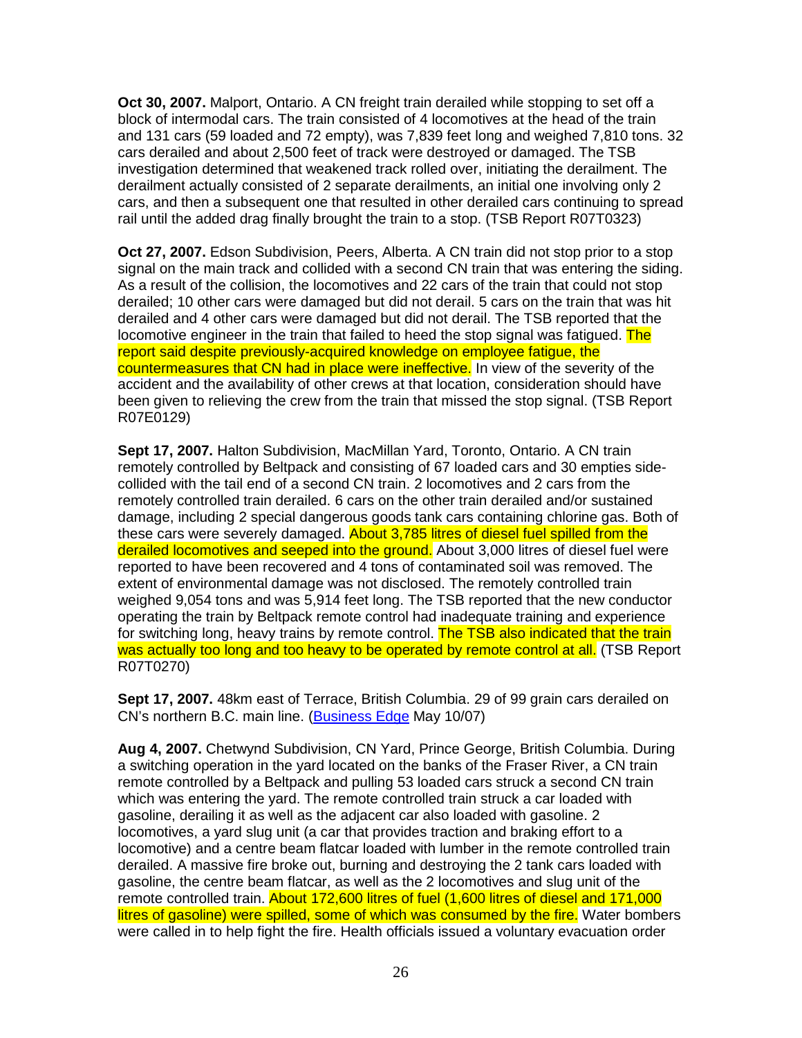**Oct 30, 2007.** Malport, Ontario. A CN freight train derailed while stopping to set off a block of intermodal cars. The train consisted of 4 locomotives at the head of the train and 131 cars (59 loaded and 72 empty), was 7,839 feet long and weighed 7,810 tons. 32 cars derailed and about 2,500 feet of track were destroyed or damaged. The TSB investigation determined that weakened track rolled over, initiating the derailment. The derailment actually consisted of 2 separate derailments, an initial one involving only 2 cars, and then a subsequent one that resulted in other derailed cars continuing to spread rail until the added drag finally brought the train to a stop. (TSB Report R07T0323)

**Oct 27, 2007.** Edson Subdivision, Peers, Alberta. A CN train did not stop prior to a stop signal on the main track and collided with a second CN train that was entering the siding. As a result of the collision, the locomotives and 22 cars of the train that could not stop derailed; 10 other cars were damaged but did not derail. 5 cars on the train that was hit derailed and 4 other cars were damaged but did not derail. The TSB reported that the locomotive engineer in the train that failed to heed the stop signal was fatigued. The report said despite previously-acquired knowledge on employee fatigue, the countermeasures that CN had in place were ineffective. In view of the severity of the accident and the availability of other crews at that location, consideration should have been given to relieving the crew from the train that missed the stop signal. (TSB Report R07E0129)

**Sept 17, 2007.** Halton Subdivision, MacMillan Yard, Toronto, Ontario. A CN train remotely controlled by Beltpack and consisting of 67 loaded cars and 30 empties side-collided with the tail end of a second CN train. 2 locomotives and 2 cars from the remotely controlled train derailed. 6 cars on the other train derailed and/or sustained damage, including 2 special dangerous goods tank cars containing chlorine gas. Both of these cars were severely damaged. About 3,785 litres of diesel fuel spilled from the derailed locomotives and seeped into the ground. About 3,000 litres of diesel fuel were reported to have been recovered and 4 tons of contaminated soil was removed. The extent of environmental damage was not disclosed. The remotely controlled train weighed 9,054 tons and was 5,914 feet long. The TSB reported that the new conductor operating the train by Beltpack remote control had inadequate training and experience for switching long, heavy trains by remote control. The TSB also indicated that the train was actually too long and too heavy to be operated by remote control at all. (TSB Report R07T0270)

**Sept 17, 2007.** 48km east of Terrace, British Columbia. 29 of 99 grain cars derailed on CN's northern B.C. main line. (Business Edge May 10/07)

**Aug 4, 2007.** Chetwynd Subdivision, CN Yard, Prince George, British Columbia. During a switching operation in the yard located on the banks of the Fraser River, a CN train remote controlled by a Beltpack and pulling 53 loaded cars struck a second CN train which was entering the yard. The remote controlled train struck a car loaded with gasoline, derailing it as well as the adjacent car also loaded with gasoline. 2 locomotives, a yard slug unit (a car that provides traction and braking effort to a locomotive) and a centre beam flatcar loaded with lumber in the remote controlled train derailed. A massive fire broke out, burning and destroying the 2 tank cars loaded with gasoline, the centre beam flatcar, as well as the 2 locomotives and slug unit of the remote controlled train. About 172,600 litres of fuel (1,600 litres of diesel and 171,000 litres of gasoline) were spilled, some of which was consumed by the fire. Water bombers were called in to help fight the fire. Health officials issued a voluntary evacuation order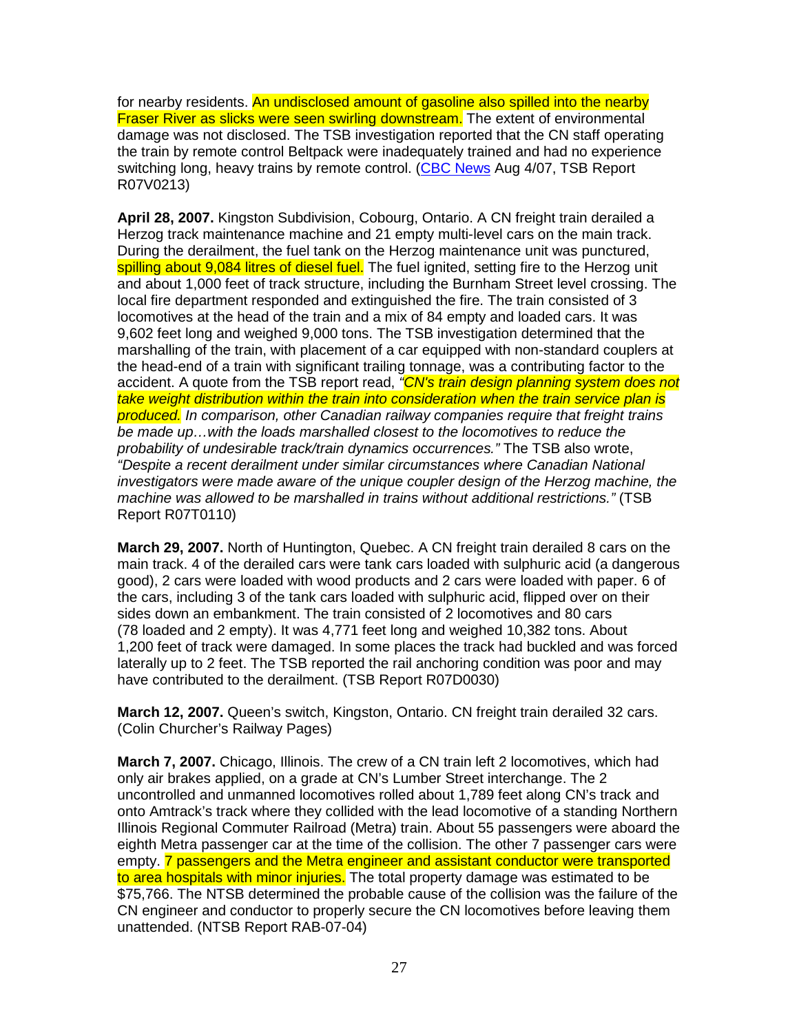for nearby residents. An undisclosed amount of gasoline also spilled into the nearby Fraser River as slicks were seen swirling downstream. The extent of environmental damage was not disclosed. The TSB investigation reported that the CN staff operating the train by remote control Beltpack were inadequately trained and had no experience switching long, heavy trains by remote control. (CBC News Aug 4/07, TSB Report R07V0213)

**April 28, 2007.** Kingston Subdivision, Cobourg, Ontario. A CN freight train derailed a Herzog track maintenance machine and 21 empty multi-level cars on the main track. During the derailment, the fuel tank on the Herzog maintenance unit was punctured, spilling about 9,084 litres of diesel fuel. The fuel ignited, setting fire to the Herzog unit and about 1,000 feet of track structure, including the Burnham Street level crossing. The local fire department responded and extinguished the fire. The train consisted of 3 locomotives at the head of the train and a mix of 84 empty and loaded cars. It was 9,602 feet long and weighed 9,000 tons. The TSB investigation determined that the marshalling of the train, with placement of a car equipped with non-standard couplers at the head-end of a train with significant trailing tonnage, was a contributing factor to the accident. A quote from the TSB report read, *"CN's train design planning system does not take weight distribution within the train into consideration when the train service plan is produced. In comparison, other Canadian railway companies require that freight trains be made up…with the loads marshalled closest to the locomotives to reduce the probability of undesirable track/train dynamics occurrences."* The TSB also wrote, *"Despite a recent derailment under similar circumstances where Canadian National investigators were made aware of the unique coupler design of the Herzog machine, the machine was allowed to be marshalled in trains without additional restrictions."* (TSB Report R07T0110)

**March 29, 2007.** North of Huntington, Quebec. A CN freight train derailed 8 cars on the main track. 4 of the derailed cars were tank cars loaded with sulphuric acid (a dangerous good), 2 cars were loaded with wood products and 2 cars were loaded with paper. 6 of the cars, including 3 of the tank cars loaded with sulphuric acid, flipped over on their sides down an embankment. The train consisted of 2 locomotives and 80 cars (78 loaded and 2 empty). It was 4,771 feet long and weighed 10,382 tons. About 1,200 feet of track were damaged. In some places the track had buckled and was forced laterally up to 2 feet. The TSB reported the rail anchoring condition was poor and may have contributed to the derailment. (TSB Report R07D0030)

**March 12, 2007.** Queen's switch, Kingston, Ontario. CN freight train derailed 32 cars. (Colin Churcher's Railway Pages)

**March 7, 2007.** Chicago, Illinois. The crew of a CN train left 2 locomotives, which had only air brakes applied, on a grade at CN's Lumber Street interchange. The 2 uncontrolled and unmanned locomotives rolled about 1,789 feet along CN's track and onto Amtrack's track where they collided with the lead locomotive of a standing Northern Illinois Regional Commuter Railroad (Metra) train. About 55 passengers were aboard the eighth Metra passenger car at the time of the collision. The other 7 passenger cars were empty. 7 passengers and the Metra engineer and assistant conductor were transported to area hospitals with minor injuries. The total property damage was estimated to be $75,766. The NTSB determined the probable cause of the collision was the failure of the CN engineer and conductor to properly secure the CN locomotives before leaving them unattended. (NTSB Report RAB-07-04)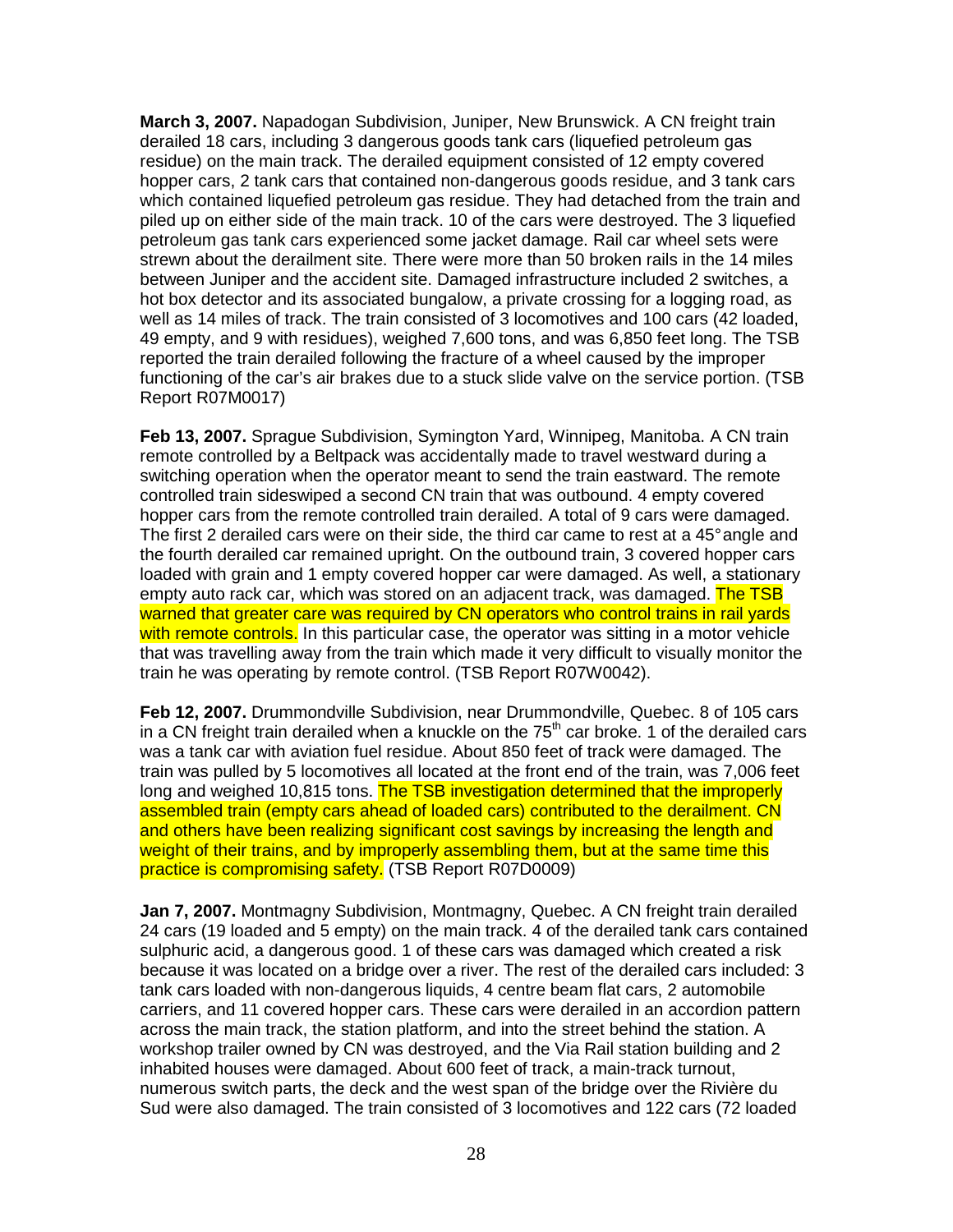**March 3, 2007.** Napadogan Subdivision, Juniper, New Brunswick. A CN freight train derailed 18 cars, including 3 dangerous goods tank cars (liquefied petroleum gas residue) on the main track. The derailed equipment consisted of 12 empty covered hopper cars, 2 tank cars that contained non-dangerous goods residue, and 3 tank cars which contained liquefied petroleum gas residue. They had detached from the train and piled up on either side of the main track. 10 of the cars were destroyed. The 3 liquefied petroleum gas tank cars experienced some jacket damage. Rail car wheel sets were strewn about the derailment site. There were more than 50 broken rails in the 14 miles between Juniper and the accident site. Damaged infrastructure included 2 switches, a hot box detector and its associated bungalow, a private crossing for a logging road, as well as 14 miles of track. The train consisted of 3 locomotives and 100 cars (42 loaded, 49 empty, and 9 with residues), weighed 7,600 tons, and was 6,850 feet long. The TSB reported the train derailed following the fracture of a wheel caused by the improper functioning of the car's air brakes due to a stuck slide valve on the service portion. (TSB Report R07M0017)

**Feb 13, 2007.** Sprague Subdivision, Symington Yard, Winnipeg, Manitoba. A CN train remote controlled by a Beltpack was accidentally made to travel westward during a switching operation when the operator meant to send the train eastward. The remote controlled train sideswiped a second CN train that was outbound. 4 empty covered hopper cars from the remote controlled train derailed. A total of 9 cars were damaged. The first 2 derailed cars were on their side, the third car came to rest at a 45° angle and the fourth derailed car remained upright. On the outbound train, 3 covered hopper cars loaded with grain and 1 empty covered hopper car were damaged. As well, a stationary empty auto rack car, which was stored on an adjacent track, was damaged. The TSB warned that greater care was required by CN operators who control trains in rail yards with remote controls. In this particular case, the operator was sitting in a motor vehicle that was travelling away from the train which made it very difficult to visually monitor the train he was operating by remote control. (TSB Report R07W0042).

**Feb 12, 2007.** Drummondville Subdivision, near Drummondville, Quebec. 8 of 105 cars in a CN freight train derailed when a knuckle on the 75th car broke. 1 of the derailed cars was a tank car with aviation fuel residue. About 850 feet of track were damaged. The train was pulled by 5 locomotives all located at the front end of the train, was 7,006 feet long and weighed 10,815 tons. The TSB investigation determined that the improperly assembled train (empty cars ahead of loaded cars) contributed to the derailment. CN and others have been realizing significant cost savings by increasing the length and weight of their trains, and by improperly assembling them, but at the same time this practice is compromising safety. (TSB Report R07D0009)

**Jan 7, 2007.** Montmagny Subdivision, Montmagny, Quebec. A CN freight train derailed 24 cars (19 loaded and 5 empty) on the main track. 4 of the derailed tank cars contained sulphuric acid, a dangerous good. 1 of these cars was damaged which created a risk because it was located on a bridge over a river. The rest of the derailed cars included: 3 tank cars loaded with non-dangerous liquids, 4 centre beam flat cars, 2 automobile carriers, and 11 covered hopper cars. These cars were derailed in an accordion pattern across the main track, the station platform, and into the street behind the station. A workshop trailer owned by CN was destroyed, and the Via Rail station building and 2 inhabited houses were damaged. About 600 feet of track, a main-track turnout, numerous switch parts, the deck and the west span of the bridge over the Rivière du Sud were also damaged. The train consisted of 3 locomotives and 122 cars (72 loaded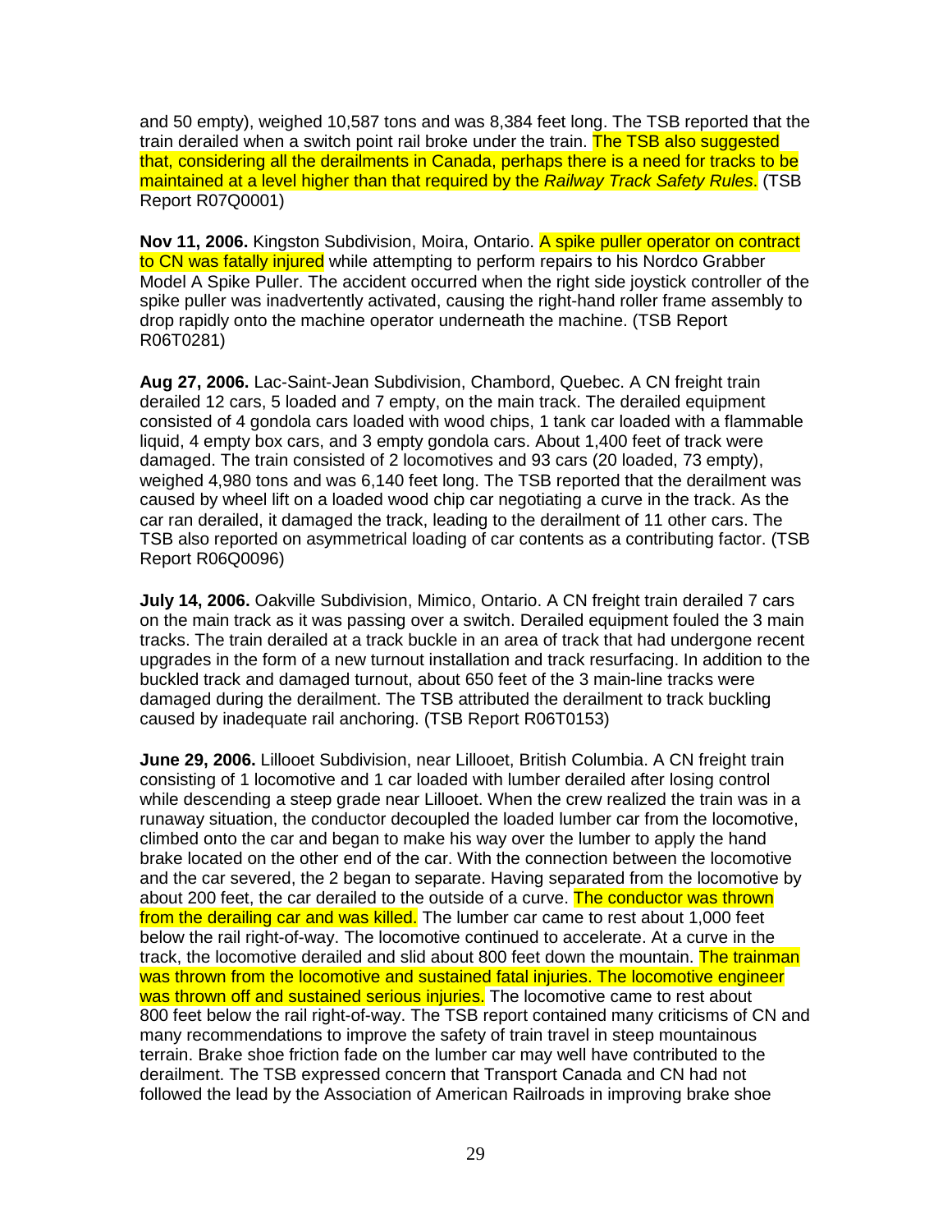and 50 empty), weighed 10,587 tons and was 8,384 feet long. The TSB reported that the train derailed when a switch point rail broke under the train. The TSB also suggested that, considering all the derailments in Canada, perhaps there is a need for tracks to be maintained at a level higher than that required by the *Railway Track Safety Rules*. (TSB Report R07Q0001)

**Nov 11, 2006.** Kingston Subdivision, Moira, Ontario. A spike puller operator on contract to CN was fatally injured while attempting to perform repairs to his Nordco Grabber Model A Spike Puller. The accident occurred when the right side joystick controller of the spike puller was inadvertently activated, causing the right-hand roller frame assembly to drop rapidly onto the machine operator underneath the machine. (TSB Report R06T0281)

**Aug 27, 2006.** Lac-Saint-Jean Subdivision, Chambord, Quebec. A CN freight train derailed 12 cars, 5 loaded and 7 empty, on the main track. The derailed equipment consisted of 4 gondola cars loaded with wood chips, 1 tank car loaded with a flammable liquid, 4 empty box cars, and 3 empty gondola cars. About 1,400 feet of track were damaged. The train consisted of 2 locomotives and 93 cars (20 loaded, 73 empty), weighed 4,980 tons and was 6,140 feet long. The TSB reported that the derailment was caused by wheel lift on a loaded wood chip car negotiating a curve in the track. As the car ran derailed, it damaged the track, leading to the derailment of 11 other cars. The TSB also reported on asymmetrical loading of car contents as a contributing factor. (TSB Report R06Q0096)

**July 14, 2006.** Oakville Subdivision, Mimico, Ontario. A CN freight train derailed 7 cars on the main track as it was passing over a switch. Derailed equipment fouled the 3 main tracks. The train derailed at a track buckle in an area of track that had undergone recent upgrades in the form of a new turnout installation and track resurfacing. In addition to the buckled track and damaged turnout, about 650 feet of the 3 main-line tracks were damaged during the derailment. The TSB attributed the derailment to track buckling caused by inadequate rail anchoring. (TSB Report R06T0153)

**June 29, 2006.** Lillooet Subdivision, near Lillooet, British Columbia. A CN freight train consisting of 1 locomotive and 1 car loaded with lumber derailed after losing control while descending a steep grade near Lillooet. When the crew realized the train was in a runaway situation, the conductor decoupled the loaded lumber car from the locomotive, climbed onto the car and began to make his way over the lumber to apply the hand brake located on the other end of the car. With the connection between the locomotive and the car severed, the 2 began to separate. Having separated from the locomotive by about 200 feet, the car derailed to the outside of a curve. The conductor was thrown from the derailing car and was killed. The lumber car came to rest about 1,000 feet below the rail right-of-way. The locomotive continued to accelerate. At a curve in the track, the locomotive derailed and slid about 800 feet down the mountain. The trainman was thrown from the locomotive and sustained fatal injuries. The locomotive engineer was thrown off and sustained serious injuries. The locomotive came to rest about 800 feet below the rail right-of-way. The TSB report contained many criticisms of CN and many recommendations to improve the safety of train travel in steep mountainous terrain. Brake shoe friction fade on the lumber car may well have contributed to the derailment. The TSB expressed concern that Transport Canada and CN had not followed the lead by the Association of American Railroads in improving brake shoe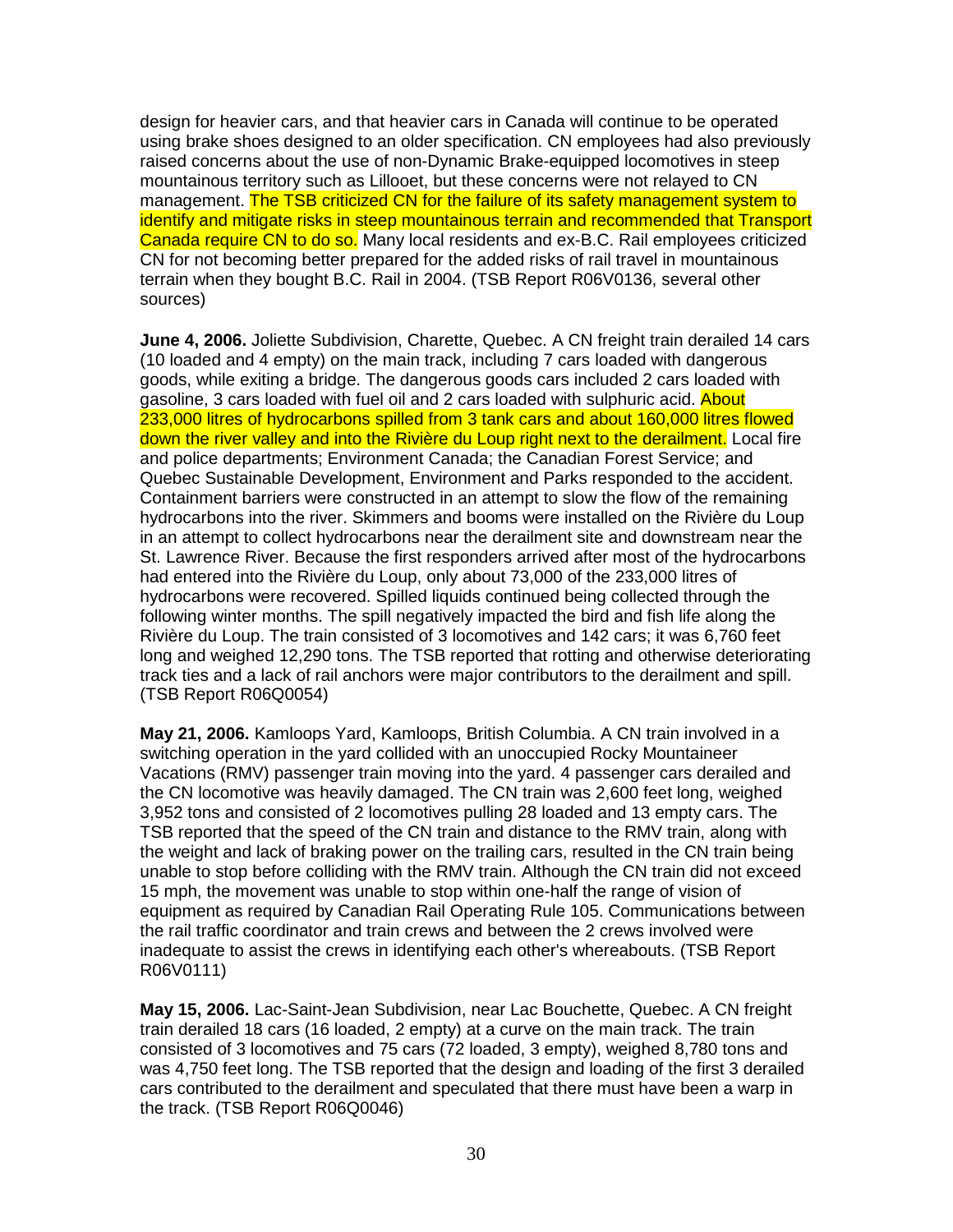design for heavier cars, and that heavier cars in Canada will continue to be operated using brake shoes designed to an older specification. CN employees had also previously raised concerns about the use of non-Dynamic Brake-equipped locomotives in steep mountainous territory such as Lillooet, but these concerns were not relayed to CN management. The TSB criticized CN for the failure of its safety management system to identify and mitigate risks in steep mountainous terrain and recommended that Transport Canada require CN to do so. Many local residents and ex-B.C. Rail employees criticized CN for not becoming better prepared for the added risks of rail travel in mountainous terrain when they bought B.C. Rail in 2004. (TSB Report R06V0136, several other sources)

**June 4, 2006.** Joliette Subdivision, Charette, Quebec. A CN freight train derailed 14 cars (10 loaded and 4 empty) on the main track, including 7 cars loaded with dangerous goods, while exiting a bridge. The dangerous goods cars included 2 cars loaded with gasoline, 3 cars loaded with fuel oil and 2 cars loaded with sulphuric acid. About 233,000 litres of hydrocarbons spilled from 3 tank cars and about 160,000 litres flowed down the river valley and into the Rivière du Loup right next to the derailment. Local fire and police departments; Environment Canada; the Canadian Forest Service; and Quebec Sustainable Development, Environment and Parks responded to the accident. Containment barriers were constructed in an attempt to slow the flow of the remaining hydrocarbons into the river. Skimmers and booms were installed on the Rivière du Loup in an attempt to collect hydrocarbons near the derailment site and downstream near the St. Lawrence River. Because the first responders arrived after most of the hydrocarbons had entered into the Rivière du Loup, only about 73,000 of the 233,000 litres of hydrocarbons were recovered. Spilled liquids continued being collected through the following winter months. The spill negatively impacted the bird and fish life along the Rivière du Loup. The train consisted of 3 locomotives and 142 cars; it was 6,760 feet long and weighed 12,290 tons. The TSB reported that rotting and otherwise deteriorating track ties and a lack of rail anchors were major contributors to the derailment and spill. (TSB Report R06Q0054)

**May 21, 2006.** Kamloops Yard, Kamloops, British Columbia. A CN train involved in a switching operation in the yard collided with an unoccupied Rocky Mountaineer Vacations (RMV) passenger train moving into the yard. 4 passenger cars derailed and the CN locomotive was heavily damaged. The CN train was 2,600 feet long, weighed 3,952 tons and consisted of 2 locomotives pulling 28 loaded and 13 empty cars. The TSB reported that the speed of the CN train and distance to the RMV train, along with the weight and lack of braking power on the trailing cars, resulted in the CN train being unable to stop before colliding with the RMV train. Although the CN train did not exceed 15 mph, the movement was unable to stop within one-half the range of vision of equipment as required by Canadian Rail Operating Rule 105. Communications between the rail traffic coordinator and train crews and between the 2 crews involved were inadequate to assist the crews in identifying each other's whereabouts. (TSB Report R06V0111)

**May 15, 2006.** Lac-Saint-Jean Subdivision, near Lac Bouchette, Quebec. A CN freight train derailed 18 cars (16 loaded, 2 empty) at a curve on the main track. The train consisted of 3 locomotives and 75 cars (72 loaded, 3 empty), weighed 8,780 tons and was 4,750 feet long. The TSB reported that the design and loading of the first 3 derailed cars contributed to the derailment and speculated that there must have been a warp in the track. (TSB Report R06Q0046)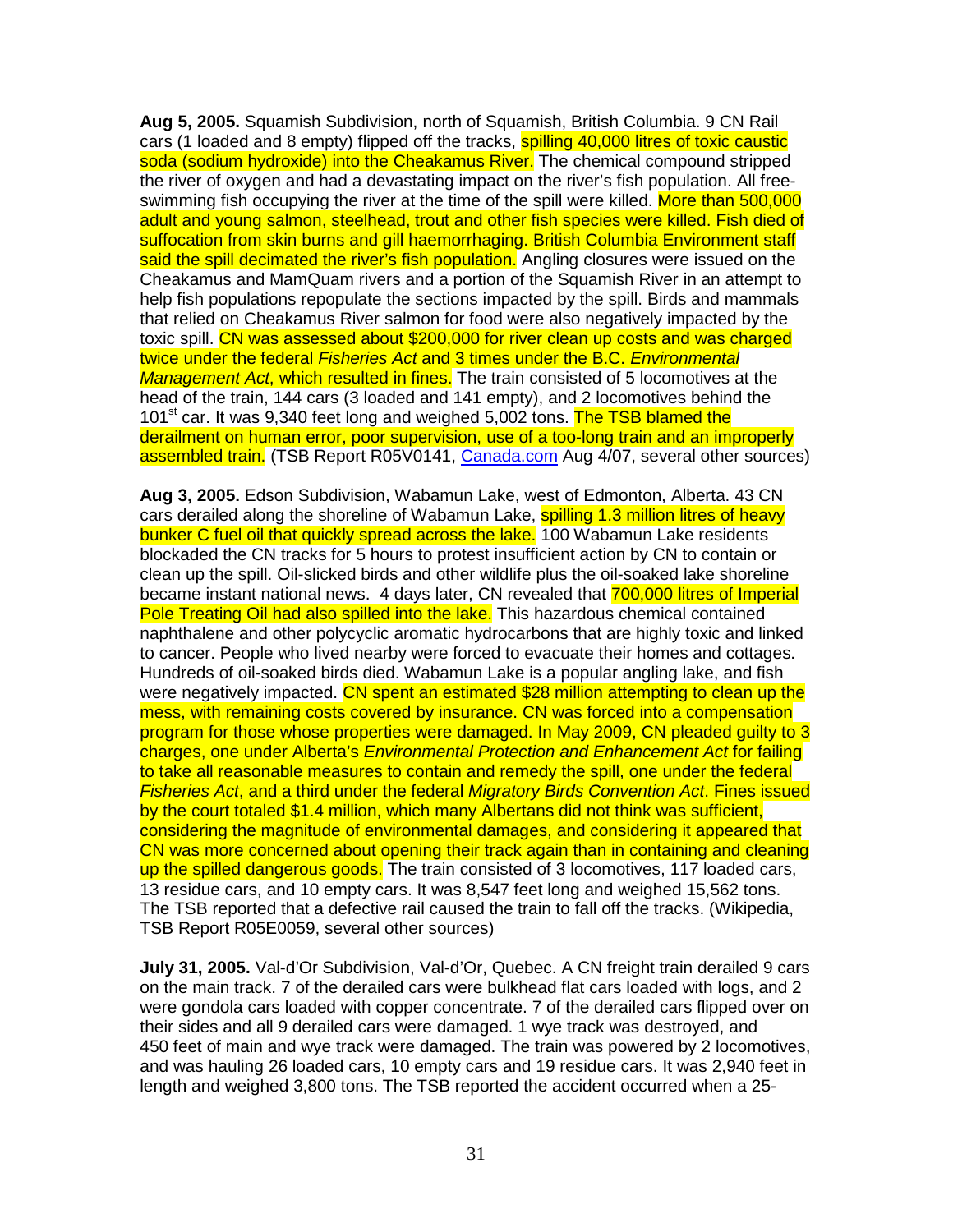**Aug 5, 2005.** Squamish Subdivision, north of Squamish, British Columbia. 9 CN Rail cars (1 loaded and 8 empty) flipped off the tracks, spilling 40,000 litres of toxic caustic soda (sodium hydroxide) into the Cheakamus River. The chemical compound stripped the river of oxygen and had a devastating impact on the river's fish population. All free-swimming fish occupying the river at the time of the spill were killed. More than 500,000 adult and young salmon, steelhead, trout and other fish species were killed. Fish died of suffocation from skin burns and gill haemorrhaging. British Columbia Environment staff said the spill decimated the river's fish population. Angling closures were issued on the Cheakamus and MamQuam rivers and a portion of the Squamish River in an attempt to help fish populations repopulate the sections impacted by the spill. Birds and mammals that relied on Cheakamus River salmon for food were also negatively impacted by the toxic spill. CN was assessed about $200,000 for river clean up costs and was charged twice under the federal *Fisheries Act* and 3 times under the B.C. *Environmental Management Act*, which resulted in fines. The train consisted of 5 locomotives at the head of the train, 144 cars (3 loaded and 141 empty), and 2 locomotives behind the 101st car. It was 9,340 feet long and weighed 5,002 tons. The TSB blamed the derailment on human error, poor supervision, use of a too-long train and an improperly assembled train. (TSB Report R05V0141, Canada.com Aug 4/07, several other sources)

**Aug 3, 2005.** Edson Subdivision, Wabamun Lake, west of Edmonton, Alberta. 43 CN cars derailed along the shoreline of Wabamun Lake, spilling 1.3 million litres of heavy bunker C fuel oil that quickly spread across the lake. 100 Wabamun Lake residents blockaded the CN tracks for 5 hours to protest insufficient action by CN to contain or clean up the spill. Oil-slicked birds and other wildlife plus the oil-soaked lake shoreline became instant national news. 4 days later, CN revealed that 700,000 litres of Imperial Pole Treating Oil had also spilled into the lake. This hazardous chemical contained naphthalene and other polycyclic aromatic hydrocarbons that are highly toxic and linked to cancer. People who lived nearby were forced to evacuate their homes and cottages. Hundreds of oil-soaked birds died. Wabamun Lake is a popular angling lake, and fish were negatively impacted. CN spent an estimated $28 million attempting to clean up the mess, with remaining costs covered by insurance. CN was forced into a compensation program for those whose properties were damaged. In May 2009, CN pleaded guilty to 3 charges, one under Alberta's *Environmental Protection and Enhancement Act* for failing to take all reasonable measures to contain and remedy the spill, one under the federal *Fisheries Act*, and a third under the federal *Migratory Birds Convention Act*. Fines issued by the court totaled $1.4 million, which many Albertans did not think was sufficient, considering the magnitude of environmental damages, and considering it appeared that CN was more concerned about opening their track again than in containing and cleaning up the spilled dangerous goods. The train consisted of 3 locomotives, 117 loaded cars, 13 residue cars, and 10 empty cars. It was 8,547 feet long and weighed 15,562 tons. The TSB reported that a defective rail caused the train to fall off the tracks. (Wikipedia, TSB Report R05E0059, several other sources)

**July 31, 2005.** Val-d'Or Subdivision, Val-d'Or, Quebec. A CN freight train derailed 9 cars on the main track. 7 of the derailed cars were bulkhead flat cars loaded with logs, and 2 were gondola cars loaded with copper concentrate. 7 of the derailed cars flipped over on their sides and all 9 derailed cars were damaged. 1 wye track was destroyed, and 450 feet of main and wye track were damaged. The train was powered by 2 locomotives, and was hauling 26 loaded cars, 10 empty cars and 19 residue cars. It was 2,940 feet in length and weighed 3,800 tons. The TSB reported the accident occurred when a 25-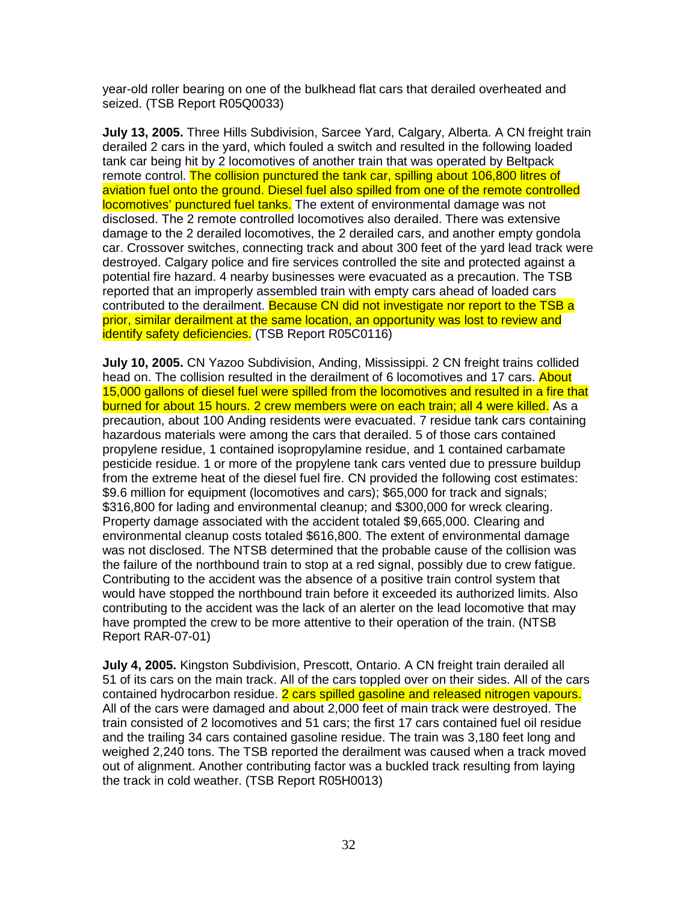year-old roller bearing on one of the bulkhead flat cars that derailed overheated and seized. (TSB Report R05Q0033)

**July 13, 2005.** Three Hills Subdivision, Sarcee Yard, Calgary, Alberta. A CN freight train derailed 2 cars in the yard, which fouled a switch and resulted in the following loaded tank car being hit by 2 locomotives of another train that was operated by Beltpack remote control. The collision punctured the tank car, spilling about 106,800 litres of aviation fuel onto the ground. Diesel fuel also spilled from one of the remote controlled locomotives' punctured fuel tanks. The extent of environmental damage was not disclosed. The 2 remote controlled locomotives also derailed. There was extensive damage to the 2 derailed locomotives, the 2 derailed cars, and another empty gondola car. Crossover switches, connecting track and about 300 feet of the yard lead track were destroyed. Calgary police and fire services controlled the site and protected against a potential fire hazard. 4 nearby businesses were evacuated as a precaution. The TSB reported that an improperly assembled train with empty cars ahead of loaded cars contributed to the derailment. Because CN did not investigate nor report to the TSB a prior, similar derailment at the same location, an opportunity was lost to review and identify safety deficiencies. (TSB Report R05C0116)

**July 10, 2005.** CN Yazoo Subdivision, Anding, Mississippi. 2 CN freight trains collided head on. The collision resulted in the derailment of 6 locomotives and 17 cars. About 15,000 gallons of diesel fuel were spilled from the locomotives and resulted in a fire that burned for about 15 hours. 2 crew members were on each train; all 4 were killed. As a precaution, about 100 Anding residents were evacuated. 7 residue tank cars containing hazardous materials were among the cars that derailed. 5 of those cars contained propylene residue, 1 contained isopropylamine residue, and 1 contained carbamate pesticide residue. 1 or more of the propylene tank cars vented due to pressure buildup from the extreme heat of the diesel fuel fire. CN provided the following cost estimates: $9.6 million for equipment (locomotives and cars); $65,000 for track and signals; $316,800 for lading and environmental cleanup; and $300,000 for wreck clearing. Property damage associated with the accident totaled $9,665,000. Clearing and environmental cleanup costs totaled $616,800. The extent of environmental damage was not disclosed. The NTSB determined that the probable cause of the collision was the failure of the northbound train to stop at a red signal, possibly due to crew fatigue. Contributing to the accident was the absence of a positive train control system that would have stopped the northbound train before it exceeded its authorized limits. Also contributing to the accident was the lack of an alerter on the lead locomotive that may have prompted the crew to be more attentive to their operation of the train. (NTSB Report RAR-07-01)

**July 4, 2005.** Kingston Subdivision, Prescott, Ontario. A CN freight train derailed all 51 of its cars on the main track. All of the cars toppled over on their sides. All of the cars contained hydrocarbon residue. 2 cars spilled gasoline and released nitrogen vapours. All of the cars were damaged and about 2,000 feet of main track were destroyed. The train consisted of 2 locomotives and 51 cars; the first 17 cars contained fuel oil residue and the trailing 34 cars contained gasoline residue. The train was 3,180 feet long and weighed 2,240 tons. The TSB reported the derailment was caused when a track moved out of alignment. Another contributing factor was a buckled track resulting from laying the track in cold weather. (TSB Report R05H0013)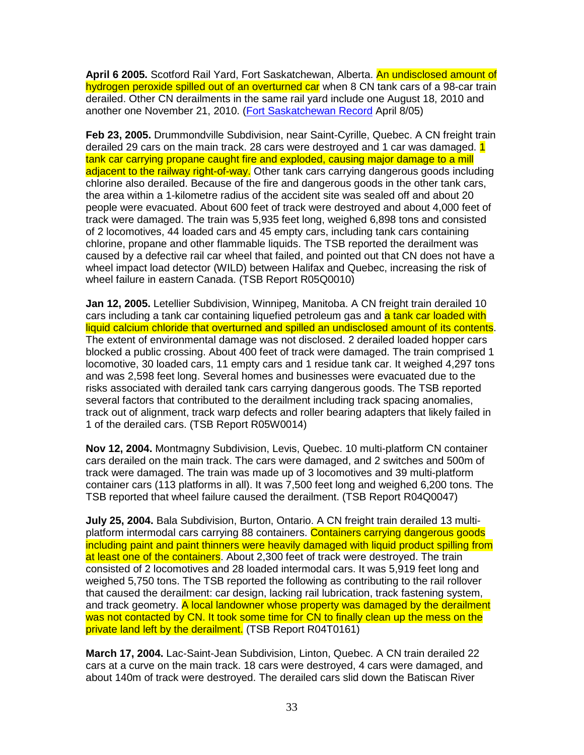**April 6 2005.** Scotford Rail Yard, Fort Saskatchewan, Alberta. An undisclosed amount of hydrogen peroxide spilled out of an overturned car when 8 CN tank cars of a 98-car train derailed. Other CN derailments in the same rail yard include one August 18, 2010 and another one November 21, 2010. (Fort Saskatchewan Record April 8/05)

**Feb 23, 2005.** Drummondville Subdivision, near Saint-Cyrille, Quebec. A CN freight train derailed 29 cars on the main track. 28 cars were destroyed and 1 car was damaged. 1 tank car carrying propane caught fire and exploded, causing major damage to a mill adjacent to the railway right-of-way. Other tank cars carrying dangerous goods including chlorine also derailed. Because of the fire and dangerous goods in the other tank cars, the area within a 1-kilometre radius of the accident site was sealed off and about 20 people were evacuated. About 600 feet of track were destroyed and about 4,000 feet of track were damaged. The train was 5,935 feet long, weighed 6,898 tons and consisted of 2 locomotives, 44 loaded cars and 45 empty cars, including tank cars containing chlorine, propane and other flammable liquids. The TSB reported the derailment was caused by a defective rail car wheel that failed, and pointed out that CN does not have a wheel impact load detector (WILD) between Halifax and Quebec, increasing the risk of wheel failure in eastern Canada. (TSB Report R05Q0010)

**Jan 12, 2005.** Letellier Subdivision, Winnipeg, Manitoba. A CN freight train derailed 10 cars including a tank car containing liquefied petroleum gas and a tank car loaded with liquid calcium chloride that overturned and spilled an undisclosed amount of its contents. The extent of environmental damage was not disclosed. 2 derailed loaded hopper cars blocked a public crossing. About 400 feet of track were damaged. The train comprised 1 locomotive, 30 loaded cars, 11 empty cars and 1 residue tank car. It weighed 4,297 tons and was 2,598 feet long. Several homes and businesses were evacuated due to the risks associated with derailed tank cars carrying dangerous goods. The TSB reported several factors that contributed to the derailment including track spacing anomalies, track out of alignment, track warp defects and roller bearing adapters that likely failed in 1 of the derailed cars. (TSB Report R05W0014)

**Nov 12, 2004.** Montmagny Subdivision, Levis, Quebec. 10 multi-platform CN container cars derailed on the main track. The cars were damaged, and 2 switches and 500m of track were damaged. The train was made up of 3 locomotives and 39 multi-platform container cars (113 platforms in all). It was 7,500 feet long and weighed 6,200 tons. The TSB reported that wheel failure caused the derailment. (TSB Report R04Q0047)

**July 25, 2004.** Bala Subdivision, Burton, Ontario. A CN freight train derailed 13 multi-platform intermodal cars carrying 88 containers. Containers carrying dangerous goods including paint and paint thinners were heavily damaged with liquid product spilling from at least one of the containers. About 2,300 feet of track were destroyed. The train consisted of 2 locomotives and 28 loaded intermodal cars. It was 5,919 feet long and weighed 5,750 tons. The TSB reported the following as contributing to the rail rollover that caused the derailment: car design, lacking rail lubrication, track fastening system, and track geometry. A local landowner whose property was damaged by the derailment was not contacted by CN. It took some time for CN to finally clean up the mess on the private land left by the derailment. (TSB Report R04T0161)

**March 17, 2004.** Lac-Saint-Jean Subdivision, Linton, Quebec. A CN train derailed 22 cars at a curve on the main track. 18 cars were destroyed, 4 cars were damaged, and about 140m of track were destroyed. The derailed cars slid down the Batiscan River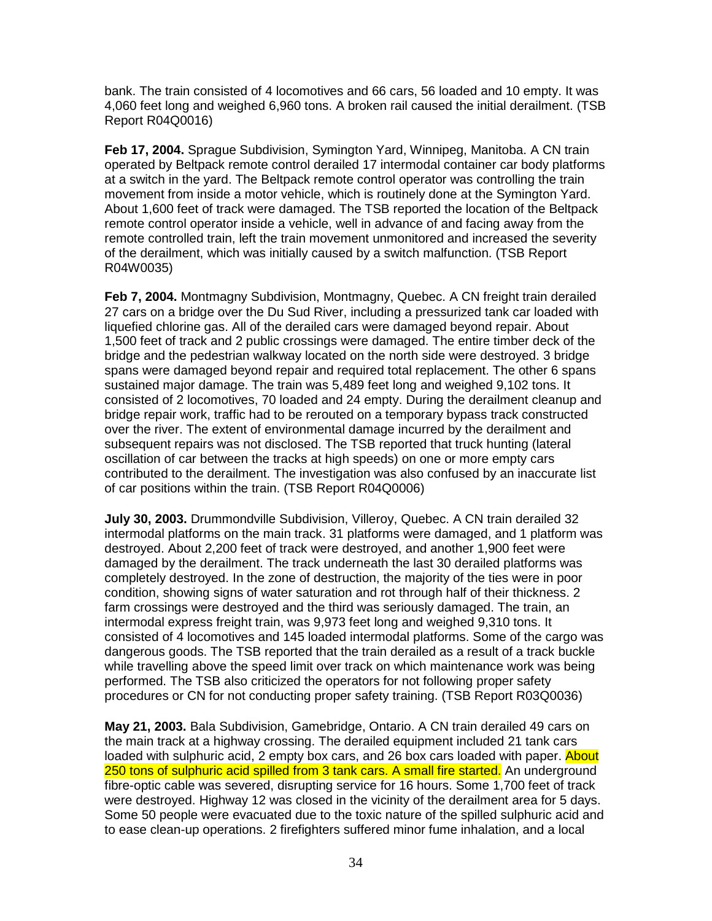bank. The train consisted of 4 locomotives and 66 cars, 56 loaded and 10 empty. It was 4,060 feet long and weighed 6,960 tons. A broken rail caused the initial derailment. (TSB Report R04Q0016)

**Feb 17, 2004.** Sprague Subdivision, Symington Yard, Winnipeg, Manitoba. A CN train operated by Beltpack remote control derailed 17 intermodal container car body platforms at a switch in the yard. The Beltpack remote control operator was controlling the train movement from inside a motor vehicle, which is routinely done at the Symington Yard. About 1,600 feet of track were damaged. The TSB reported the location of the Beltpack remote control operator inside a vehicle, well in advance of and facing away from the remote controlled train, left the train movement unmonitored and increased the severity of the derailment, which was initially caused by a switch malfunction. (TSB Report R04W0035)

**Feb 7, 2004.** Montmagny Subdivision, Montmagny, Quebec. A CN freight train derailed 27 cars on a bridge over the Du Sud River, including a pressurized tank car loaded with liquefied chlorine gas. All of the derailed cars were damaged beyond repair. About 1,500 feet of track and 2 public crossings were damaged. The entire timber deck of the bridge and the pedestrian walkway located on the north side were destroyed. 3 bridge spans were damaged beyond repair and required total replacement. The other 6 spans sustained major damage. The train was 5,489 feet long and weighed 9,102 tons. It consisted of 2 locomotives, 70 loaded and 24 empty. During the derailment cleanup and bridge repair work, traffic had to be rerouted on a temporary bypass track constructed over the river. The extent of environmental damage incurred by the derailment and subsequent repairs was not disclosed. The TSB reported that truck hunting (lateral oscillation of car between the tracks at high speeds) on one or more empty cars contributed to the derailment. The investigation was also confused by an inaccurate list of car positions within the train. (TSB Report R04Q0006)

**July 30, 2003.** Drummondville Subdivision, Villeroy, Quebec. A CN train derailed 32 intermodal platforms on the main track. 31 platforms were damaged, and 1 platform was destroyed. About 2,200 feet of track were destroyed, and another 1,900 feet were damaged by the derailment. The track underneath the last 30 derailed platforms was completely destroyed. In the zone of destruction, the majority of the ties were in poor condition, showing signs of water saturation and rot through half of their thickness. 2 farm crossings were destroyed and the third was seriously damaged. The train, an intermodal express freight train, was 9,973 feet long and weighed 9,310 tons. It consisted of 4 locomotives and 145 loaded intermodal platforms. Some of the cargo was dangerous goods. The TSB reported that the train derailed as a result of a track buckle while travelling above the speed limit over track on which maintenance work was being performed. The TSB also criticized the operators for not following proper safety procedures or CN for not conducting proper safety training. (TSB Report R03Q0036)

**May 21, 2003.** Bala Subdivision, Gamebridge, Ontario. A CN train derailed 49 cars on the main track at a highway crossing. The derailed equipment included 21 tank cars loaded with sulphuric acid, 2 empty box cars, and 26 box cars loaded with paper. About 250 tons of sulphuric acid spilled from 3 tank cars. A small fire started. An underground fibre-optic cable was severed, disrupting service for 16 hours. Some 1,700 feet of track were destroyed. Highway 12 was closed in the vicinity of the derailment area for 5 days. Some 50 people were evacuated due to the toxic nature of the spilled sulphuric acid and to ease clean-up operations. 2 firefighters suffered minor fume inhalation, and a local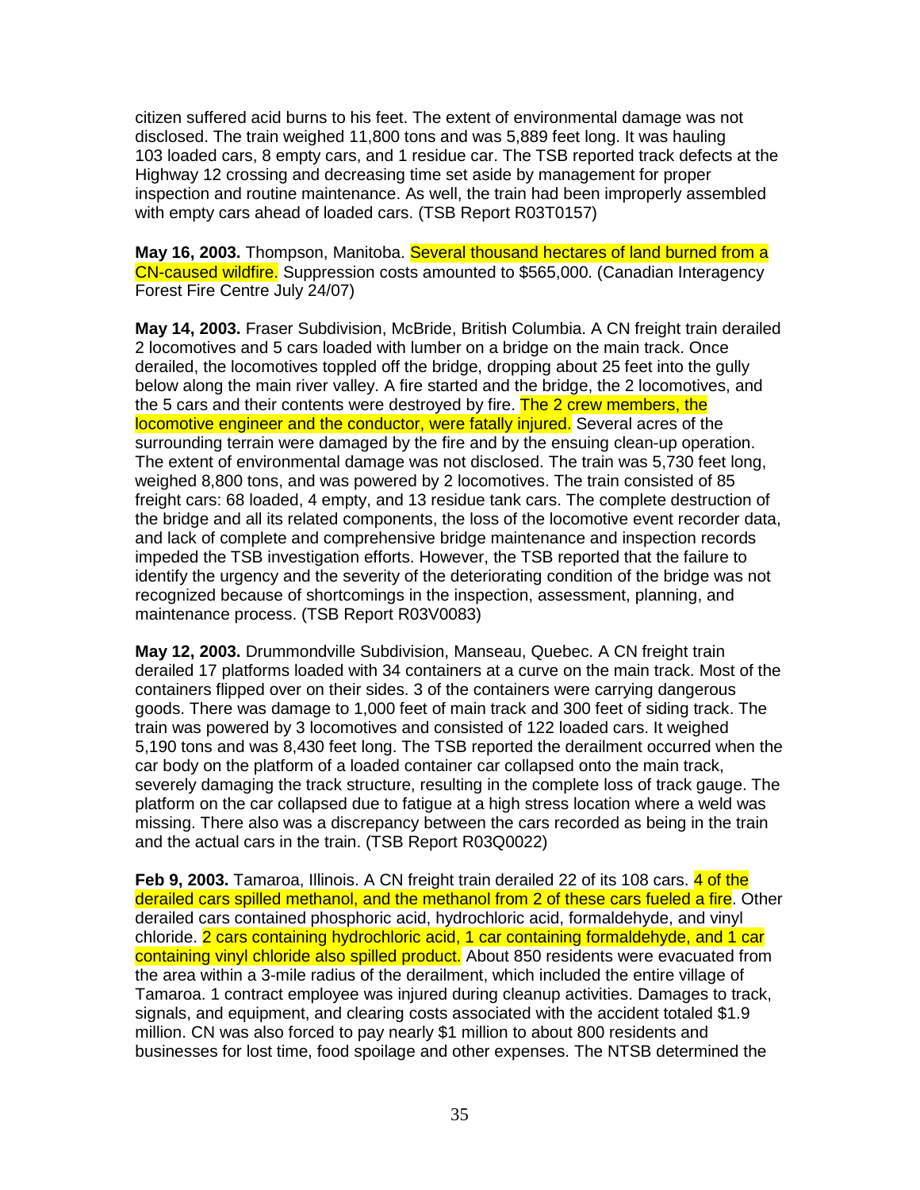citizen suffered acid burns to his feet. The extent of environmental damage was not disclosed. The train weighed 11,800 tons and was 5,889 feet long. It was hauling 103 loaded cars, 8 empty cars, and 1 residue car. The TSB reported track defects at the Highway 12 crossing and decreasing time set aside by management for proper inspection and routine maintenance. As well, the train had been improperly assembled with empty cars ahead of loaded cars. (TSB Report R03T0157)

**May 16, 2003.** Thompson, Manitoba. Several thousand hectares of land burned from a CN-caused wildfire. Suppression costs amounted to $565,000. (Canadian Interagency Forest Fire Centre July 24/07)

**May 14, 2003.** Fraser Subdivision, McBride, British Columbia. A CN freight train derailed 2 locomotives and 5 cars loaded with lumber on a bridge on the main track. Once derailed, the locomotives toppled off the bridge, dropping about 25 feet into the gully below along the main river valley. A fire started and the bridge, the 2 locomotives, and the 5 cars and their contents were destroyed by fire. The 2 crew members, the locomotive engineer and the conductor, were fatally injured. Several acres of the surrounding terrain were damaged by the fire and by the ensuing clean-up operation. The extent of environmental damage was not disclosed. The train was 5,730 feet long, weighed 8,800 tons, and was powered by 2 locomotives. The train consisted of 85 freight cars: 68 loaded, 4 empty, and 13 residue tank cars. The complete destruction of the bridge and all its related components, the loss of the locomotive event recorder data, and lack of complete and comprehensive bridge maintenance and inspection records impeded the TSB investigation efforts. However, the TSB reported that the failure to identify the urgency and the severity of the deteriorating condition of the bridge was not recognized because of shortcomings in the inspection, assessment, planning, and maintenance process. (TSB Report R03V0083)

**May 12, 2003.** Drummondville Subdivision, Manseau, Quebec. A CN freight train derailed 17 platforms loaded with 34 containers at a curve on the main track. Most of the containers flipped over on their sides. 3 of the containers were carrying dangerous goods. There was damage to 1,000 feet of main track and 300 feet of siding track. The train was powered by 3 locomotives and consisted of 122 loaded cars. It weighed 5,190 tons and was 8,430 feet long. The TSB reported the derailment occurred when the car body on the platform of a loaded container car collapsed onto the main track, severely damaging the track structure, resulting in the complete loss of track gauge. The platform on the car collapsed due to fatigue at a high stress location where a weld was missing. There also was a discrepancy between the cars recorded as being in the train and the actual cars in the train. (TSB Report R03Q0022)

**Feb 9, 2003.** Tamaroa, Illinois. A CN freight train derailed 22 of its 108 cars. 4 of the derailed cars spilled methanol, and the methanol from 2 of these cars fueled a fire. Other derailed cars contained phosphoric acid, hydrochloric acid, formaldehyde, and vinyl chloride. 2 cars containing hydrochloric acid, 1 car containing formaldehyde, and 1 car containing vinyl chloride also spilled product. About 850 residents were evacuated from the area within a 3-mile radius of the derailment, which included the entire village of Tamaroa. 1 contract employee was injured during cleanup activities. Damages to track, signals, and equipment, and clearing costs associated with the accident totaled $1.9 million. CN was also forced to pay nearly $1 million to about 800 residents and businesses for lost time, food spoilage and other expenses. The NTSB determined the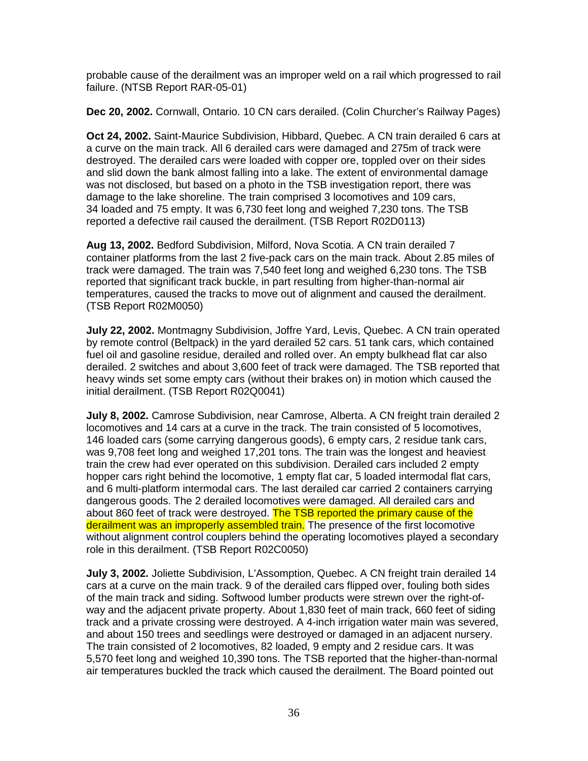probable cause of the derailment was an improper weld on a rail which progressed to rail failure. (NTSB Report RAR-05-01)

**Dec 20, 2002.** Cornwall, Ontario. 10 CN cars derailed. (Colin Churcher's Railway Pages)

**Oct 24, 2002.** Saint-Maurice Subdivision, Hibbard, Quebec. A CN train derailed 6 cars at a curve on the main track. All 6 derailed cars were damaged and 275m of track were destroyed. The derailed cars were loaded with copper ore, toppled over on their sides and slid down the bank almost falling into a lake. The extent of environmental damage was not disclosed, but based on a photo in the TSB investigation report, there was damage to the lake shoreline. The train comprised 3 locomotives and 109 cars, 34 loaded and 75 empty. It was 6,730 feet long and weighed 7,230 tons. The TSB reported a defective rail caused the derailment. (TSB Report R02D0113)

**Aug 13, 2002.** Bedford Subdivision, Milford, Nova Scotia. A CN train derailed 7 container platforms from the last 2 five-pack cars on the main track. About 2.85 miles of track were damaged. The train was 7,540 feet long and weighed 6,230 tons. The TSB reported that significant track buckle, in part resulting from higher-than-normal air temperatures, caused the tracks to move out of alignment and caused the derailment. (TSB Report R02M0050)

**July 22, 2002.** Montmagny Subdivision, Joffre Yard, Levis, Quebec. A CN train operated by remote control (Beltpack) in the yard derailed 52 cars. 51 tank cars, which contained fuel oil and gasoline residue, derailed and rolled over. An empty bulkhead flat car also derailed. 2 switches and about 3,600 feet of track were damaged. The TSB reported that heavy winds set some empty cars (without their brakes on) in motion which caused the initial derailment. (TSB Report R02Q0041)

**July 8, 2002.** Camrose Subdivision, near Camrose, Alberta. A CN freight train derailed 2 locomotives and 14 cars at a curve in the track. The train consisted of 5 locomotives, 146 loaded cars (some carrying dangerous goods), 6 empty cars, 2 residue tank cars, was 9,708 feet long and weighed 17,201 tons. The train was the longest and heaviest train the crew had ever operated on this subdivision. Derailed cars included 2 empty hopper cars right behind the locomotive, 1 empty flat car, 5 loaded intermodal flat cars, and 6 multi-platform intermodal cars. The last derailed car carried 2 containers carrying dangerous goods. The 2 derailed locomotives were damaged. All derailed cars and about 860 feet of track were destroyed. The TSB reported the primary cause of the derailment was an improperly assembled train. The presence of the first locomotive without alignment control couplers behind the operating locomotives played a secondary role in this derailment. (TSB Report R02C0050)

**July 3, 2002.** Joliette Subdivision, L'Assomption, Quebec. A CN freight train derailed 14 cars at a curve on the main track. 9 of the derailed cars flipped over, fouling both sides of the main track and siding. Softwood lumber products were strewn over the right-of-way and the adjacent private property. About 1,830 feet of main track, 660 feet of siding track and a private crossing were destroyed. A 4-inch irrigation water main was severed, and about 150 trees and seedlings were destroyed or damaged in an adjacent nursery. The train consisted of 2 locomotives, 82 loaded, 9 empty and 2 residue cars. It was 5,570 feet long and weighed 10,390 tons. The TSB reported that the higher-than-normal air temperatures buckled the track which caused the derailment. The Board pointed out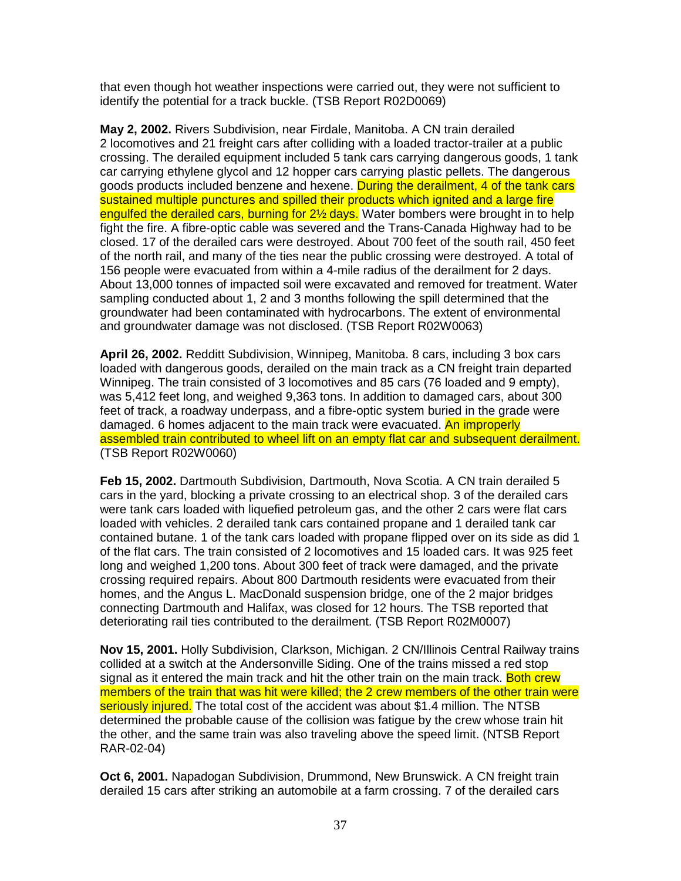that even though hot weather inspections were carried out, they were not sufficient to identify the potential for a track buckle. (TSB Report R02D0069)

**May 2, 2002.** Rivers Subdivision, near Firdale, Manitoba. A CN train derailed 2 locomotives and 21 freight cars after colliding with a loaded tractor-trailer at a public crossing. The derailed equipment included 5 tank cars carrying dangerous goods, 1 tank car carrying ethylene glycol and 12 hopper cars carrying plastic pellets. The dangerous goods products included benzene and hexene. During the derailment, 4 of the tank cars sustained multiple punctures and spilled their products which ignited and a large fire engulfed the derailed cars, burning for 2½ days. Water bombers were brought in to help fight the fire. A fibre-optic cable was severed and the Trans-Canada Highway had to be closed. 17 of the derailed cars were destroyed. About 700 feet of the south rail, 450 feet of the north rail, and many of the ties near the public crossing were destroyed. A total of 156 people were evacuated from within a 4-mile radius of the derailment for 2 days. About 13,000 tonnes of impacted soil were excavated and removed for treatment. Water sampling conducted about 1, 2 and 3 months following the spill determined that the groundwater had been contaminated with hydrocarbons. The extent of environmental and groundwater damage was not disclosed. (TSB Report R02W0063)

**April 26, 2002.** Redditt Subdivision, Winnipeg, Manitoba. 8 cars, including 3 box cars loaded with dangerous goods, derailed on the main track as a CN freight train departed Winnipeg. The train consisted of 3 locomotives and 85 cars (76 loaded and 9 empty), was 5,412 feet long, and weighed 9,363 tons. In addition to damaged cars, about 300 feet of track, a roadway underpass, and a fibre-optic system buried in the grade were damaged. 6 homes adjacent to the main track were evacuated. An improperly assembled train contributed to wheel lift on an empty flat car and subsequent derailment. (TSB Report R02W0060)

**Feb 15, 2002.** Dartmouth Subdivision, Dartmouth, Nova Scotia. A CN train derailed 5 cars in the yard, blocking a private crossing to an electrical shop. 3 of the derailed cars were tank cars loaded with liquefied petroleum gas, and the other 2 cars were flat cars loaded with vehicles. 2 derailed tank cars contained propane and 1 derailed tank car contained butane. 1 of the tank cars loaded with propane flipped over on its side as did 1 of the flat cars. The train consisted of 2 locomotives and 15 loaded cars. It was 925 feet long and weighed 1,200 tons. About 300 feet of track were damaged, and the private crossing required repairs. About 800 Dartmouth residents were evacuated from their homes, and the Angus L. MacDonald suspension bridge, one of the 2 major bridges connecting Dartmouth and Halifax, was closed for 12 hours. The TSB reported that deteriorating rail ties contributed to the derailment. (TSB Report R02M0007)

**Nov 15, 2001.** Holly Subdivision, Clarkson, Michigan. 2 CN/Illinois Central Railway trains collided at a switch at the Andersonville Siding. One of the trains missed a red stop signal as it entered the main track and hit the other train on the main track. Both crew members of the train that was hit were killed; the 2 crew members of the other train were seriously injured. The total cost of the accident was about $1.4 million. The NTSB determined the probable cause of the collision was fatigue by the crew whose train hit the other, and the same train was also traveling above the speed limit. (NTSB Report RAR-02-04)

**Oct 6, 2001.** Napadogan Subdivision, Drummond, New Brunswick. A CN freight train derailed 15 cars after striking an automobile at a farm crossing. 7 of the derailed cars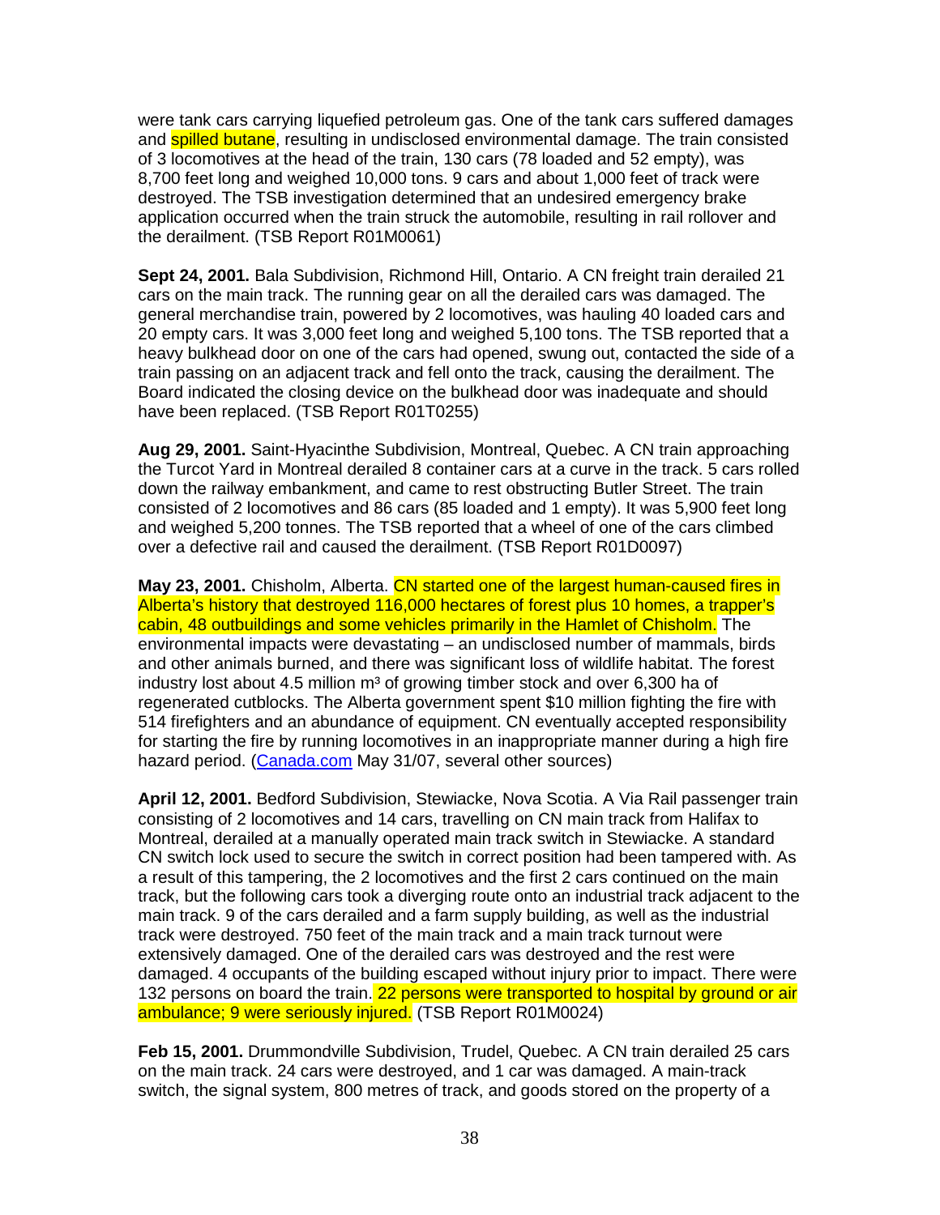were tank cars carrying liquefied petroleum gas. One of the tank cars suffered damages and spilled butane, resulting in undisclosed environmental damage. The train consisted of 3 locomotives at the head of the train, 130 cars (78 loaded and 52 empty), was 8,700 feet long and weighed 10,000 tons. 9 cars and about 1,000 feet of track were destroyed. The TSB investigation determined that an undesired emergency brake application occurred when the train struck the automobile, resulting in rail rollover and the derailment. (TSB Report R01M0061)

**Sept 24, 2001.** Bala Subdivision, Richmond Hill, Ontario. A CN freight train derailed 21 cars on the main track. The running gear on all the derailed cars was damaged. The general merchandise train, powered by 2 locomotives, was hauling 40 loaded cars and 20 empty cars. It was 3,000 feet long and weighed 5,100 tons. The TSB reported that a heavy bulkhead door on one of the cars had opened, swung out, contacted the side of a train passing on an adjacent track and fell onto the track, causing the derailment. The Board indicated the closing device on the bulkhead door was inadequate and should have been replaced. (TSB Report R01T0255)

**Aug 29, 2001.** Saint-Hyacinthe Subdivision, Montreal, Quebec. A CN train approaching the Turcot Yard in Montreal derailed 8 container cars at a curve in the track. 5 cars rolled down the railway embankment, and came to rest obstructing Butler Street. The train consisted of 2 locomotives and 86 cars (85 loaded and 1 empty). It was 5,900 feet long and weighed 5,200 tonnes. The TSB reported that a wheel of one of the cars climbed over a defective rail and caused the derailment. (TSB Report R01D0097)

**May 23, 2001.** Chisholm, Alberta. CN started one of the largest human-caused fires in Alberta's history that destroyed 116,000 hectares of forest plus 10 homes, a trapper's cabin, 48 outbuildings and some vehicles primarily in the Hamlet of Chisholm. The environmental impacts were devastating – an undisclosed number of mammals, birds and other animals burned, and there was significant loss of wildlife habitat. The forest industry lost about 4.5 million m³ of growing timber stock and over 6,300 ha of regenerated cutblocks. The Alberta government spent $10 million fighting the fire with 514 firefighters and an abundance of equipment. CN eventually accepted responsibility for starting the fire by running locomotives in an inappropriate manner during a high fire hazard period. (Canada.com May 31/07, several other sources)

**April 12, 2001.** Bedford Subdivision, Stewiacke, Nova Scotia. A Via Rail passenger train consisting of 2 locomotives and 14 cars, travelling on CN main track from Halifax to Montreal, derailed at a manually operated main track switch in Stewiacke. A standard CN switch lock used to secure the switch in correct position had been tampered with. As a result of this tampering, the 2 locomotives and the first 2 cars continued on the main track, but the following cars took a diverging route onto an industrial track adjacent to the main track. 9 of the cars derailed and a farm supply building, as well as the industrial track were destroyed. 750 feet of the main track and a main track turnout were extensively damaged. One of the derailed cars was destroyed and the rest were damaged. 4 occupants of the building escaped without injury prior to impact. There were 132 persons on board the train. 22 persons were transported to hospital by ground or air ambulance; 9 were seriously injured. (TSB Report R01M0024)

**Feb 15, 2001.** Drummondville Subdivision, Trudel, Quebec. A CN train derailed 25 cars on the main track. 24 cars were destroyed, and 1 car was damaged. A main-track switch, the signal system, 800 metres of track, and goods stored on the property of a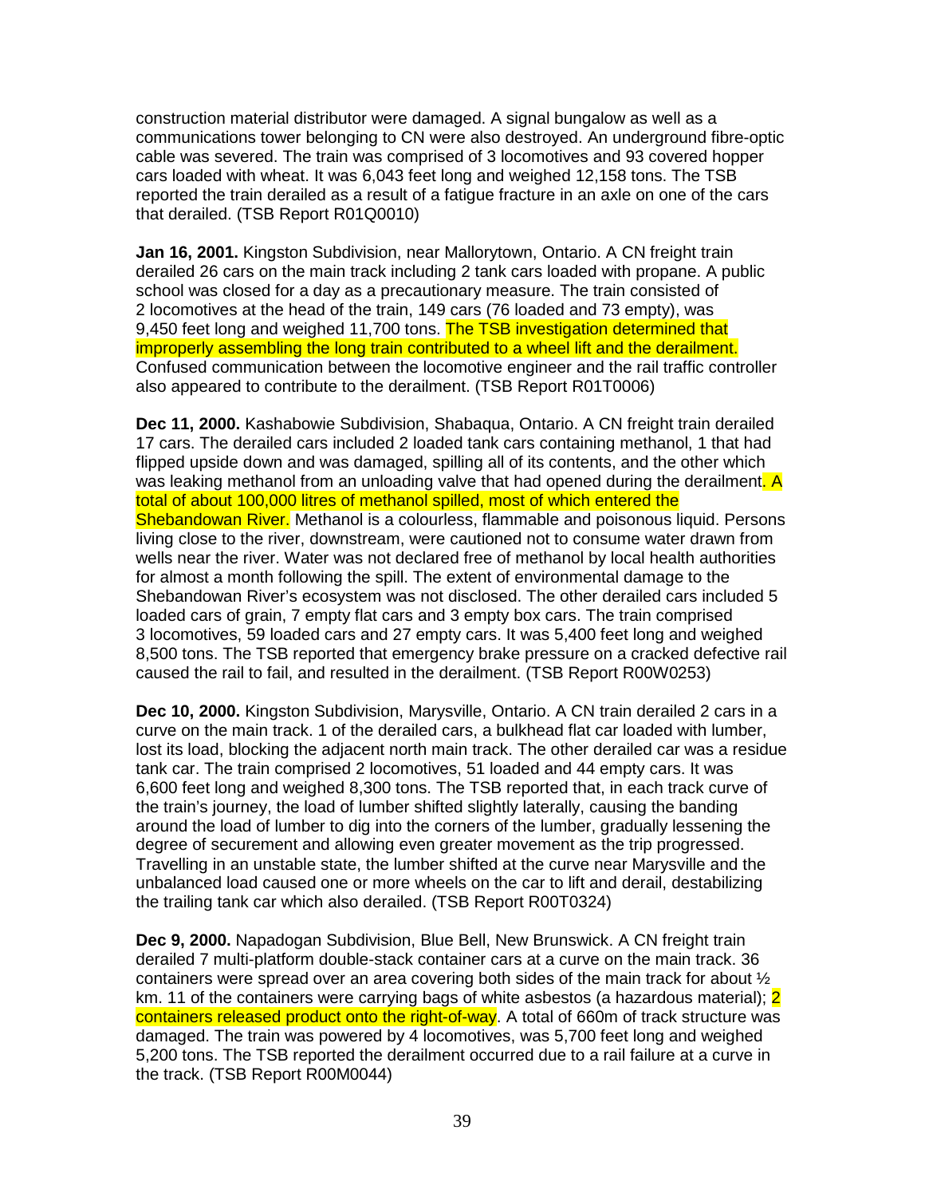construction material distributor were damaged. A signal bungalow as well as a communications tower belonging to CN were also destroyed. An underground fibre-optic cable was severed. The train was comprised of 3 locomotives and 93 covered hopper cars loaded with wheat. It was 6,043 feet long and weighed 12,158 tons. The TSB reported the train derailed as a result of a fatigue fracture in an axle on one of the cars that derailed. (TSB Report R01Q0010)

**Jan 16, 2001.** Kingston Subdivision, near Mallorytown, Ontario. A CN freight train derailed 26 cars on the main track including 2 tank cars loaded with propane. A public school was closed for a day as a precautionary measure. The train consisted of 2 locomotives at the head of the train, 149 cars (76 loaded and 73 empty), was 9,450 feet long and weighed 11,700 tons. The TSB investigation determined that improperly assembling the long train contributed to a wheel lift and the derailment. Confused communication between the locomotive engineer and the rail traffic controller also appeared to contribute to the derailment. (TSB Report R01T0006)

**Dec 11, 2000.** Kashabowie Subdivision, Shabaqua, Ontario. A CN freight train derailed 17 cars. The derailed cars included 2 loaded tank cars containing methanol, 1 that had flipped upside down and was damaged, spilling all of its contents, and the other which was leaking methanol from an unloading valve that had opened during the derailment. A total of about 100,000 litres of methanol spilled, most of which entered the Shebandowan River. Methanol is a colourless, flammable and poisonous liquid. Persons living close to the river, downstream, were cautioned not to consume water drawn from wells near the river. Water was not declared free of methanol by local health authorities for almost a month following the spill. The extent of environmental damage to the Shebandowan River's ecosystem was not disclosed. The other derailed cars included 5 loaded cars of grain, 7 empty flat cars and 3 empty box cars. The train comprised 3 locomotives, 59 loaded cars and 27 empty cars. It was 5,400 feet long and weighed 8,500 tons. The TSB reported that emergency brake pressure on a cracked defective rail caused the rail to fail, and resulted in the derailment. (TSB Report R00W0253)

**Dec 10, 2000.** Kingston Subdivision, Marysville, Ontario. A CN train derailed 2 cars in a curve on the main track. 1 of the derailed cars, a bulkhead flat car loaded with lumber, lost its load, blocking the adjacent north main track. The other derailed car was a residue tank car. The train comprised 2 locomotives, 51 loaded and 44 empty cars. It was 6,600 feet long and weighed 8,300 tons. The TSB reported that, in each track curve of the train's journey, the load of lumber shifted slightly laterally, causing the banding around the load of lumber to dig into the corners of the lumber, gradually lessening the degree of securement and allowing even greater movement as the trip progressed. Travelling in an unstable state, the lumber shifted at the curve near Marysville and the unbalanced load caused one or more wheels on the car to lift and derail, destabilizing the trailing tank car which also derailed. (TSB Report R00T0324)

**Dec 9, 2000.** Napadogan Subdivision, Blue Bell, New Brunswick. A CN freight train derailed 7 multi-platform double-stack container cars at a curve on the main track. 36 containers were spread over an area covering both sides of the main track for about ½ km. 11 of the containers were carrying bags of white asbestos (a hazardous material); 2 containers released product onto the right-of-way. A total of 660m of track structure was damaged. The train was powered by 4 locomotives, was 5,700 feet long and weighed 5,200 tons. The TSB reported the derailment occurred due to a rail failure at a curve in the track. (TSB Report R00M0044)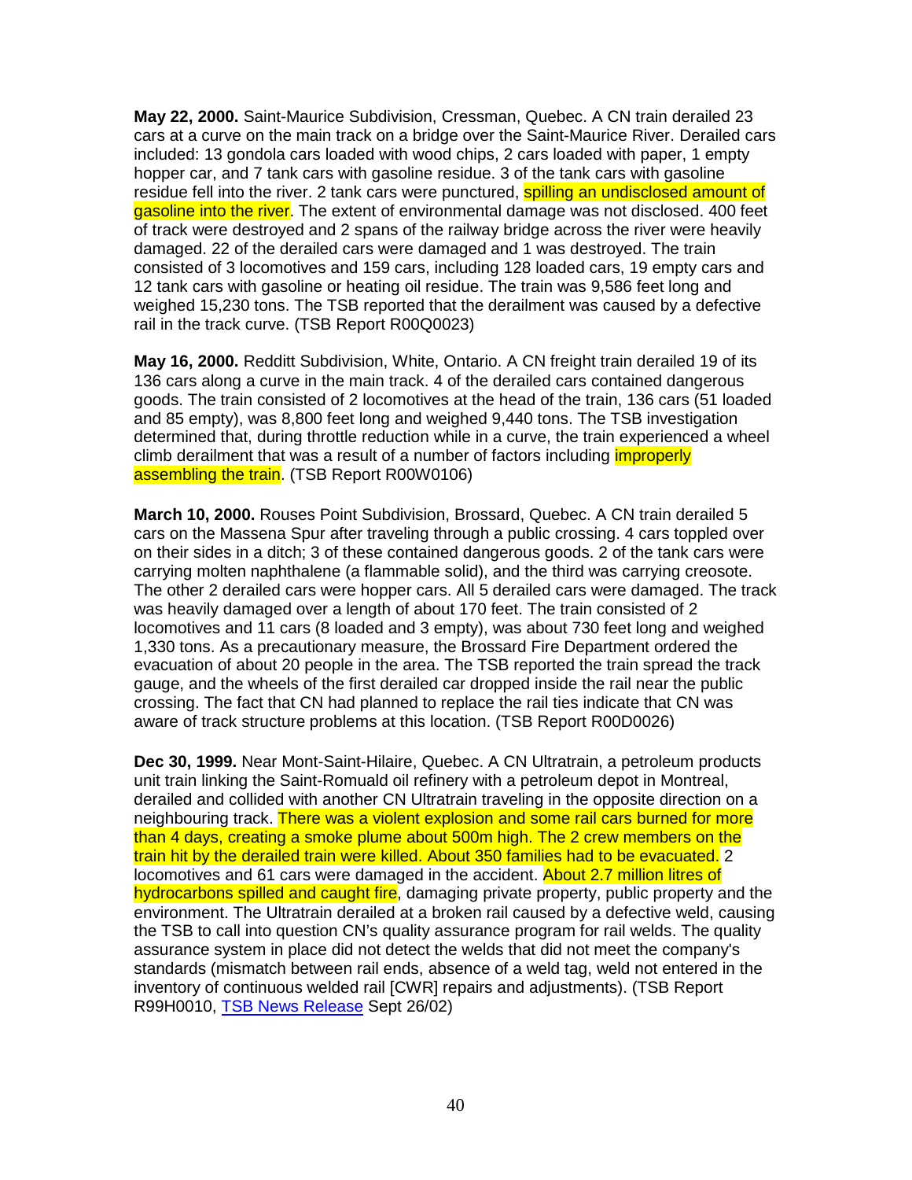**May 22, 2000.** Saint-Maurice Subdivision, Cressman, Quebec. A CN train derailed 23 cars at a curve on the main track on a bridge over the Saint-Maurice River. Derailed cars included: 13 gondola cars loaded with wood chips, 2 cars loaded with paper, 1 empty hopper car, and 7 tank cars with gasoline residue. 3 of the tank cars with gasoline residue fell into the river. 2 tank cars were punctured, spilling an undisclosed amount of gasoline into the river. The extent of environmental damage was not disclosed. 400 feet of track were destroyed and 2 spans of the railway bridge across the river were heavily damaged. 22 of the derailed cars were damaged and 1 was destroyed. The train consisted of 3 locomotives and 159 cars, including 128 loaded cars, 19 empty cars and 12 tank cars with gasoline or heating oil residue. The train was 9,586 feet long and weighed 15,230 tons. The TSB reported that the derailment was caused by a defective rail in the track curve. (TSB Report R00Q0023)

**May 16, 2000.** Redditt Subdivision, White, Ontario. A CN freight train derailed 19 of its 136 cars along a curve in the main track. 4 of the derailed cars contained dangerous goods. The train consisted of 2 locomotives at the head of the train, 136 cars (51 loaded and 85 empty), was 8,800 feet long and weighed 9,440 tons. The TSB investigation determined that, during throttle reduction while in a curve, the train experienced a wheel climb derailment that was a result of a number of factors including improperly assembling the train. (TSB Report R00W0106)

**March 10, 2000.** Rouses Point Subdivision, Brossard, Quebec. A CN train derailed 5 cars on the Massena Spur after traveling through a public crossing. 4 cars toppled over on their sides in a ditch; 3 of these contained dangerous goods. 2 of the tank cars were carrying molten naphthalene (a flammable solid), and the third was carrying creosote. The other 2 derailed cars were hopper cars. All 5 derailed cars were damaged. The track was heavily damaged over a length of about 170 feet. The train consisted of 2 locomotives and 11 cars (8 loaded and 3 empty), was about 730 feet long and weighed 1,330 tons. As a precautionary measure, the Brossard Fire Department ordered the evacuation of about 20 people in the area. The TSB reported the train spread the track gauge, and the wheels of the first derailed car dropped inside the rail near the public crossing. The fact that CN had planned to replace the rail ties indicate that CN was aware of track structure problems at this location. (TSB Report R00D0026)

**Dec 30, 1999.** Near Mont-Saint-Hilaire, Quebec. A CN Ultratrain, a petroleum products unit train linking the Saint-Romuald oil refinery with a petroleum depot in Montreal, derailed and collided with another CN Ultratrain traveling in the opposite direction on a neighbouring track. There was a violent explosion and some rail cars burned for more than 4 days, creating a smoke plume about 500m high. The 2 crew members on the train hit by the derailed train were killed. About 350 families had to be evacuated. 2 locomotives and 61 cars were damaged in the accident. About 2.7 million litres of hydrocarbons spilled and caught fire, damaging private property, public property and the environment. The Ultratrain derailed at a broken rail caused by a defective weld, causing the TSB to call into question CN's quality assurance program for rail welds. The quality assurance system in place did not detect the welds that did not meet the company's standards (mismatch between rail ends, absence of a weld tag, weld not entered in the inventory of continuous welded rail [CWR] repairs and adjustments). (TSB Report R99H0010, TSB News Release Sept 26/02)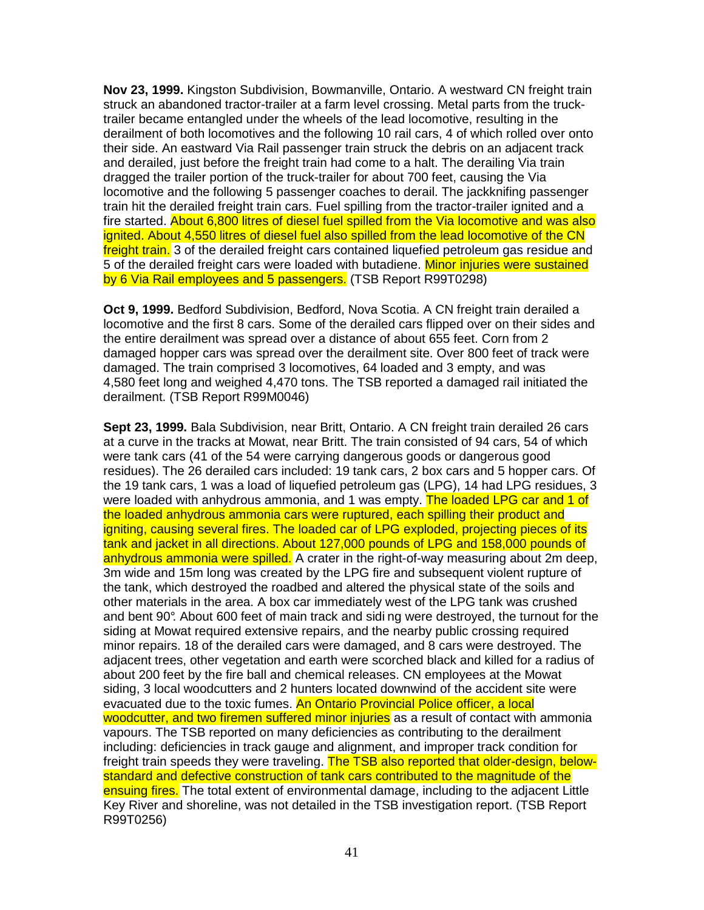**Nov 23, 1999.** Kingston Subdivision, Bowmanville, Ontario. A westward CN freight train struck an abandoned tractor-trailer at a farm level crossing. Metal parts from the truck-trailer became entangled under the wheels of the lead locomotive, resulting in the derailment of both locomotives and the following 10 rail cars, 4 of which rolled over onto their side. An eastward Via Rail passenger train struck the debris on an adjacent track and derailed, just before the freight train had come to a halt. The derailing Via train dragged the trailer portion of the truck-trailer for about 700 feet, causing the Via locomotive and the following 5 passenger coaches to derail. The jackknifing passenger train hit the derailed freight train cars. Fuel spilling from the tractor-trailer ignited and a fire started. About 6,800 litres of diesel fuel spilled from the Via locomotive and was also ignited. About 4,550 litres of diesel fuel also spilled from the lead locomotive of the CN freight train. 3 of the derailed freight cars contained liquefied petroleum gas residue and 5 of the derailed freight cars were loaded with butadiene. Minor injuries were sustained by 6 Via Rail employees and 5 passengers. (TSB Report R99T0298)

**Oct 9, 1999.** Bedford Subdivision, Bedford, Nova Scotia. A CN freight train derailed a locomotive and the first 8 cars. Some of the derailed cars flipped over on their sides and the entire derailment was spread over a distance of about 655 feet. Corn from 2 damaged hopper cars was spread over the derailment site. Over 800 feet of track were damaged. The train comprised 3 locomotives, 64 loaded and 3 empty, and was 4,580 feet long and weighed 4,470 tons. The TSB reported a damaged rail initiated the derailment. (TSB Report R99M0046)

**Sept 23, 1999.** Bala Subdivision, near Britt, Ontario. A CN freight train derailed 26 cars at a curve in the tracks at Mowat, near Britt. The train consisted of 94 cars, 54 of which were tank cars (41 of the 54 were carrying dangerous goods or dangerous good residues). The 26 derailed cars included: 19 tank cars, 2 box cars and 5 hopper cars. Of the 19 tank cars, 1 was a load of liquefied petroleum gas (LPG), 14 had LPG residues, 3 were loaded with anhydrous ammonia, and 1 was empty. The loaded LPG car and 1 of the loaded anhydrous ammonia cars were ruptured, each spilling their product and igniting, causing several fires. The loaded car of LPG exploded, projecting pieces of its tank and jacket in all directions. About 127,000 pounds of LPG and 158,000 pounds of anhydrous ammonia were spilled. A crater in the right-of-way measuring about 2m deep, 3m wide and 15m long was created by the LPG fire and subsequent violent rupture of the tank, which destroyed the roadbed and altered the physical state of the soils and other materials in the area. A box car immediately west of the LPG tank was crushed and bent 90°. About 600 feet of main track and siding were destroyed, the turnout for the siding at Mowat required extensive repairs, and the nearby public crossing required minor repairs. 18 of the derailed cars were damaged, and 8 cars were destroyed. The adjacent trees, other vegetation and earth were scorched black and killed for a radius of about 200 feet by the fire ball and chemical releases. CN employees at the Mowat siding, 3 local woodcutters and 2 hunters located downwind of the accident site were evacuated due to the toxic fumes. An Ontario Provincial Police officer, a local woodcutter, and two firemen suffered minor injuries as a result of contact with ammonia vapours. The TSB reported on many deficiencies as contributing to the derailment including: deficiencies in track gauge and alignment, and improper track condition for freight train speeds they were traveling. The TSB also reported that older-design, below-standard and defective construction of tank cars contributed to the magnitude of the ensuing fires. The total extent of environmental damage, including to the adjacent Little Key River and shoreline, was not detailed in the TSB investigation report. (TSB Report R99T0256)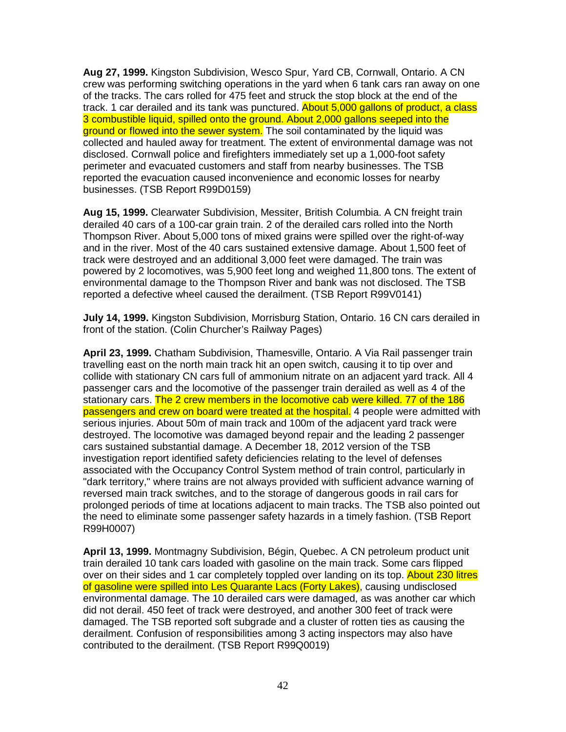**Aug 27, 1999.** Kingston Subdivision, Wesco Spur, Yard CB, Cornwall, Ontario. A CN crew was performing switching operations in the yard when 6 tank cars ran away on one of the tracks. The cars rolled for 475 feet and struck the stop block at the end of the track. 1 car derailed and its tank was punctured. About 5,000 gallons of product, a class 3 combustible liquid, spilled onto the ground. About 2,000 gallons seeped into the ground or flowed into the sewer system. The soil contaminated by the liquid was collected and hauled away for treatment. The extent of environmental damage was not disclosed. Cornwall police and firefighters immediately set up a 1,000-foot safety perimeter and evacuated customers and staff from nearby businesses. The TSB reported the evacuation caused inconvenience and economic losses for nearby businesses. (TSB Report R99D0159)

**Aug 15, 1999.** Clearwater Subdivision, Messiter, British Columbia. A CN freight train derailed 40 cars of a 100-car grain train. 2 of the derailed cars rolled into the North Thompson River. About 5,000 tons of mixed grains were spilled over the right-of-way and in the river. Most of the 40 cars sustained extensive damage. About 1,500 feet of track were destroyed and an additional 3,000 feet were damaged. The train was powered by 2 locomotives, was 5,900 feet long and weighed 11,800 tons. The extent of environmental damage to the Thompson River and bank was not disclosed. The TSB reported a defective wheel caused the derailment. (TSB Report R99V0141)

**July 14, 1999.** Kingston Subdivision, Morrisburg Station, Ontario. 16 CN cars derailed in front of the station. (Colin Churcher's Railway Pages)

**April 23, 1999.** Chatham Subdivision, Thamesville, Ontario. A Via Rail passenger train travelling east on the north main track hit an open switch, causing it to tip over and collide with stationary CN cars full of ammonium nitrate on an adjacent yard track. All 4 passenger cars and the locomotive of the passenger train derailed as well as 4 of the stationary cars. The 2 crew members in the locomotive cab were killed. 77 of the 186 passengers and crew on board were treated at the hospital. 4 people were admitted with serious injuries. About 50m of main track and 100m of the adjacent yard track were destroyed. The locomotive was damaged beyond repair and the leading 2 passenger cars sustained substantial damage. A December 18, 2012 version of the TSB investigation report identified safety deficiencies relating to the level of defenses associated with the Occupancy Control System method of train control, particularly in "dark territory," where trains are not always provided with sufficient advance warning of reversed main track switches, and to the storage of dangerous goods in rail cars for prolonged periods of time at locations adjacent to main tracks. The TSB also pointed out the need to eliminate some passenger safety hazards in a timely fashion. (TSB Report R99H0007)

**April 13, 1999.** Montmagny Subdivision, Bégin, Quebec. A CN petroleum product unit train derailed 10 tank cars loaded with gasoline on the main track. Some cars flipped over on their sides and 1 car completely toppled over landing on its top. About 230 litres of gasoline were spilled into Les Quarante Lacs (Forty Lakes), causing undisclosed environmental damage. The 10 derailed cars were damaged, as was another car which did not derail. 450 feet of track were destroyed, and another 300 feet of track were damaged. The TSB reported soft subgrade and a cluster of rotten ties as causing the derailment. Confusion of responsibilities among 3 acting inspectors may also have contributed to the derailment. (TSB Report R99Q0019)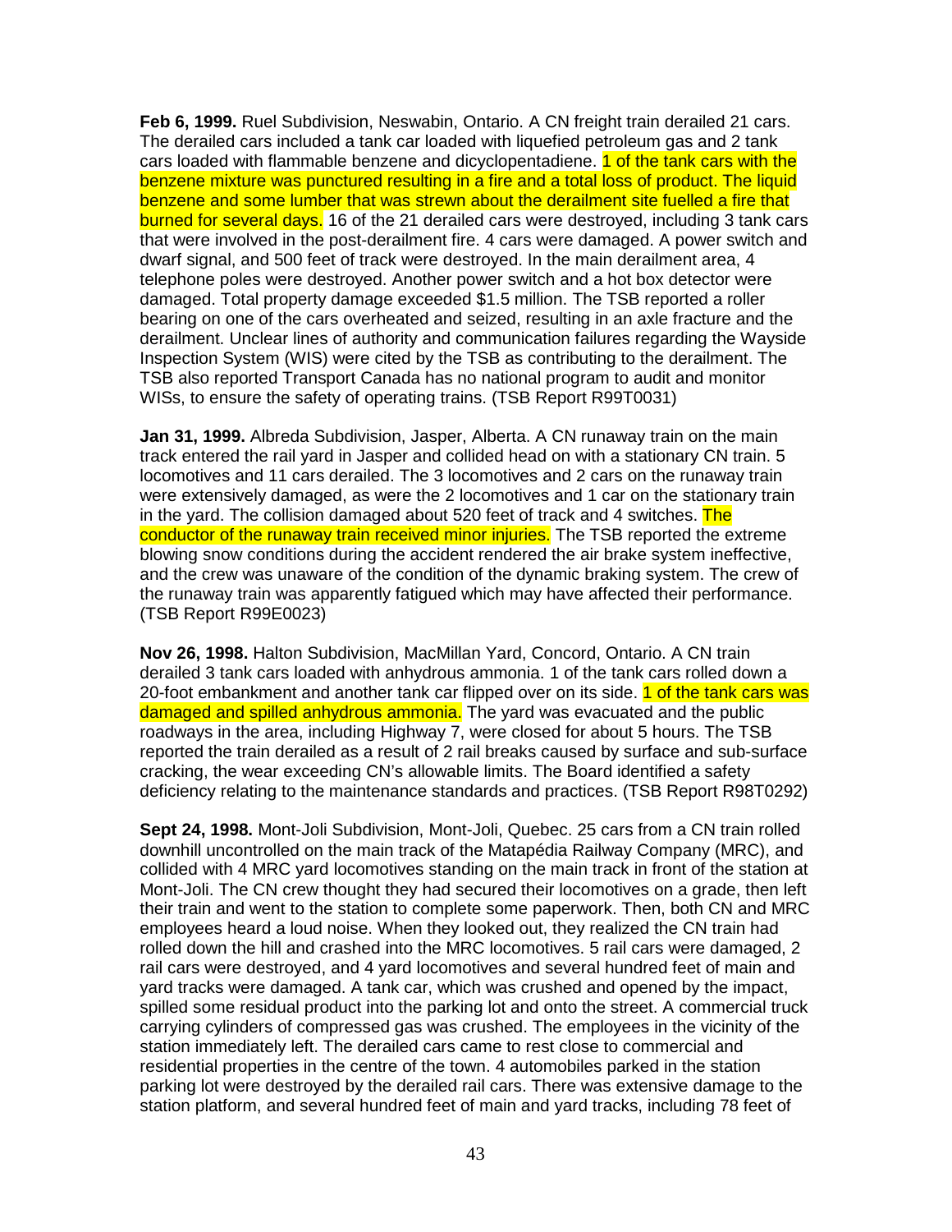**Feb 6, 1999.** Ruel Subdivision, Neswabin, Ontario. A CN freight train derailed 21 cars. The derailed cars included a tank car loaded with liquefied petroleum gas and 2 tank cars loaded with flammable benzene and dicyclopentadiene. 1 of the tank cars with the benzene mixture was punctured resulting in a fire and a total loss of product. The liquid benzene and some lumber that was strewn about the derailment site fuelled a fire that burned for several days. 16 of the 21 derailed cars were destroyed, including 3 tank cars that were involved in the post-derailment fire. 4 cars were damaged. A power switch and dwarf signal, and 500 feet of track were destroyed. In the main derailment area, 4 telephone poles were destroyed. Another power switch and a hot box detector were damaged. Total property damage exceeded $1.5 million. The TSB reported a roller bearing on one of the cars overheated and seized, resulting in an axle fracture and the derailment. Unclear lines of authority and communication failures regarding the Wayside Inspection System (WIS) were cited by the TSB as contributing to the derailment. The TSB also reported Transport Canada has no national program to audit and monitor WISs, to ensure the safety of operating trains. (TSB Report R99T0031)

**Jan 31, 1999.** Albreda Subdivision, Jasper, Alberta. A CN runaway train on the main track entered the rail yard in Jasper and collided head on with a stationary CN train. 5 locomotives and 11 cars derailed. The 3 locomotives and 2 cars on the runaway train were extensively damaged, as were the 2 locomotives and 1 car on the stationary train in the yard. The collision damaged about 520 feet of track and 4 switches. The conductor of the runaway train received minor injuries. The TSB reported the extreme blowing snow conditions during the accident rendered the air brake system ineffective, and the crew was unaware of the condition of the dynamic braking system. The crew of the runaway train was apparently fatigued which may have affected their performance. (TSB Report R99E0023)

**Nov 26, 1998.** Halton Subdivision, MacMillan Yard, Concord, Ontario. A CN train derailed 3 tank cars loaded with anhydrous ammonia. 1 of the tank cars rolled down a 20-foot embankment and another tank car flipped over on its side. 1 of the tank cars was damaged and spilled anhydrous ammonia. The yard was evacuated and the public roadways in the area, including Highway 7, were closed for about 5 hours. The TSB reported the train derailed as a result of 2 rail breaks caused by surface and sub-surface cracking, the wear exceeding CN's allowable limits. The Board identified a safety deficiency relating to the maintenance standards and practices. (TSB Report R98T0292)

**Sept 24, 1998.** Mont-Joli Subdivision, Mont-Joli, Quebec. 25 cars from a CN train rolled downhill uncontrolled on the main track of the Matapédia Railway Company (MRC), and collided with 4 MRC yard locomotives standing on the main track in front of the station at Mont-Joli. The CN crew thought they had secured their locomotives on a grade, then left their train and went to the station to complete some paperwork. Then, both CN and MRC employees heard a loud noise. When they looked out, they realized the CN train had rolled down the hill and crashed into the MRC locomotives. 5 rail cars were damaged, 2 rail cars were destroyed, and 4 yard locomotives and several hundred feet of main and yard tracks were damaged. A tank car, which was crushed and opened by the impact, spilled some residual product into the parking lot and onto the street. A commercial truck carrying cylinders of compressed gas was crushed. The employees in the vicinity of the station immediately left. The derailed cars came to rest close to commercial and residential properties in the centre of the town. 4 automobiles parked in the station parking lot were destroyed by the derailed rail cars. There was extensive damage to the station platform, and several hundred feet of main and yard tracks, including 78 feet of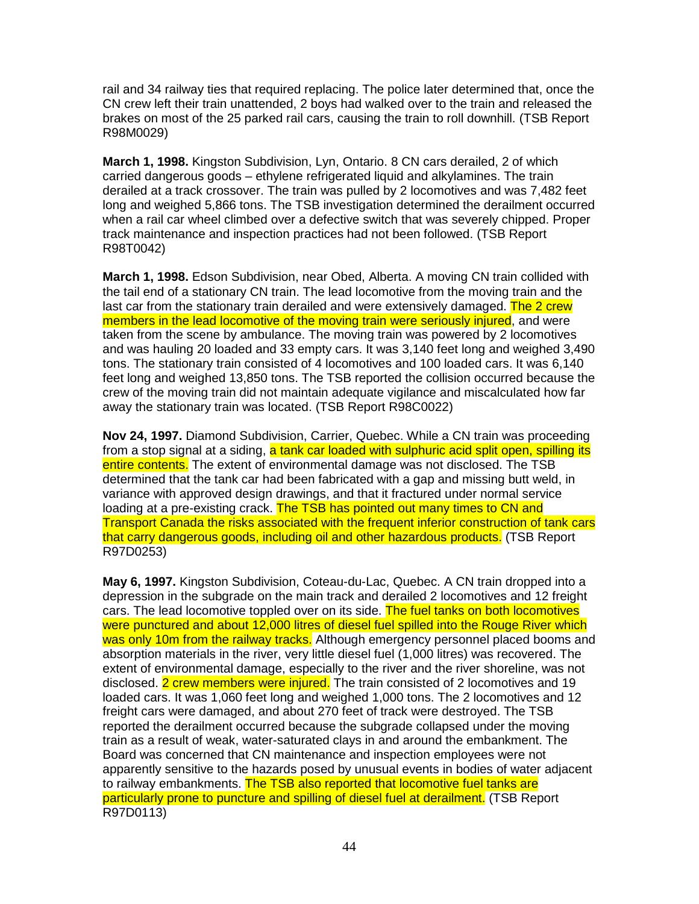rail and 34 railway ties that required replacing. The police later determined that, once the CN crew left their train unattended, 2 boys had walked over to the train and released the brakes on most of the 25 parked rail cars, causing the train to roll downhill. (TSB Report R98M0029)

**March 1, 1998.** Kingston Subdivision, Lyn, Ontario. 8 CN cars derailed, 2 of which carried dangerous goods – ethylene refrigerated liquid and alkylamines. The train derailed at a track crossover. The train was pulled by 2 locomotives and was 7,482 feet long and weighed 5,866 tons. The TSB investigation determined the derailment occurred when a rail car wheel climbed over a defective switch that was severely chipped. Proper track maintenance and inspection practices had not been followed. (TSB Report R98T0042)

**March 1, 1998.** Edson Subdivision, near Obed, Alberta. A moving CN train collided with the tail end of a stationary CN train. The lead locomotive from the moving train and the last car from the stationary train derailed and were extensively damaged. The 2 crew members in the lead locomotive of the moving train were seriously injured, and were taken from the scene by ambulance. The moving train was powered by 2 locomotives and was hauling 20 loaded and 33 empty cars. It was 3,140 feet long and weighed 3,490 tons. The stationary train consisted of 4 locomotives and 100 loaded cars. It was 6,140 feet long and weighed 13,850 tons. The TSB reported the collision occurred because the crew of the moving train did not maintain adequate vigilance and miscalculated how far away the stationary train was located. (TSB Report R98C0022)

**Nov 24, 1997.** Diamond Subdivision, Carrier, Quebec. While a CN train was proceeding from a stop signal at a siding, a tank car loaded with sulphuric acid split open, spilling its entire contents. The extent of environmental damage was not disclosed. The TSB determined that the tank car had been fabricated with a gap and missing butt weld, in variance with approved design drawings, and that it fractured under normal service loading at a pre-existing crack. The TSB has pointed out many times to CN and Transport Canada the risks associated with the frequent inferior construction of tank cars that carry dangerous goods, including oil and other hazardous products. (TSB Report R97D0253)

**May 6, 1997.** Kingston Subdivision, Coteau-du-Lac, Quebec. A CN train dropped into a depression in the subgrade on the main track and derailed 2 locomotives and 12 freight cars. The lead locomotive toppled over on its side. The fuel tanks on both locomotives were punctured and about 12,000 litres of diesel fuel spilled into the Rouge River which was only 10m from the railway tracks. Although emergency personnel placed booms and absorption materials in the river, very little diesel fuel (1,000 litres) was recovered. The extent of environmental damage, especially to the river and the river shoreline, was not disclosed. 2 crew members were injured. The train consisted of 2 locomotives and 19 loaded cars. It was 1,060 feet long and weighed 1,000 tons. The 2 locomotives and 12 freight cars were damaged, and about 270 feet of track were destroyed. The TSB reported the derailment occurred because the subgrade collapsed under the moving train as a result of weak, water-saturated clays in and around the embankment. The Board was concerned that CN maintenance and inspection employees were not apparently sensitive to the hazards posed by unusual events in bodies of water adjacent to railway embankments. The TSB also reported that locomotive fuel tanks are particularly prone to puncture and spilling of diesel fuel at derailment. (TSB Report R97D0113)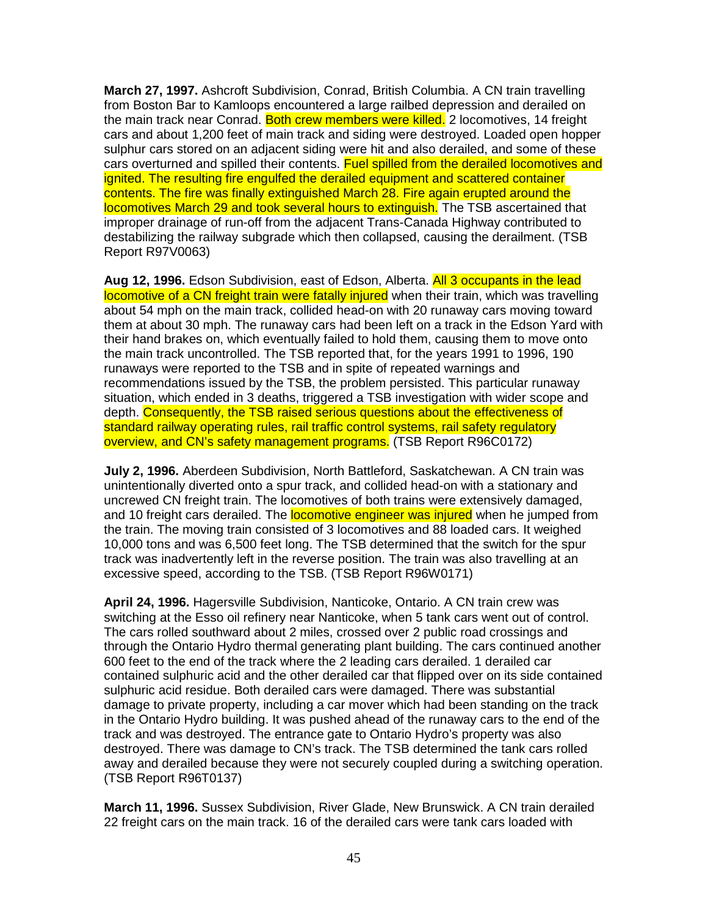**March 27, 1997.** Ashcroft Subdivision, Conrad, British Columbia. A CN train travelling from Boston Bar to Kamloops encountered a large railbed depression and derailed on the main track near Conrad. Both crew members were killed. 2 locomotives, 14 freight cars and about 1,200 feet of main track and siding were destroyed. Loaded open hopper sulphur cars stored on an adjacent siding were hit and also derailed, and some of these cars overturned and spilled their contents. Fuel spilled from the derailed locomotives and ignited. The resulting fire engulfed the derailed equipment and scattered container contents. The fire was finally extinguished March 28. Fire again erupted around the locomotives March 29 and took several hours to extinguish. The TSB ascertained that improper drainage of run-off from the adjacent Trans-Canada Highway contributed to destabilizing the railway subgrade which then collapsed, causing the derailment. (TSB Report R97V0063)

**Aug 12, 1996.** Edson Subdivision, east of Edson, Alberta. All 3 occupants in the lead locomotive of a CN freight train were fatally injured when their train, which was travelling about 54 mph on the main track, collided head-on with 20 runaway cars moving toward them at about 30 mph. The runaway cars had been left on a track in the Edson Yard with their hand brakes on, which eventually failed to hold them, causing them to move onto the main track uncontrolled. The TSB reported that, for the years 1991 to 1996, 190 runaways were reported to the TSB and in spite of repeated warnings and recommendations issued by the TSB, the problem persisted. This particular runaway situation, which ended in 3 deaths, triggered a TSB investigation with wider scope and depth. Consequently, the TSB raised serious questions about the effectiveness of standard railway operating rules, rail traffic control systems, rail safety regulatory overview, and CN's safety management programs. (TSB Report R96C0172)

**July 2, 1996.** Aberdeen Subdivision, North Battleford, Saskatchewan. A CN train was unintentionally diverted onto a spur track, and collided head-on with a stationary and uncrewed CN freight train. The locomotives of both trains were extensively damaged, and 10 freight cars derailed. The locomotive engineer was injured when he jumped from the train. The moving train consisted of 3 locomotives and 88 loaded cars. It weighed 10,000 tons and was 6,500 feet long. The TSB determined that the switch for the spur track was inadvertently left in the reverse position. The train was also travelling at an excessive speed, according to the TSB. (TSB Report R96W0171)

**April 24, 1996.** Hagersville Subdivision, Nanticoke, Ontario. A CN train crew was switching at the Esso oil refinery near Nanticoke, when 5 tank cars went out of control. The cars rolled southward about 2 miles, crossed over 2 public road crossings and through the Ontario Hydro thermal generating plant building. The cars continued another 600 feet to the end of the track where the 2 leading cars derailed. 1 derailed car contained sulphuric acid and the other derailed car that flipped over on its side contained sulphuric acid residue. Both derailed cars were damaged. There was substantial damage to private property, including a car mover which had been standing on the track in the Ontario Hydro building. It was pushed ahead of the runaway cars to the end of the track and was destroyed. The entrance gate to Ontario Hydro's property was also destroyed. There was damage to CN's track. The TSB determined the tank cars rolled away and derailed because they were not securely coupled during a switching operation. (TSB Report R96T0137)

**March 11, 1996.** Sussex Subdivision, River Glade, New Brunswick. A CN train derailed 22 freight cars on the main track. 16 of the derailed cars were tank cars loaded with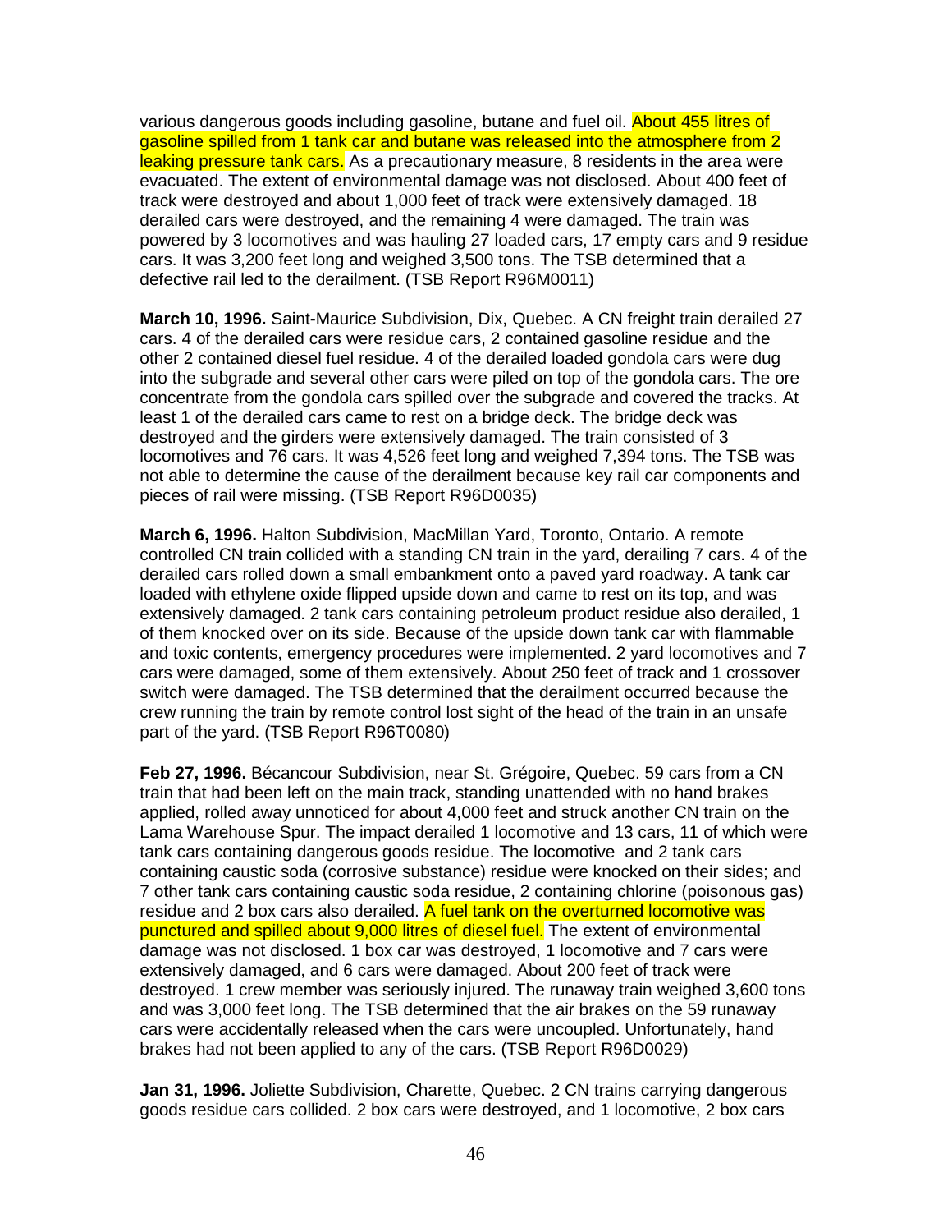various dangerous goods including gasoline, butane and fuel oil. About 455 litres of gasoline spilled from 1 tank car and butane was released into the atmosphere from 2 leaking pressure tank cars. As a precautionary measure, 8 residents in the area were evacuated. The extent of environmental damage was not disclosed. About 400 feet of track were destroyed and about 1,000 feet of track were extensively damaged. 18 derailed cars were destroyed, and the remaining 4 were damaged. The train was powered by 3 locomotives and was hauling 27 loaded cars, 17 empty cars and 9 residue cars. It was 3,200 feet long and weighed 3,500 tons. The TSB determined that a defective rail led to the derailment. (TSB Report R96M0011)

**March 10, 1996.** Saint-Maurice Subdivision, Dix, Quebec. A CN freight train derailed 27 cars. 4 of the derailed cars were residue cars, 2 contained gasoline residue and the other 2 contained diesel fuel residue. 4 of the derailed loaded gondola cars were dug into the subgrade and several other cars were piled on top of the gondola cars. The ore concentrate from the gondola cars spilled over the subgrade and covered the tracks. At least 1 of the derailed cars came to rest on a bridge deck. The bridge deck was destroyed and the girders were extensively damaged. The train consisted of 3 locomotives and 76 cars. It was 4,526 feet long and weighed 7,394 tons. The TSB was not able to determine the cause of the derailment because key rail car components and pieces of rail were missing. (TSB Report R96D0035)

**March 6, 1996.** Halton Subdivision, MacMillan Yard, Toronto, Ontario. A remote controlled CN train collided with a standing CN train in the yard, derailing 7 cars. 4 of the derailed cars rolled down a small embankment onto a paved yard roadway. A tank car loaded with ethylene oxide flipped upside down and came to rest on its top, and was extensively damaged. 2 tank cars containing petroleum product residue also derailed, 1 of them knocked over on its side. Because of the upside down tank car with flammable and toxic contents, emergency procedures were implemented. 2 yard locomotives and 7 cars were damaged, some of them extensively. About 250 feet of track and 1 crossover switch were damaged. The TSB determined that the derailment occurred because the crew running the train by remote control lost sight of the head of the train in an unsafe part of the yard. (TSB Report R96T0080)

**Feb 27, 1996.** Bécancour Subdivision, near St. Grégoire, Quebec. 59 cars from a CN train that had been left on the main track, standing unattended with no hand brakes applied, rolled away unnoticed for about 4,000 feet and struck another CN train on the Lama Warehouse Spur. The impact derailed 1 locomotive and 13 cars, 11 of which were tank cars containing dangerous goods residue. The locomotive and 2 tank cars containing caustic soda (corrosive substance) residue were knocked on their sides; and 7 other tank cars containing caustic soda residue, 2 containing chlorine (poisonous gas) residue and 2 box cars also derailed. A fuel tank on the overturned locomotive was punctured and spilled about 9,000 litres of diesel fuel. The extent of environmental damage was not disclosed. 1 box car was destroyed, 1 locomotive and 7 cars were extensively damaged, and 6 cars were damaged. About 200 feet of track were destroyed. 1 crew member was seriously injured. The runaway train weighed 3,600 tons and was 3,000 feet long. The TSB determined that the air brakes on the 59 runaway cars were accidentally released when the cars were uncoupled. Unfortunately, hand brakes had not been applied to any of the cars. (TSB Report R96D0029)

**Jan 31, 1996.** Joliette Subdivision, Charette, Quebec. 2 CN trains carrying dangerous goods residue cars collided. 2 box cars were destroyed, and 1 locomotive, 2 box cars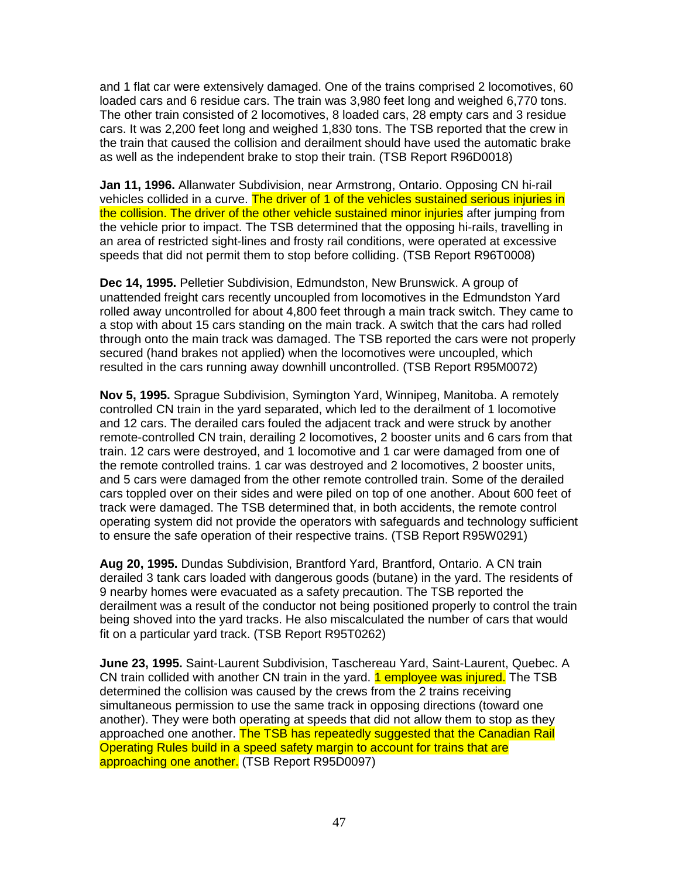and 1 flat car were extensively damaged. One of the trains comprised 2 locomotives, 60 loaded cars and 6 residue cars. The train was 3,980 feet long and weighed 6,770 tons. The other train consisted of 2 locomotives, 8 loaded cars, 28 empty cars and 3 residue cars. It was 2,200 feet long and weighed 1,830 tons. The TSB reported that the crew in the train that caused the collision and derailment should have used the automatic brake as well as the independent brake to stop their train. (TSB Report R96D0018)

**Jan 11, 1996.** Allanwater Subdivision, near Armstrong, Ontario. Opposing CN hi-rail vehicles collided in a curve. The driver of 1 of the vehicles sustained serious injuries in the collision. The driver of the other vehicle sustained minor injuries after jumping from the vehicle prior to impact. The TSB determined that the opposing hi-rails, travelling in an area of restricted sight-lines and frosty rail conditions, were operated at excessive speeds that did not permit them to stop before colliding. (TSB Report R96T0008)

**Dec 14, 1995.** Pelletier Subdivision, Edmundston, New Brunswick. A group of unattended freight cars recently uncoupled from locomotives in the Edmundston Yard rolled away uncontrolled for about 4,800 feet through a main track switch. They came to a stop with about 15 cars standing on the main track. A switch that the cars had rolled through onto the main track was damaged. The TSB reported the cars were not properly secured (hand brakes not applied) when the locomotives were uncoupled, which resulted in the cars running away downhill uncontrolled. (TSB Report R95M0072)

**Nov 5, 1995.** Sprague Subdivision, Symington Yard, Winnipeg, Manitoba. A remotely controlled CN train in the yard separated, which led to the derailment of 1 locomotive and 12 cars. The derailed cars fouled the adjacent track and were struck by another remote-controlled CN train, derailing 2 locomotives, 2 booster units and 6 cars from that train. 12 cars were destroyed, and 1 locomotive and 1 car were damaged from one of the remote controlled trains. 1 car was destroyed and 2 locomotives, 2 booster units, and 5 cars were damaged from the other remote controlled train. Some of the derailed cars toppled over on their sides and were piled on top of one another. About 600 feet of track were damaged. The TSB determined that, in both accidents, the remote control operating system did not provide the operators with safeguards and technology sufficient to ensure the safe operation of their respective trains. (TSB Report R95W0291)

**Aug 20, 1995.** Dundas Subdivision, Brantford Yard, Brantford, Ontario. A CN train derailed 3 tank cars loaded with dangerous goods (butane) in the yard. The residents of 9 nearby homes were evacuated as a safety precaution. The TSB reported the derailment was a result of the conductor not being positioned properly to control the train being shoved into the yard tracks. He also miscalculated the number of cars that would fit on a particular yard track. (TSB Report R95T0262)

**June 23, 1995.** Saint-Laurent Subdivision, Taschereau Yard, Saint-Laurent, Quebec. A CN train collided with another CN train in the yard. 1 employee was injured. The TSB determined the collision was caused by the crews from the 2 trains receiving simultaneous permission to use the same track in opposing directions (toward one another). They were both operating at speeds that did not allow them to stop as they approached one another. The TSB has repeatedly suggested that the Canadian Rail Operating Rules build in a speed safety margin to account for trains that are approaching one another. (TSB Report R95D0097)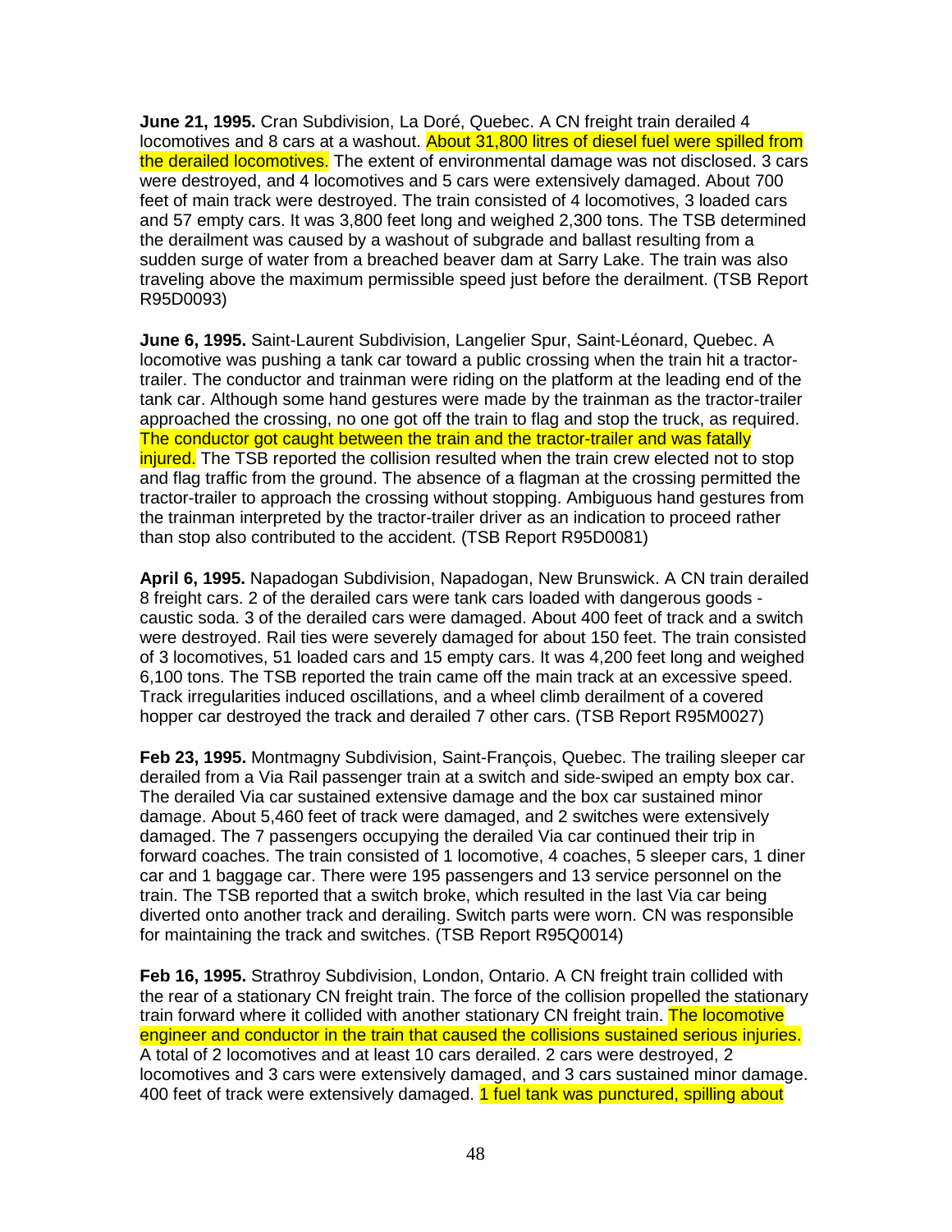**June 21, 1995.** Cran Subdivision, La Doré, Quebec. A CN freight train derailed 4 locomotives and 8 cars at a washout. About 31,800 litres of diesel fuel were spilled from the derailed locomotives. The extent of environmental damage was not disclosed. 3 cars were destroyed, and 4 locomotives and 5 cars were extensively damaged. About 700 feet of main track were destroyed. The train consisted of 4 locomotives, 3 loaded cars and 57 empty cars. It was 3,800 feet long and weighed 2,300 tons. The TSB determined the derailment was caused by a washout of subgrade and ballast resulting from a sudden surge of water from a breached beaver dam at Sarry Lake. The train was also traveling above the maximum permissible speed just before the derailment. (TSB Report R95D0093)

**June 6, 1995.** Saint-Laurent Subdivision, Langelier Spur, Saint-Léonard, Quebec. A locomotive was pushing a tank car toward a public crossing when the train hit a tractor-trailer. The conductor and trainman were riding on the platform at the leading end of the tank car. Although some hand gestures were made by the trainman as the tractor-trailer approached the crossing, no one got off the train to flag and stop the truck, as required. The conductor got caught between the train and the tractor-trailer and was fatally injured. The TSB reported the collision resulted when the train crew elected not to stop and flag traffic from the ground. The absence of a flagman at the crossing permitted the tractor-trailer to approach the crossing without stopping. Ambiguous hand gestures from the trainman interpreted by the tractor-trailer driver as an indication to proceed rather than stop also contributed to the accident. (TSB Report R95D0081)

**April 6, 1995.** Napadogan Subdivision, Napadogan, New Brunswick. A CN train derailed 8 freight cars. 2 of the derailed cars were tank cars loaded with dangerous goods - caustic soda. 3 of the derailed cars were damaged. About 400 feet of track and a switch were destroyed. Rail ties were severely damaged for about 150 feet. The train consisted of 3 locomotives, 51 loaded cars and 15 empty cars. It was 4,200 feet long and weighed 6,100 tons. The TSB reported the train came off the main track at an excessive speed. Track irregularities induced oscillations, and a wheel climb derailment of a covered hopper car destroyed the track and derailed 7 other cars. (TSB Report R95M0027)

**Feb 23, 1995.** Montmagny Subdivision, Saint-François, Quebec. The trailing sleeper car derailed from a Via Rail passenger train at a switch and side-swiped an empty box car. The derailed Via car sustained extensive damage and the box car sustained minor damage. About 5,460 feet of track were damaged, and 2 switches were extensively damaged. The 7 passengers occupying the derailed Via car continued their trip in forward coaches. The train consisted of 1 locomotive, 4 coaches, 5 sleeper cars, 1 diner car and 1 baggage car. There were 195 passengers and 13 service personnel on the train. The TSB reported that a switch broke, which resulted in the last Via car being diverted onto another track and derailing. Switch parts were worn. CN was responsible for maintaining the track and switches. (TSB Report R95Q0014)

**Feb 16, 1995.** Strathroy Subdivision, London, Ontario. A CN freight train collided with the rear of a stationary CN freight train. The force of the collision propelled the stationary train forward where it collided with another stationary CN freight train. The locomotive engineer and conductor in the train that caused the collisions sustained serious injuries. A total of 2 locomotives and at least 10 cars derailed. 2 cars were destroyed, 2 locomotives and 3 cars were extensively damaged, and 3 cars sustained minor damage. 400 feet of track were extensively damaged. 1 fuel tank was punctured, spilling about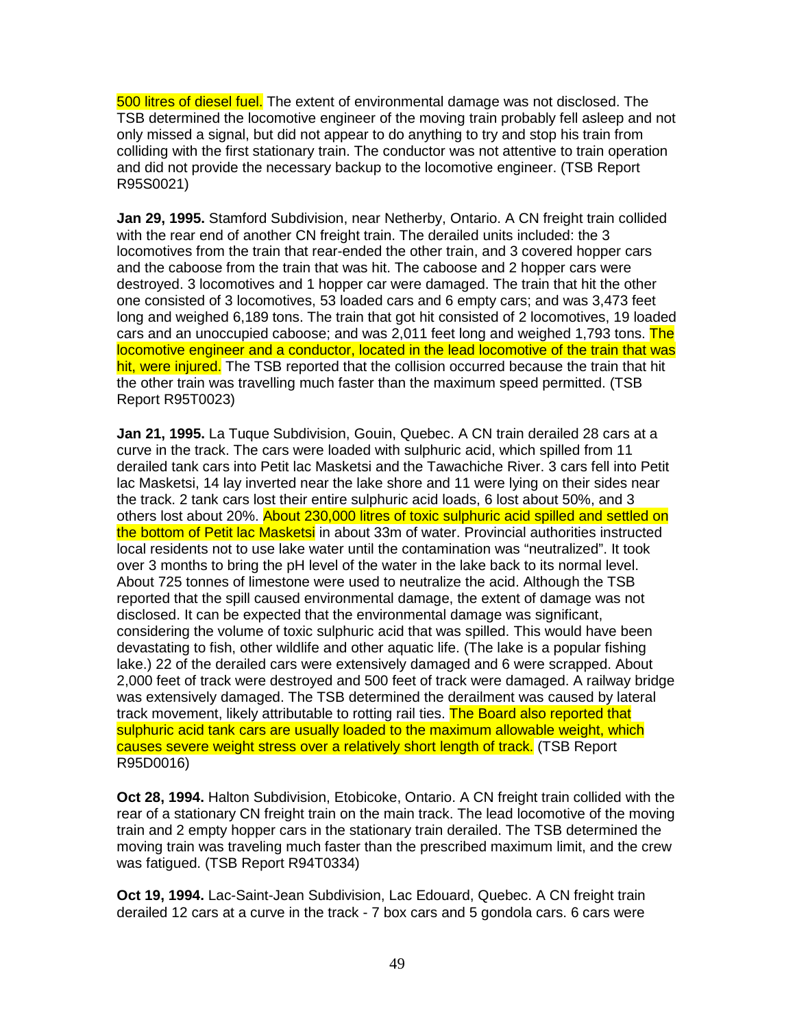500 litres of diesel fuel. The extent of environmental damage was not disclosed. The TSB determined the locomotive engineer of the moving train probably fell asleep and not only missed a signal, but did not appear to do anything to try and stop his train from colliding with the first stationary train. The conductor was not attentive to train operation and did not provide the necessary backup to the locomotive engineer. (TSB Report R95S0021)

**Jan 29, 1995.** Stamford Subdivision, near Netherby, Ontario. A CN freight train collided with the rear end of another CN freight train. The derailed units included: the 3 locomotives from the train that rear-ended the other train, and 3 covered hopper cars and the caboose from the train that was hit. The caboose and 2 hopper cars were destroyed. 3 locomotives and 1 hopper car were damaged. The train that hit the other one consisted of 3 locomotives, 53 loaded cars and 6 empty cars; and was 3,473 feet long and weighed 6,189 tons. The train that got hit consisted of 2 locomotives, 19 loaded cars and an unoccupied caboose; and was 2,011 feet long and weighed 1,793 tons. The locomotive engineer and a conductor, located in the lead locomotive of the train that was hit, were injured. The TSB reported that the collision occurred because the train that hit the other train was travelling much faster than the maximum speed permitted. (TSB Report R95T0023)

**Jan 21, 1995.** La Tuque Subdivision, Gouin, Quebec. A CN train derailed 28 cars at a curve in the track. The cars were loaded with sulphuric acid, which spilled from 11 derailed tank cars into Petit lac Masketsi and the Tawachiche River. 3 cars fell into Petit lac Masketsi, 14 lay inverted near the lake shore and 11 were lying on their sides near the track. 2 tank cars lost their entire sulphuric acid loads, 6 lost about 50%, and 3 others lost about 20%. About 230,000 litres of toxic sulphuric acid spilled and settled on the bottom of Petit lac Masketsi in about 33m of water. Provincial authorities instructed local residents not to use lake water until the contamination was "neutralized". It took over 3 months to bring the pH level of the water in the lake back to its normal level. About 725 tonnes of limestone were used to neutralize the acid. Although the TSB reported that the spill caused environmental damage, the extent of damage was not disclosed. It can be expected that the environmental damage was significant, considering the volume of toxic sulphuric acid that was spilled. This would have been devastating to fish, other wildlife and other aquatic life. (The lake is a popular fishing lake.) 22 of the derailed cars were extensively damaged and 6 were scrapped. About 2,000 feet of track were destroyed and 500 feet of track were damaged. A railway bridge was extensively damaged. The TSB determined the derailment was caused by lateral track movement, likely attributable to rotting rail ties. The Board also reported that sulphuric acid tank cars are usually loaded to the maximum allowable weight, which causes severe weight stress over a relatively short length of track. (TSB Report R95D0016)

**Oct 28, 1994.** Halton Subdivision, Etobicoke, Ontario. A CN freight train collided with the rear of a stationary CN freight train on the main track. The lead locomotive of the moving train and 2 empty hopper cars in the stationary train derailed. The TSB determined the moving train was traveling much faster than the prescribed maximum limit, and the crew was fatigued. (TSB Report R94T0334)

**Oct 19, 1994.** Lac-Saint-Jean Subdivision, Lac Edouard, Quebec. A CN freight train derailed 12 cars at a curve in the track - 7 box cars and 5 gondola cars. 6 cars were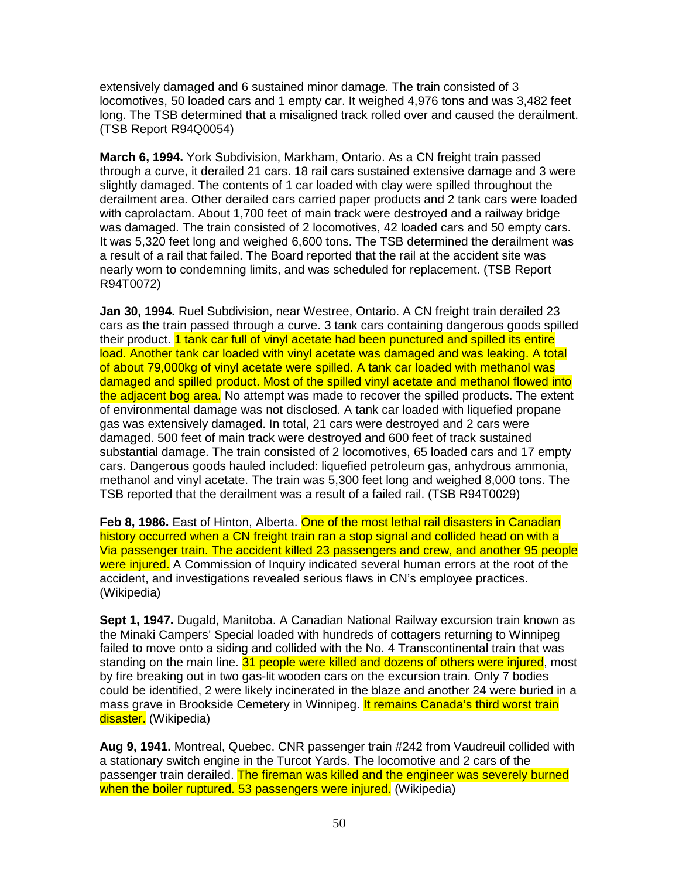extensively damaged and 6 sustained minor damage. The train consisted of 3 locomotives, 50 loaded cars and 1 empty car. It weighed 4,976 tons and was 3,482 feet long. The TSB determined that a misaligned track rolled over and caused the derailment. (TSB Report R94Q0054)

**March 6, 1994.** York Subdivision, Markham, Ontario. As a CN freight train passed through a curve, it derailed 21 cars. 18 rail cars sustained extensive damage and 3 were slightly damaged. The contents of 1 car loaded with clay were spilled throughout the derailment area. Other derailed cars carried paper products and 2 tank cars were loaded with caprolactam. About 1,700 feet of main track were destroyed and a railway bridge was damaged. The train consisted of 2 locomotives, 42 loaded cars and 50 empty cars. It was 5,320 feet long and weighed 6,600 tons. The TSB determined the derailment was a result of a rail that failed. The Board reported that the rail at the accident site was nearly worn to condemning limits, and was scheduled for replacement. (TSB Report R94T0072)

**Jan 30, 1994.** Ruel Subdivision, near Westree, Ontario. A CN freight train derailed 23 cars as the train passed through a curve. 3 tank cars containing dangerous goods spilled their product. 1 tank car full of vinyl acetate had been punctured and spilled its entire load. Another tank car loaded with vinyl acetate was damaged and was leaking. A total of about 79,000kg of vinyl acetate were spilled. A tank car loaded with methanol was damaged and spilled product. Most of the spilled vinyl acetate and methanol flowed into the adjacent bog area. No attempt was made to recover the spilled products. The extent of environmental damage was not disclosed. A tank car loaded with liquefied propane gas was extensively damaged. In total, 21 cars were destroyed and 2 cars were damaged. 500 feet of main track were destroyed and 600 feet of track sustained substantial damage. The train consisted of 2 locomotives, 65 loaded cars and 17 empty cars. Dangerous goods hauled included: liquefied petroleum gas, anhydrous ammonia, methanol and vinyl acetate. The train was 5,300 feet long and weighed 8,000 tons. The TSB reported that the derailment was a result of a failed rail. (TSB R94T0029)

**Feb 8, 1986.** East of Hinton, Alberta. One of the most lethal rail disasters in Canadian history occurred when a CN freight train ran a stop signal and collided head on with a Via passenger train. The accident killed 23 passengers and crew, and another 95 people were injured. A Commission of Inquiry indicated several human errors at the root of the accident, and investigations revealed serious flaws in CN's employee practices. (Wikipedia)

**Sept 1, 1947.** Dugald, Manitoba. A Canadian National Railway excursion train known as the Minaki Campers' Special loaded with hundreds of cottagers returning to Winnipeg failed to move onto a siding and collided with the No. 4 Transcontinental train that was standing on the main line. 31 people were killed and dozens of others were injured, most by fire breaking out in two gas-lit wooden cars on the excursion train. Only 7 bodies could be identified, 2 were likely incinerated in the blaze and another 24 were buried in a mass grave in Brookside Cemetery in Winnipeg. It remains Canada's third worst train disaster. (Wikipedia)

**Aug 9, 1941.** Montreal, Quebec. CNR passenger train #242 from Vaudreuil collided with a stationary switch engine in the Turcot Yards. The locomotive and 2 cars of the passenger train derailed. The fireman was killed and the engineer was severely burned when the boiler ruptured. 53 passengers were injured. (Wikipedia)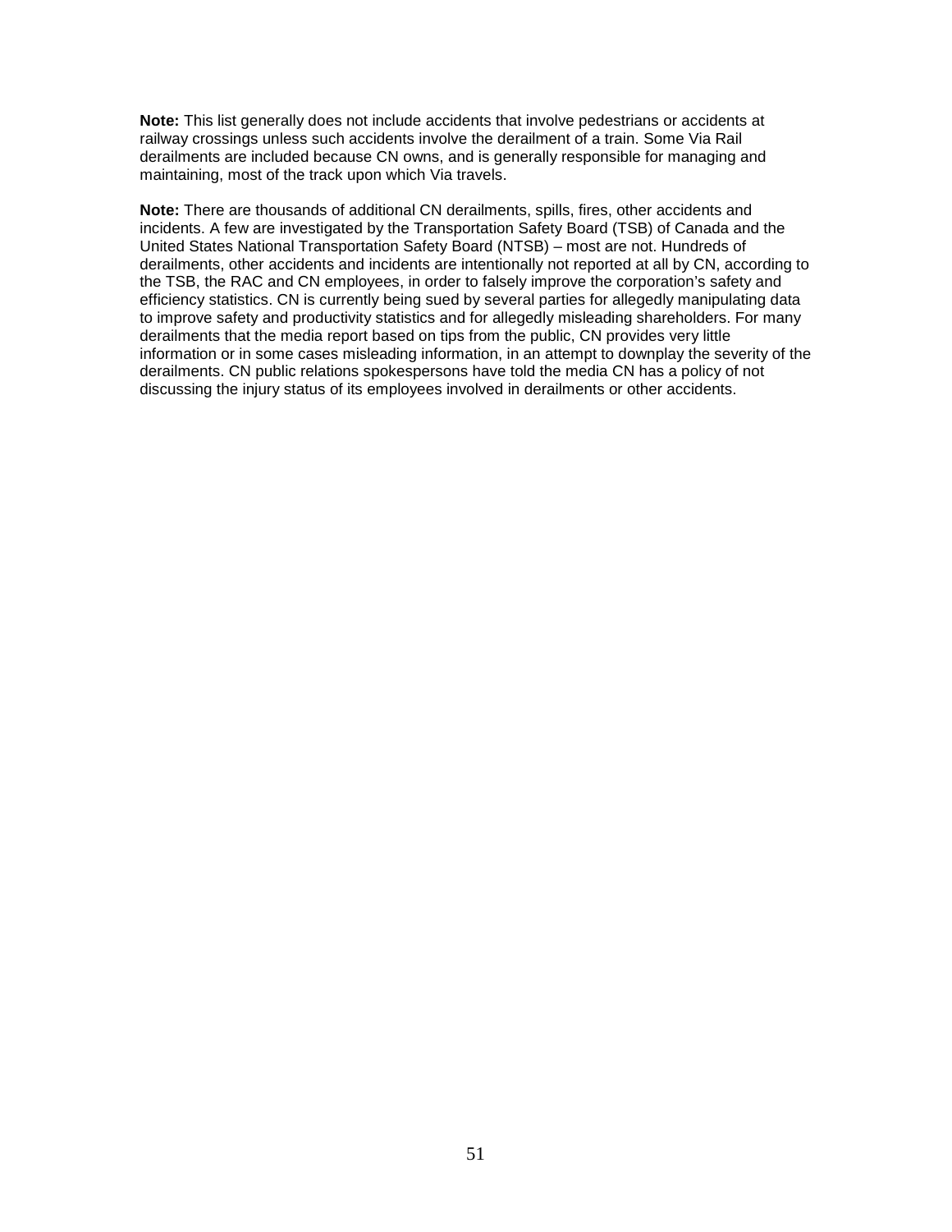**Note:** This list generally does not include accidents that involve pedestrians or accidents at railway crossings unless such accidents involve the derailment of a train. Some Via Rail derailments are included because CN owns, and is generally responsible for managing and maintaining, most of the track upon which Via travels.

**Note:** There are thousands of additional CN derailments, spills, fires, other accidents and incidents. A few are investigated by the Transportation Safety Board (TSB) of Canada and the United States National Transportation Safety Board (NTSB) – most are not. Hundreds of derailments, other accidents and incidents are intentionally not reported at all by CN, according to the TSB, the RAC and CN employees, in order to falsely improve the corporation's safety and efficiency statistics. CN is currently being sued by several parties for allegedly manipulating data to improve safety and productivity statistics and for allegedly misleading shareholders. For many derailments that the media report based on tips from the public, CN provides very little information or in some cases misleading information, in an attempt to downplay the severity of the derailments. CN public relations spokespersons have told the media CN has a policy of not discussing the injury status of its employees involved in derailments or other accidents.